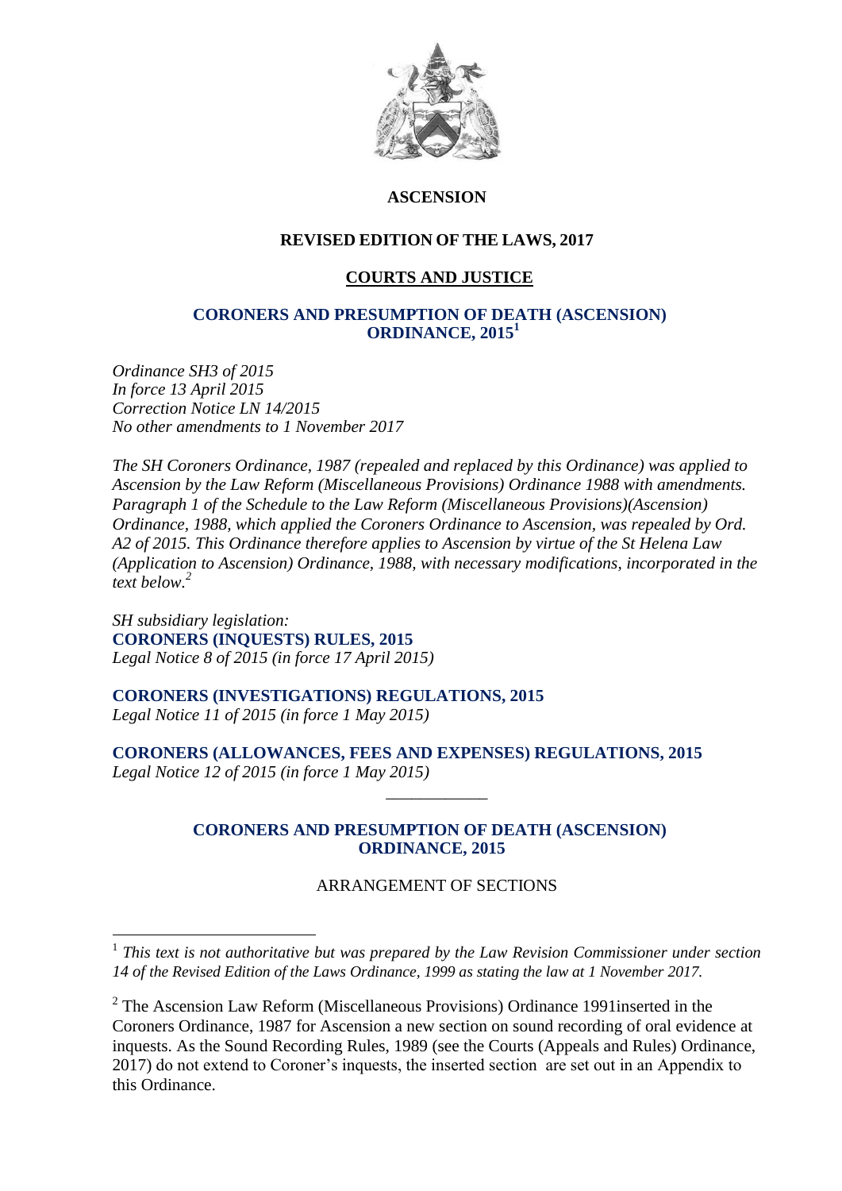**ASCENSION**

**REVISED EDITION OF THE LAWS, 2017**

**COURTS AND JUSTICE**

# CORONERS AND PRESUMPTION OF DEATH (ASCENSION) ORDINANCE, 2015[1]

*Ordinance SH3 of 2015*
*In force 13 April 2015*
*Correction Notice LN 14/2015*
*No other amendments to 1 November 2017*

*The SH Coroners Ordinance, 1987 (repealed and replaced by this Ordinance) was applied to Ascension by the Law Reform (Miscellaneous Provisions) Ordinance 1988 with amendments. Paragraph 1 of the Schedule to the Law Reform (Miscellaneous Provisions)(Ascension) Ordinance, 1988, which applied the Coroners Ordinance to Ascension, was repealed by Ord. A2 of 2015. This Ordinance therefore applies to Ascension by virtue of the St Helena Law (Application to Ascension) Ordinance, 1988, with necessary modifications, incorporated in the text below.*[2]

*SH subsidiary legislation:*
**CORONERS (INQUESTS) RULES, 2015**
*Legal Notice 8 of 2015 (in force 17 April 2015)*

**CORONERS (INVESTIGATIONS) REGULATIONS, 2015**
*Legal Notice 11 of 2015 (in force 1 May 2015)*

**CORONERS (ALLOWANCES, FEES AND EXPENSES) REGULATIONS, 2015**
*Legal Notice 12 of 2015 (in force 1 May 2015)*

---

## CORONERS AND PRESUMPTION OF DEATH (ASCENSION) ORDINANCE, 2015

ARRANGEMENT OF SECTIONS

---

[1] *This text is not authoritative but was prepared by the Law Revision Commissioner under section 14 of the Revised Edition of the Laws Ordinance, 1999 as stating the law at 1 November 2017.*

[2] The Ascension Law Reform (Miscellaneous Provisions) Ordinance 1991inserted in the Coroners Ordinance, 1987 for Ascension a new section on sound recording of oral evidence at inquests. As the Sound Recording Rules, 1989 (see the Courts (Appeals and Rules) Ordinance, 2017) do not extend to Coroner's inquests, the inserted section are set out in an Appendix to this Ordinance.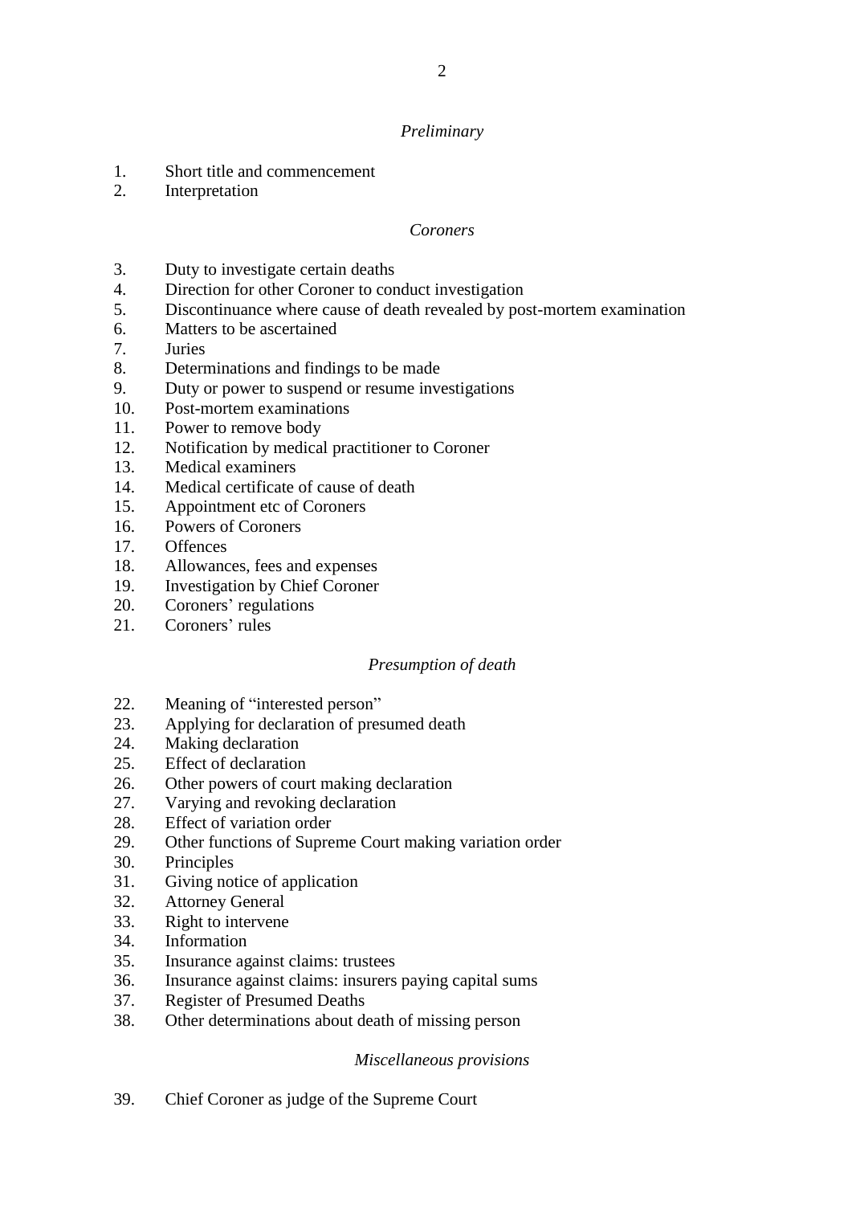*Preliminary*

1. Short title and commencement
2. Interpretation

*Coroners*

3. Duty to investigate certain deaths
4. Direction for other Coroner to conduct investigation
5. Discontinuance where cause of death revealed by post-mortem examination
6. Matters to be ascertained
7. Juries
8. Determinations and findings to be made
9. Duty or power to suspend or resume investigations
10. Post-mortem examinations
11. Power to remove body
12. Notification by medical practitioner to Coroner
13. Medical examiners
14. Medical certificate of cause of death
15. Appointment etc of Coroners
16. Powers of Coroners
17. Offences
18. Allowances, fees and expenses
19. Investigation by Chief Coroner
20. Coroners' regulations
21. Coroners' rules

*Presumption of death*

22. Meaning of "interested person"
23. Applying for declaration of presumed death
24. Making declaration
25. Effect of declaration
26. Other powers of court making declaration
27. Varying and revoking declaration
28. Effect of variation order
29. Other functions of Supreme Court making variation order
30. Principles
31. Giving notice of application
32. Attorney General
33. Right to intervene
34. Information
35. Insurance against claims: trustees
36. Insurance against claims: insurers paying capital sums
37. Register of Presumed Deaths
38. Other determinations about death of missing person

*Miscellaneous provisions*

39. Chief Coroner as judge of the Supreme Court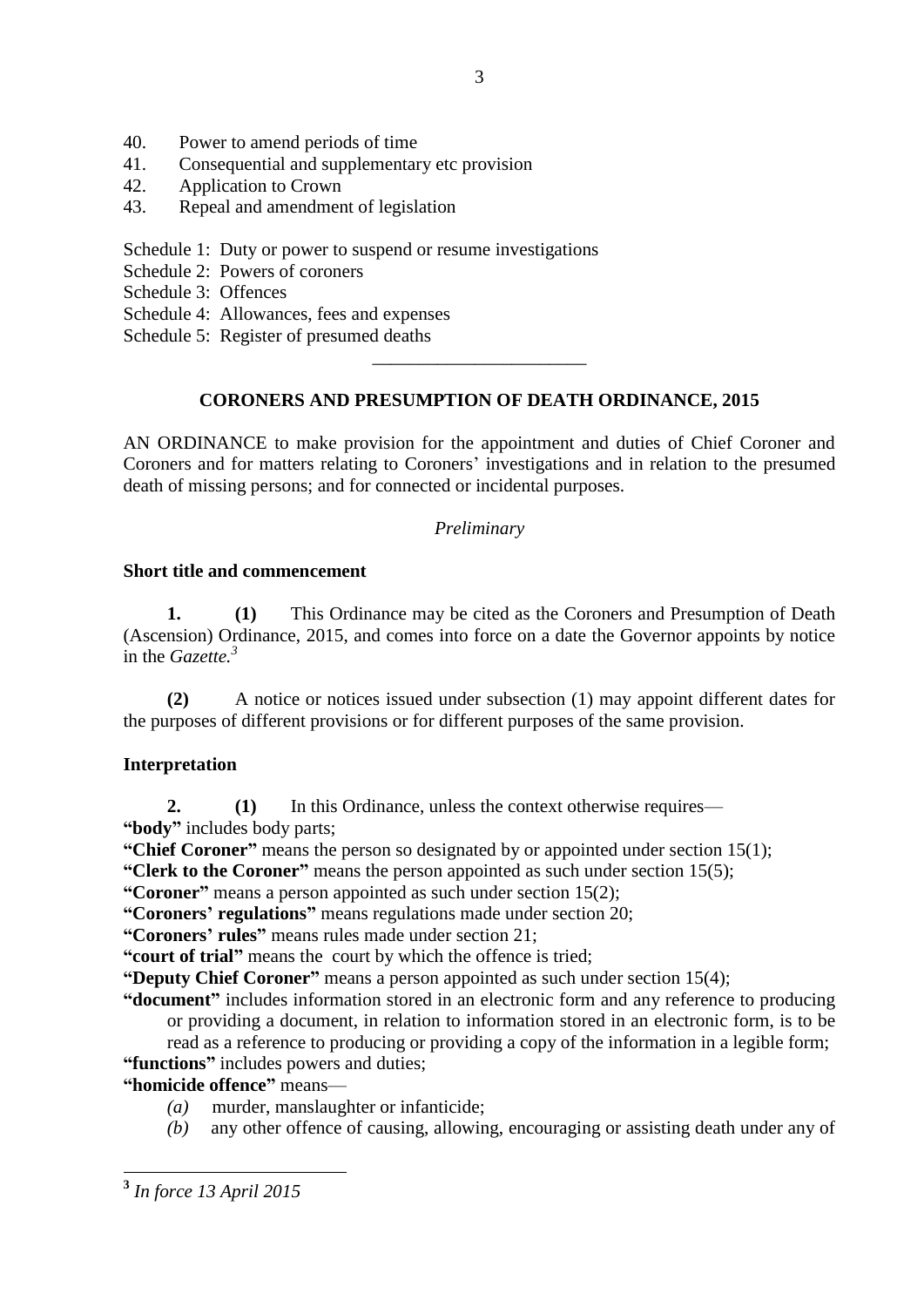40. Power to amend periods of time
41. Consequential and supplementary etc provision
42. Application to Crown
43. Repeal and amendment of legislation

Schedule 1: Duty or power to suspend or resume investigations
Schedule 2: Powers of coroners
Schedule 3: Offences
Schedule 4: Allowances, fees and expenses
Schedule 5: Register of presumed deaths

---

## CORONERS AND PRESUMPTION OF DEATH ORDINANCE, 2015

AN ORDINANCE to make provision for the appointment and duties of Chief Coroner and Coroners and for matters relating to Coroners' investigations and in relation to the presumed death of missing persons; and for connected or incidental purposes.

*Preliminary*

**Short title and commencement**

**1. (1)** This Ordinance may be cited as the Coroners and Presumption of Death (Ascension) Ordinance, 2015, and comes into force on a date the Governor appoints by notice in the *Gazette.*[3]

**(2)** A notice or notices issued under subsection (1) may appoint different dates for the purposes of different provisions or for different purposes of the same provision.

**Interpretation**

**2. (1)** In this Ordinance, unless the context otherwise requires—

**"body"** includes body parts;

**"Chief Coroner"** means the person so designated by or appointed under section 15(1);

**"Clerk to the Coroner"** means the person appointed as such under section 15(5);

**"Coroner"** means a person appointed as such under section 15(2);

**"Coroners' regulations"** means regulations made under section 20;

**"Coroners' rules"** means rules made under section 21;

**"court of trial"** means the court by which the offence is tried;

**"Deputy Chief Coroner"** means a person appointed as such under section 15(4);

**"document"** includes information stored in an electronic form and any reference to producing or providing a document, in relation to information stored in an electronic form, is to be read as a reference to producing or providing a copy of the information in a legible form;

**"functions"** includes powers and duties;

**"homicide offence"** means—

*(a)* murder, manslaughter or infanticide;

*(b)* any other offence of causing, allowing, encouraging or assisting death under any of

---

[3] *In force 13 April 2015*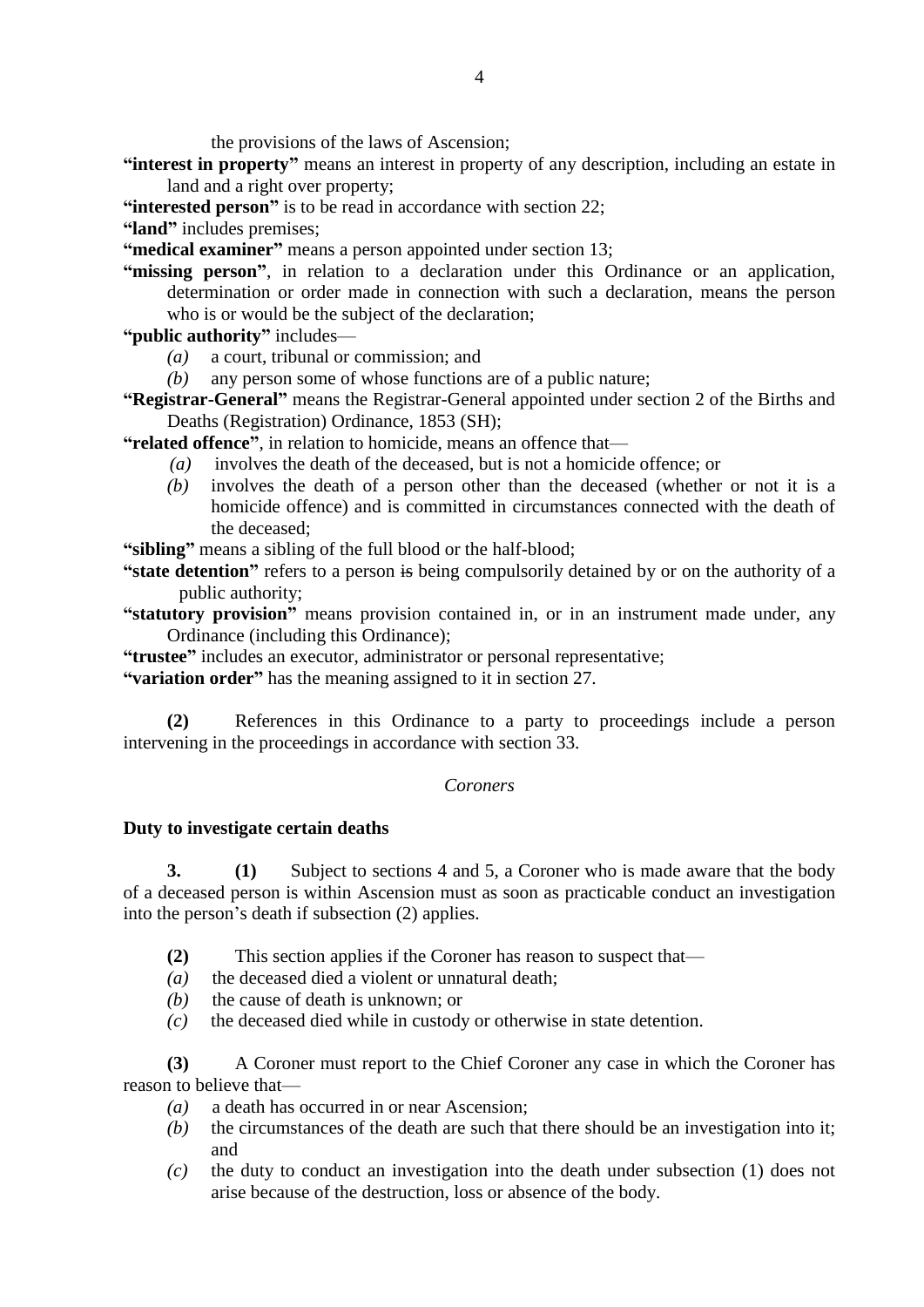the provisions of the laws of Ascension;

**"interest in property"** means an interest in property of any description, including an estate in land and a right over property;

**"interested person"** is to be read in accordance with section 22;

**"land"** includes premises;

**"medical examiner"** means a person appointed under section 13;

**"missing person"**, in relation to a declaration under this Ordinance or an application, determination or order made in connection with such a declaration, means the person who is or would be the subject of the declaration;

**"public authority"** includes—

*(a)* a court, tribunal or commission; and

*(b)* any person some of whose functions are of a public nature;

**"Registrar-General"** means the Registrar-General appointed under section 2 of the Births and Deaths (Registration) Ordinance, 1853 (SH);

**"related offence"**, in relation to homicide, means an offence that—

*(a)* involves the death of the deceased, but is not a homicide offence; or

*(b)* involves the death of a person other than the deceased (whether or not it is a homicide offence) and is committed in circumstances connected with the death of the deceased;

**"sibling"** means a sibling of the full blood or the half-blood;

**"state detention"** refers to a person ~~is~~ being compulsorily detained by or on the authority of a public authority;

**"statutory provision"** means provision contained in, or in an instrument made under, any Ordinance (including this Ordinance);

**"trustee"** includes an executor, administrator or personal representative;

**"variation order"** has the meaning assigned to it in section 27.

**(2)** References in this Ordinance to a party to proceedings include a person intervening in the proceedings in accordance with section 33.

*Coroners*

**Duty to investigate certain deaths**

**3. (1)** Subject to sections 4 and 5, a Coroner who is made aware that the body of a deceased person is within Ascension must as soon as practicable conduct an investigation into the person's death if subsection (2) applies.

**(2)** This section applies if the Coroner has reason to suspect that—

*(a)* the deceased died a violent or unnatural death;

*(b)* the cause of death is unknown; or

*(c)* the deceased died while in custody or otherwise in state detention.

**(3)** A Coroner must report to the Chief Coroner any case in which the Coroner has reason to believe that—

*(a)* a death has occurred in or near Ascension;

*(b)* the circumstances of the death are such that there should be an investigation into it; and

*(c)* the duty to conduct an investigation into the death under subsection (1) does not arise because of the destruction, loss or absence of the body.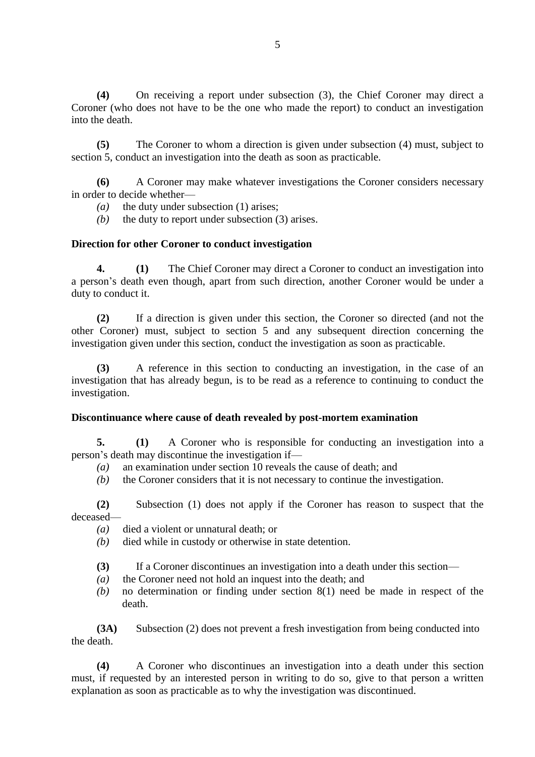**(4)** On receiving a report under subsection (3), the Chief Coroner may direct a Coroner (who does not have to be the one who made the report) to conduct an investigation into the death.

**(5)** The Coroner to whom a direction is given under subsection (4) must, subject to section 5, conduct an investigation into the death as soon as practicable.

**(6)** A Coroner may make whatever investigations the Coroner considers necessary in order to decide whether—

*(a)* the duty under subsection (1) arises;

*(b)* the duty to report under subsection (3) arises.

**Direction for other Coroner to conduct investigation**

**4.** **(1)** The Chief Coroner may direct a Coroner to conduct an investigation into a person's death even though, apart from such direction, another Coroner would be under a duty to conduct it.

**(2)** If a direction is given under this section, the Coroner so directed (and not the other Coroner) must, subject to section 5 and any subsequent direction concerning the investigation given under this section, conduct the investigation as soon as practicable.

**(3)** A reference in this section to conducting an investigation, in the case of an investigation that has already begun, is to be read as a reference to continuing to conduct the investigation.

**Discontinuance where cause of death revealed by post-mortem examination**

**5.** **(1)** A Coroner who is responsible for conducting an investigation into a person's death may discontinue the investigation if—

*(a)* an examination under section 10 reveals the cause of death; and

*(b)* the Coroner considers that it is not necessary to continue the investigation.

**(2)** Subsection (1) does not apply if the Coroner has reason to suspect that the deceased—

*(a)* died a violent or unnatural death; or

*(b)* died while in custody or otherwise in state detention.

**(3)** If a Coroner discontinues an investigation into a death under this section—

*(a)* the Coroner need not hold an inquest into the death; and

*(b)* no determination or finding under section 8(1) need be made in respect of the death.

**(3A)** Subsection (2) does not prevent a fresh investigation from being conducted into the death.

**(4)** A Coroner who discontinues an investigation into a death under this section must, if requested by an interested person in writing to do so, give to that person a written explanation as soon as practicable as to why the investigation was discontinued.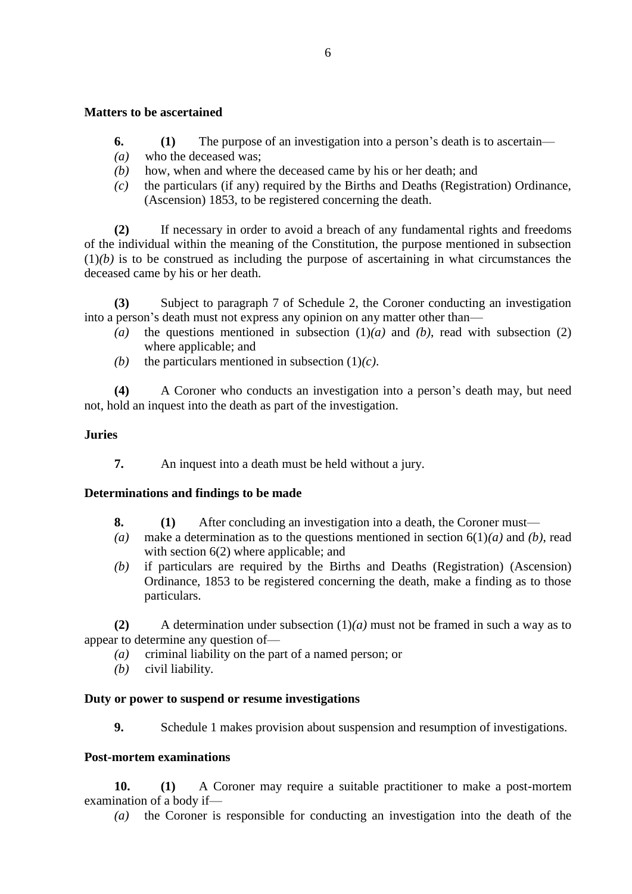**Matters to be ascertained**

**6.** **(1)** The purpose of an investigation into a person's death is to ascertain—

*(a)* who the deceased was;

*(b)* how, when and where the deceased came by his or her death; and

*(c)* the particulars (if any) required by the Births and Deaths (Registration) Ordinance, (Ascension) 1853, to be registered concerning the death.

**(2)** If necessary in order to avoid a breach of any fundamental rights and freedoms of the individual within the meaning of the Constitution, the purpose mentioned in subsection (1)*(b)* is to be construed as including the purpose of ascertaining in what circumstances the deceased came by his or her death.

**(3)** Subject to paragraph 7 of Schedule 2, the Coroner conducting an investigation into a person's death must not express any opinion on any matter other than—

*(a)* the questions mentioned in subsection (1)*(a)* and *(b)*, read with subsection (2) where applicable; and

*(b)* the particulars mentioned in subsection (1)*(c)*.

**(4)** A Coroner who conducts an investigation into a person's death may, but need not, hold an inquest into the death as part of the investigation.

**Juries**

**7.** An inquest into a death must be held without a jury.

**Determinations and findings to be made**

**8.** **(1)** After concluding an investigation into a death, the Coroner must—

*(a)* make a determination as to the questions mentioned in section 6(1)*(a)* and *(b)*, read with section 6(2) where applicable; and

*(b)* if particulars are required by the Births and Deaths (Registration) (Ascension) Ordinance, 1853 to be registered concerning the death, make a finding as to those particulars.

**(2)** A determination under subsection (1)*(a)* must not be framed in such a way as to appear to determine any question of—

*(a)* criminal liability on the part of a named person; or

*(b)* civil liability.

**Duty or power to suspend or resume investigations**

**9.** Schedule 1 makes provision about suspension and resumption of investigations.

**Post-mortem examinations**

**10.** **(1)** A Coroner may require a suitable practitioner to make a post-mortem examination of a body if—

*(a)* the Coroner is responsible for conducting an investigation into the death of the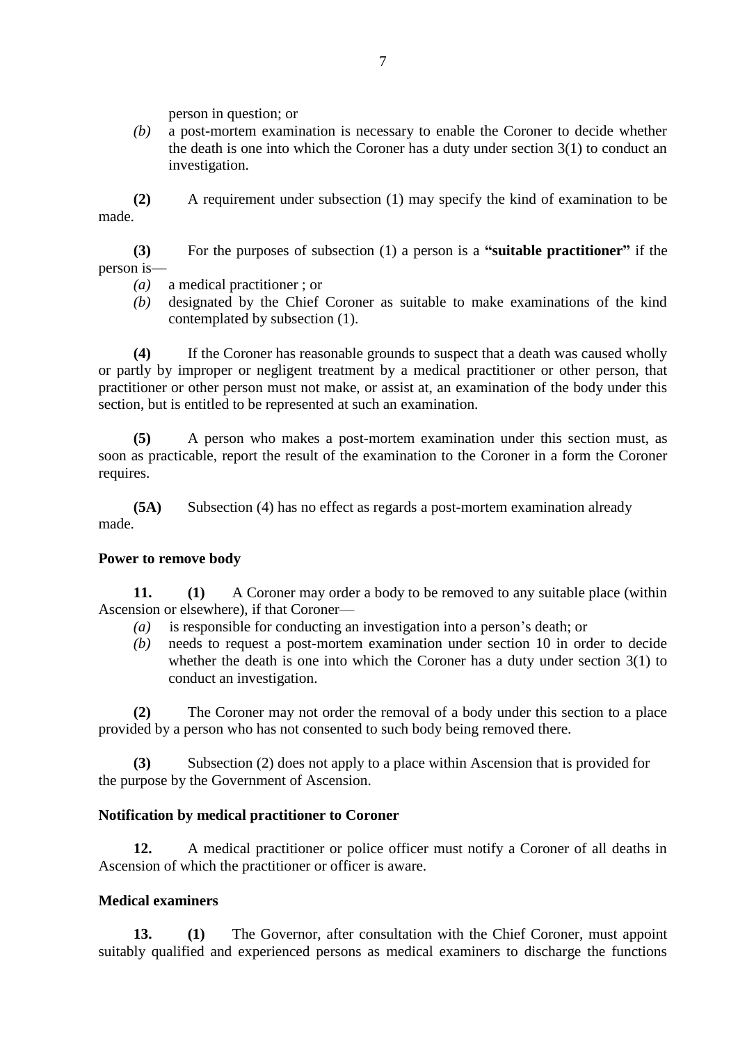person in question; or

*(b)* a post-mortem examination is necessary to enable the Coroner to decide whether the death is one into which the Coroner has a duty under section 3(1) to conduct an investigation.

**(2)** A requirement under subsection (1) may specify the kind of examination to be made.

**(3)** For the purposes of subsection (1) a person is a **"suitable practitioner"** if the person is—

*(a)* a medical practitioner ; or

*(b)* designated by the Chief Coroner as suitable to make examinations of the kind contemplated by subsection (1).

**(4)** If the Coroner has reasonable grounds to suspect that a death was caused wholly or partly by improper or negligent treatment by a medical practitioner or other person, that practitioner or other person must not make, or assist at, an examination of the body under this section, but is entitled to be represented at such an examination.

**(5)** A person who makes a post-mortem examination under this section must, as soon as practicable, report the result of the examination to the Coroner in a form the Coroner requires.

**(5A)** Subsection (4) has no effect as regards a post-mortem examination already made.

**Power to remove body**

**11. (1)** A Coroner may order a body to be removed to any suitable place (within Ascension or elsewhere), if that Coroner—

*(a)* is responsible for conducting an investigation into a person's death; or

*(b)* needs to request a post-mortem examination under section 10 in order to decide whether the death is one into which the Coroner has a duty under section 3(1) to conduct an investigation.

**(2)** The Coroner may not order the removal of a body under this section to a place provided by a person who has not consented to such body being removed there.

**(3)** Subsection (2) does not apply to a place within Ascension that is provided for the purpose by the Government of Ascension.

**Notification by medical practitioner to Coroner**

**12.** A medical practitioner or police officer must notify a Coroner of all deaths in Ascension of which the practitioner or officer is aware.

**Medical examiners**

**13. (1)** The Governor, after consultation with the Chief Coroner, must appoint suitably qualified and experienced persons as medical examiners to discharge the functions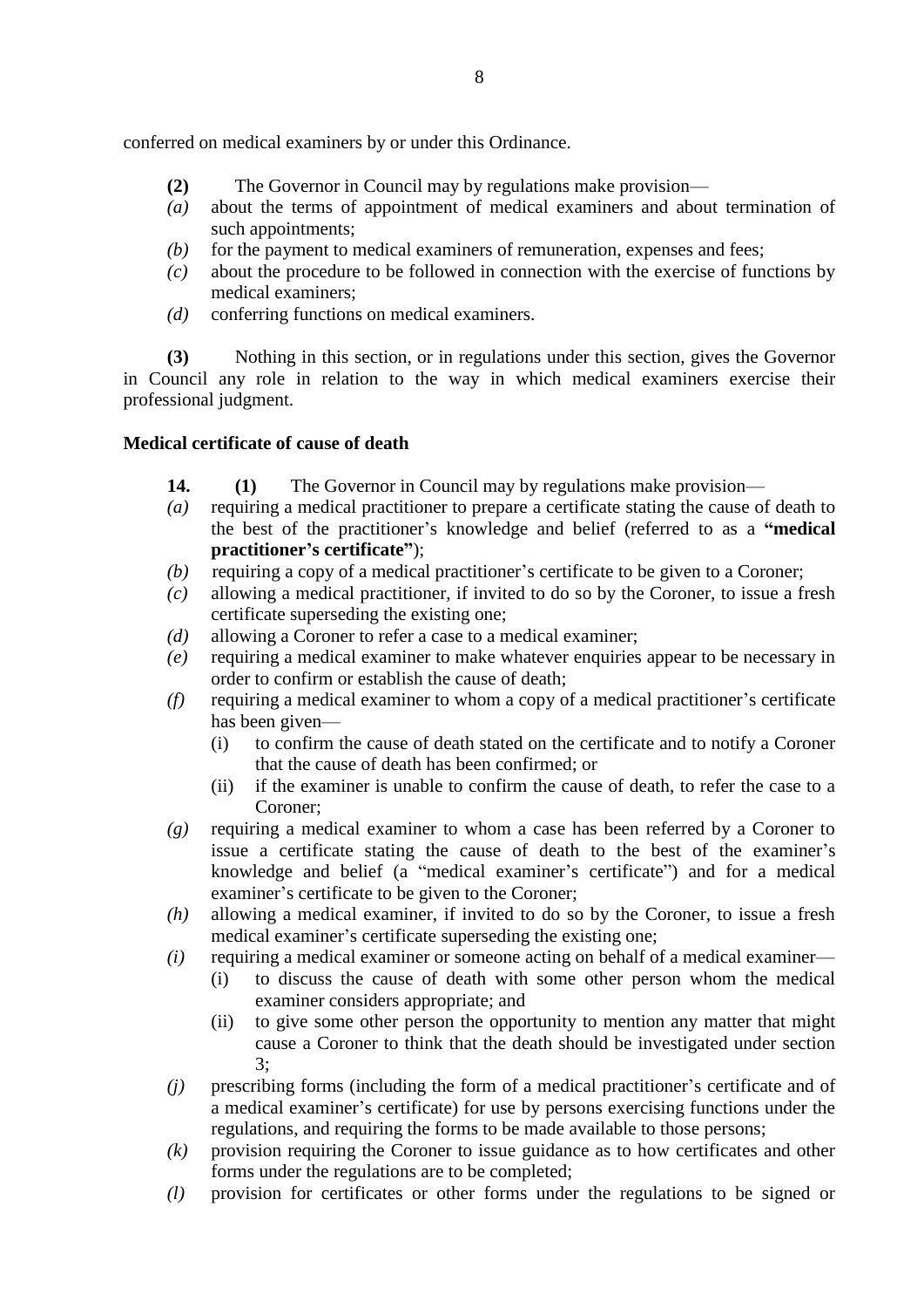conferred on medical examiners by or under this Ordinance.

**(2)** The Governor in Council may by regulations make provision—

*(a)* about the terms of appointment of medical examiners and about termination of such appointments;

*(b)* for the payment to medical examiners of remuneration, expenses and fees;

*(c)* about the procedure to be followed in connection with the exercise of functions by medical examiners;

*(d)* conferring functions on medical examiners.

**(3)** Nothing in this section, or in regulations under this section, gives the Governor in Council any role in relation to the way in which medical examiners exercise their professional judgment.

**Medical certificate of cause of death**

**14.** **(1)** The Governor in Council may by regulations make provision—

*(a)* requiring a medical practitioner to prepare a certificate stating the cause of death to the best of the practitioner's knowledge and belief (referred to as a **"medical practitioner's certificate"**);

*(b)* requiring a copy of a medical practitioner's certificate to be given to a Coroner;

*(c)* allowing a medical practitioner, if invited to do so by the Coroner, to issue a fresh certificate superseding the existing one;

*(d)* allowing a Coroner to refer a case to a medical examiner;

*(e)* requiring a medical examiner to make whatever enquiries appear to be necessary in order to confirm or establish the cause of death;

*(f)* requiring a medical examiner to whom a copy of a medical practitioner's certificate has been given—

(i) to confirm the cause of death stated on the certificate and to notify a Coroner that the cause of death has been confirmed; or

(ii) if the examiner is unable to confirm the cause of death, to refer the case to a Coroner;

*(g)* requiring a medical examiner to whom a case has been referred by a Coroner to issue a certificate stating the cause of death to the best of the examiner's knowledge and belief (a "medical examiner's certificate") and for a medical examiner's certificate to be given to the Coroner;

*(h)* allowing a medical examiner, if invited to do so by the Coroner, to issue a fresh medical examiner's certificate superseding the existing one;

*(i)* requiring a medical examiner or someone acting on behalf of a medical examiner—

(i) to discuss the cause of death with some other person whom the medical examiner considers appropriate; and

(ii) to give some other person the opportunity to mention any matter that might cause a Coroner to think that the death should be investigated under section 3;

*(j)* prescribing forms (including the form of a medical practitioner's certificate and of a medical examiner's certificate) for use by persons exercising functions under the regulations, and requiring the forms to be made available to those persons;

*(k)* provision requiring the Coroner to issue guidance as to how certificates and other forms under the regulations are to be completed;

*(l)* provision for certificates or other forms under the regulations to be signed or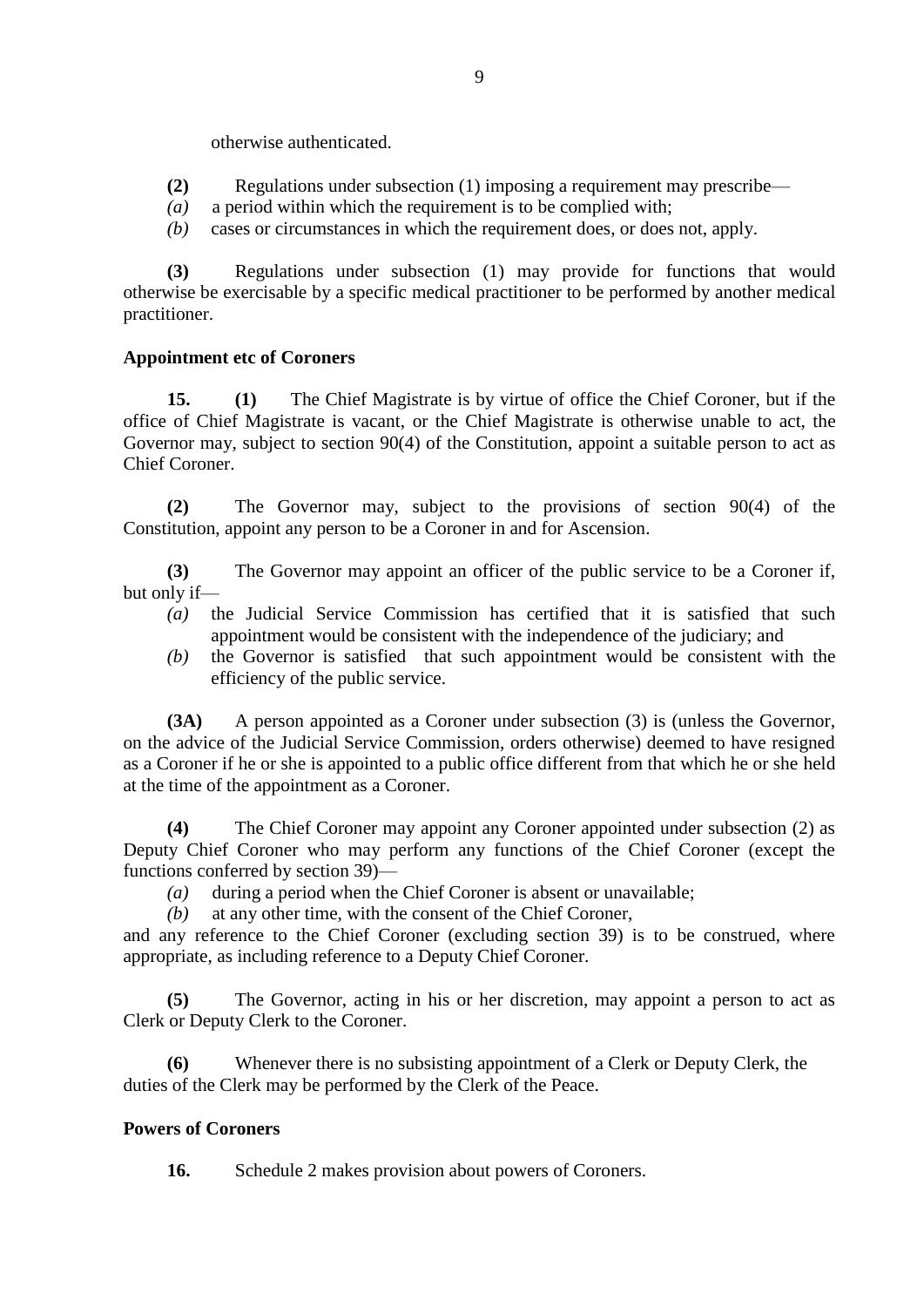otherwise authenticated.

**(2)** Regulations under subsection (1) imposing a requirement may prescribe—

*(a)* a period within which the requirement is to be complied with;

*(b)* cases or circumstances in which the requirement does, or does not, apply.

**(3)** Regulations under subsection (1) may provide for functions that would otherwise be exercisable by a specific medical practitioner to be performed by another medical practitioner.

**Appointment etc of Coroners**

**15.** **(1)** The Chief Magistrate is by virtue of office the Chief Coroner, but if the office of Chief Magistrate is vacant, or the Chief Magistrate is otherwise unable to act, the Governor may, subject to section 90(4) of the Constitution, appoint a suitable person to act as Chief Coroner.

**(2)** The Governor may, subject to the provisions of section 90(4) of the Constitution, appoint any person to be a Coroner in and for Ascension.

**(3)** The Governor may appoint an officer of the public service to be a Coroner if, but only if—

*(a)* the Judicial Service Commission has certified that it is satisfied that such appointment would be consistent with the independence of the judiciary; and

*(b)* the Governor is satisfied that such appointment would be consistent with the efficiency of the public service.

**(3A)** A person appointed as a Coroner under subsection (3) is (unless the Governor, on the advice of the Judicial Service Commission, orders otherwise) deemed to have resigned as a Coroner if he or she is appointed to a public office different from that which he or she held at the time of the appointment as a Coroner.

**(4)** The Chief Coroner may appoint any Coroner appointed under subsection (2) as Deputy Chief Coroner who may perform any functions of the Chief Coroner (except the functions conferred by section 39)—

*(a)* during a period when the Chief Coroner is absent or unavailable;

*(b)* at any other time, with the consent of the Chief Coroner,

and any reference to the Chief Coroner (excluding section 39) is to be construed, where appropriate, as including reference to a Deputy Chief Coroner.

**(5)** The Governor, acting in his or her discretion, may appoint a person to act as Clerk or Deputy Clerk to the Coroner.

**(6)** Whenever there is no subsisting appointment of a Clerk or Deputy Clerk, the duties of the Clerk may be performed by the Clerk of the Peace.

**Powers of Coroners**

**16.** Schedule 2 makes provision about powers of Coroners.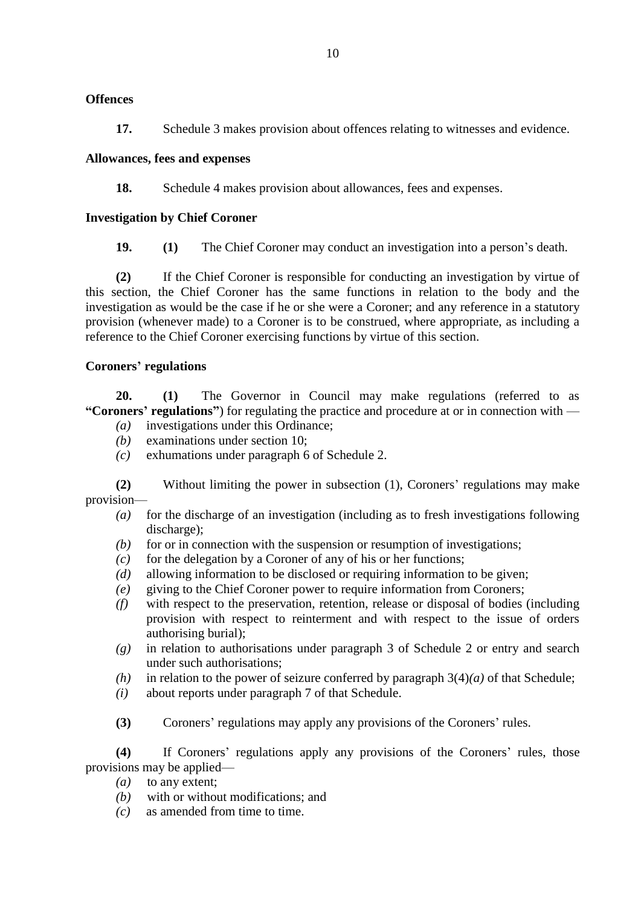**Offences**

**17.** Schedule 3 makes provision about offences relating to witnesses and evidence.

**Allowances, fees and expenses**

**18.** Schedule 4 makes provision about allowances, fees and expenses.

**Investigation by Chief Coroner**

**19. (1)** The Chief Coroner may conduct an investigation into a person's death.

**(2)** If the Chief Coroner is responsible for conducting an investigation by virtue of this section, the Chief Coroner has the same functions in relation to the body and the investigation as would be the case if he or she were a Coroner; and any reference in a statutory provision (whenever made) to a Coroner is to be construed, where appropriate, as including a reference to the Chief Coroner exercising functions by virtue of this section.

**Coroners' regulations**

**20. (1)** The Governor in Council may make regulations (referred to as **"Coroners' regulations"**) for regulating the practice and procedure at or in connection with —

- *(a)* investigations under this Ordinance;
- *(b)* examinations under section 10;
- *(c)* exhumations under paragraph 6 of Schedule 2.

**(2)** Without limiting the power in subsection (1), Coroners' regulations may make provision—

- *(a)* for the discharge of an investigation (including as to fresh investigations following discharge);
- *(b)* for or in connection with the suspension or resumption of investigations;
- *(c)* for the delegation by a Coroner of any of his or her functions;
- *(d)* allowing information to be disclosed or requiring information to be given;
- *(e)* giving to the Chief Coroner power to require information from Coroners;
- *(f)* with respect to the preservation, retention, release or disposal of bodies (including provision with respect to reinterment and with respect to the issue of orders authorising burial);
- *(g)* in relation to authorisations under paragraph 3 of Schedule 2 or entry and search under such authorisations;
- *(h)* in relation to the power of seizure conferred by paragraph 3(4)*(a)* of that Schedule;
- *(i)* about reports under paragraph 7 of that Schedule.

**(3)** Coroners' regulations may apply any provisions of the Coroners' rules.

**(4)** If Coroners' regulations apply any provisions of the Coroners' rules, those provisions may be applied—

- *(a)* to any extent;
- *(b)* with or without modifications; and
- *(c)* as amended from time to time.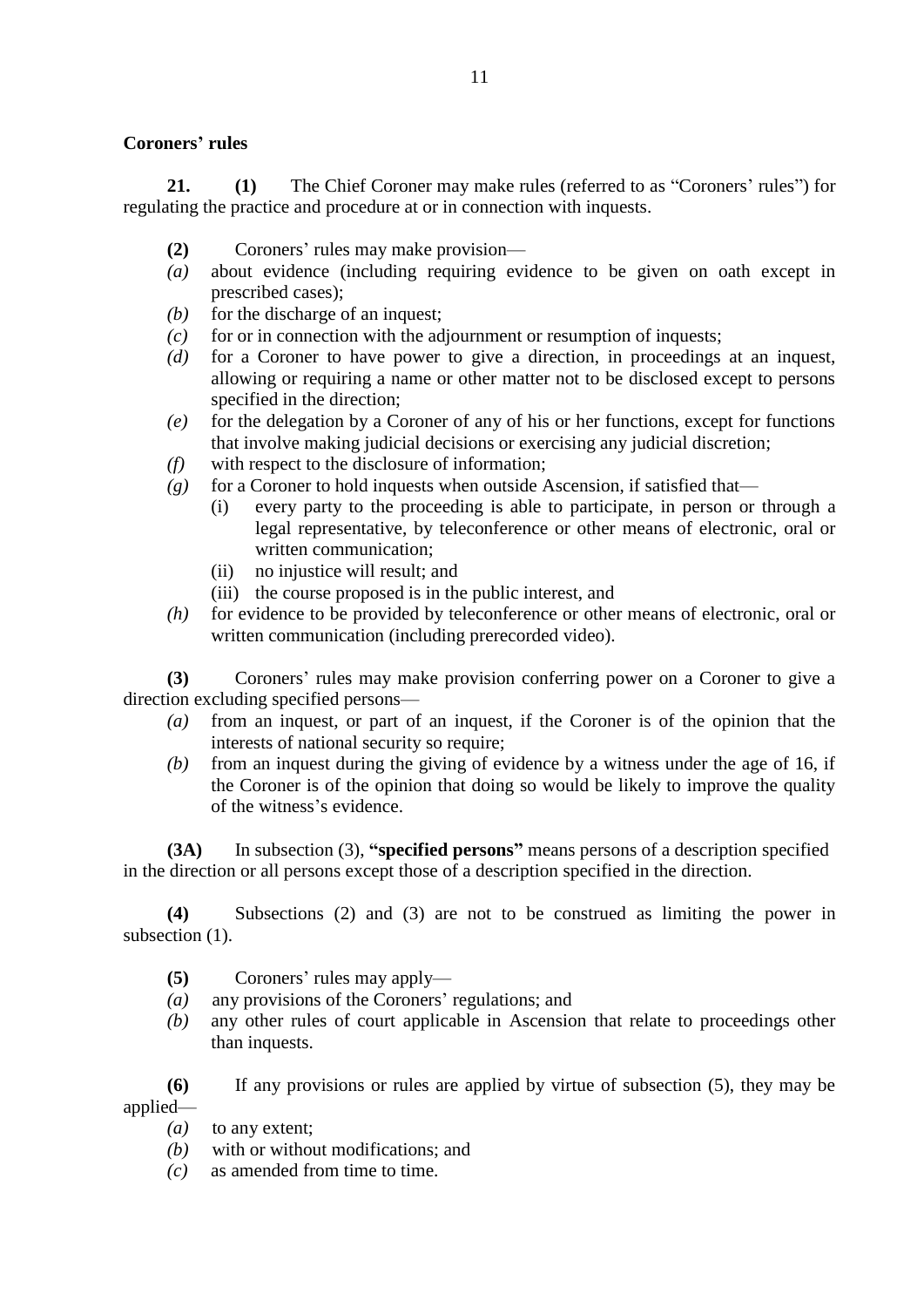### Coroners' rules

**21.** **(1)** The Chief Coroner may make rules (referred to as "Coroners' rules") for regulating the practice and procedure at or in connection with inquests.

**(2)** Coroners' rules may make provision—

*(a)* about evidence (including requiring evidence to be given on oath except in prescribed cases);

*(b)* for the discharge of an inquest;

*(c)* for or in connection with the adjournment or resumption of inquests;

*(d)* for a Coroner to have power to give a direction, in proceedings at an inquest, allowing or requiring a name or other matter not to be disclosed except to persons specified in the direction;

*(e)* for the delegation by a Coroner of any of his or her functions, except for functions that involve making judicial decisions or exercising any judicial discretion;

*(f)* with respect to the disclosure of information;

*(g)* for a Coroner to hold inquests when outside Ascension, if satisfied that—

  (i) every party to the proceeding is able to participate, in person or through a legal representative, by teleconference or other means of electronic, oral or written communication;

  (ii) no injustice will result; and

  (iii) the course proposed is in the public interest, and

*(h)* for evidence to be provided by teleconference or other means of electronic, oral or written communication (including prerecorded video).

**(3)** Coroners' rules may make provision conferring power on a Coroner to give a direction excluding specified persons—

*(a)* from an inquest, or part of an inquest, if the Coroner is of the opinion that the interests of national security so require;

*(b)* from an inquest during the giving of evidence by a witness under the age of 16, if the Coroner is of the opinion that doing so would be likely to improve the quality of the witness's evidence.

**(3A)** In subsection (3), **"specified persons"** means persons of a description specified in the direction or all persons except those of a description specified in the direction.

**(4)** Subsections (2) and (3) are not to be construed as limiting the power in subsection (1).

**(5)** Coroners' rules may apply—

*(a)* any provisions of the Coroners' regulations; and

*(b)* any other rules of court applicable in Ascension that relate to proceedings other than inquests.

**(6)** If any provisions or rules are applied by virtue of subsection (5), they may be applied—

*(a)* to any extent;

*(b)* with or without modifications; and

*(c)* as amended from time to time.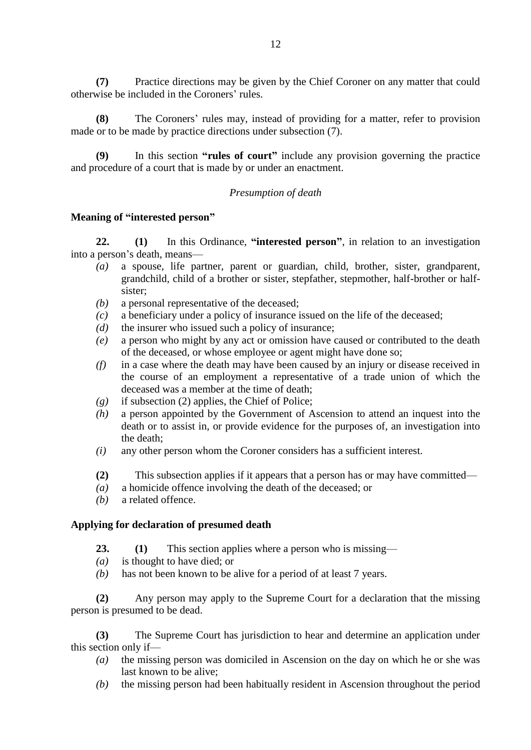**(7)** Practice directions may be given by the Chief Coroner on any matter that could otherwise be included in the Coroners' rules.

**(8)** The Coroners' rules may, instead of providing for a matter, refer to provision made or to be made by practice directions under subsection (7).

**(9)** In this section **"rules of court"** include any provision governing the practice and procedure of a court that is made by or under an enactment.

*Presumption of death*

**Meaning of "interested person"**

**22. (1)** In this Ordinance, **"interested person"**, in relation to an investigation into a person's death, means—

*(a)* a spouse, life partner, parent or guardian, child, brother, sister, grandparent, grandchild, child of a brother or sister, stepfather, stepmother, half-brother or half-sister;
*(b)* a personal representative of the deceased;
*(c)* a beneficiary under a policy of insurance issued on the life of the deceased;
*(d)* the insurer who issued such a policy of insurance;
*(e)* a person who might by any act or omission have caused or contributed to the death of the deceased, or whose employee or agent might have done so;
*(f)* in a case where the death may have been caused by an injury or disease received in the course of an employment a representative of a trade union of which the deceased was a member at the time of death;
*(g)* if subsection (2) applies, the Chief of Police;
*(h)* a person appointed by the Government of Ascension to attend an inquest into the death or to assist in, or provide evidence for the purposes of, an investigation into the death;
*(i)* any other person whom the Coroner considers has a sufficient interest.

**(2)** This subsection applies if it appears that a person has or may have committed—

*(a)* a homicide offence involving the death of the deceased; or
*(b)* a related offence.

**Applying for declaration of presumed death**

**23. (1)** This section applies where a person who is missing—

*(a)* is thought to have died; or
*(b)* has not been known to be alive for a period of at least 7 years.

**(2)** Any person may apply to the Supreme Court for a declaration that the missing person is presumed to be dead.

**(3)** The Supreme Court has jurisdiction to hear and determine an application under this section only if—

*(a)* the missing person was domiciled in Ascension on the day on which he or she was last known to be alive;
*(b)* the missing person had been habitually resident in Ascension throughout the period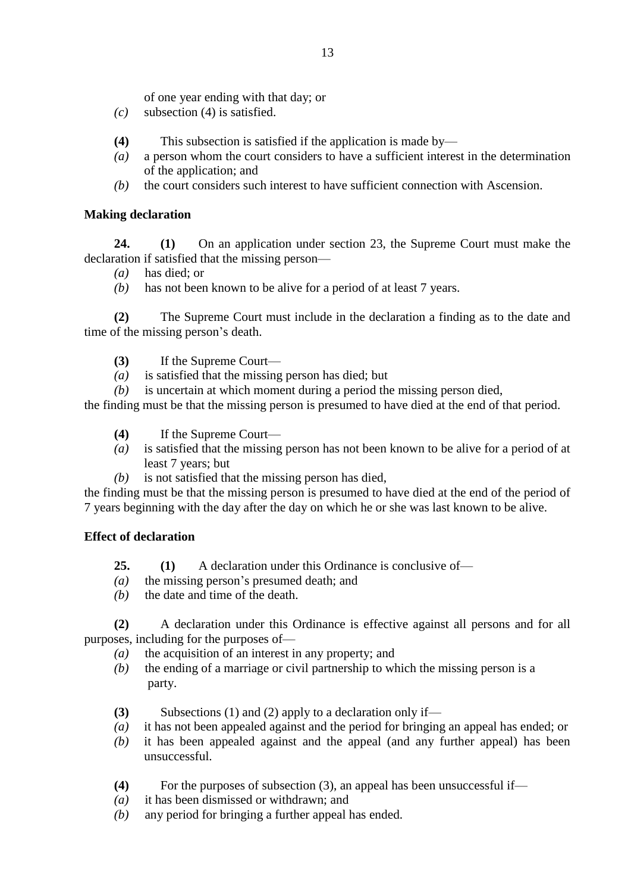of one year ending with that day; or

*(c)* subsection (4) is satisfied.

**(4)** This subsection is satisfied if the application is made by—

*(a)* a person whom the court considers to have a sufficient interest in the determination of the application; and

*(b)* the court considers such interest to have sufficient connection with Ascension.

**Making declaration**

**24.** **(1)** On an application under section 23, the Supreme Court must make the declaration if satisfied that the missing person—

*(a)* has died; or

*(b)* has not been known to be alive for a period of at least 7 years.

**(2)** The Supreme Court must include in the declaration a finding as to the date and time of the missing person's death.

**(3)** If the Supreme Court—

*(a)* is satisfied that the missing person has died; but

*(b)* is uncertain at which moment during a period the missing person died,

the finding must be that the missing person is presumed to have died at the end of that period.

**(4)** If the Supreme Court—

*(a)* is satisfied that the missing person has not been known to be alive for a period of at least 7 years; but

*(b)* is not satisfied that the missing person has died,

the finding must be that the missing person is presumed to have died at the end of the period of 7 years beginning with the day after the day on which he or she was last known to be alive.

**Effect of declaration**

**25.** **(1)** A declaration under this Ordinance is conclusive of—

*(a)* the missing person's presumed death; and

*(b)* the date and time of the death.

**(2)** A declaration under this Ordinance is effective against all persons and for all purposes, including for the purposes of—

*(a)* the acquisition of an interest in any property; and

*(b)* the ending of a marriage or civil partnership to which the missing person is a party.

**(3)** Subsections (1) and (2) apply to a declaration only if—

*(a)* it has not been appealed against and the period for bringing an appeal has ended; or

*(b)* it has been appealed against and the appeal (and any further appeal) has been unsuccessful.

**(4)** For the purposes of subsection (3), an appeal has been unsuccessful if—

*(a)* it has been dismissed or withdrawn; and

*(b)* any period for bringing a further appeal has ended.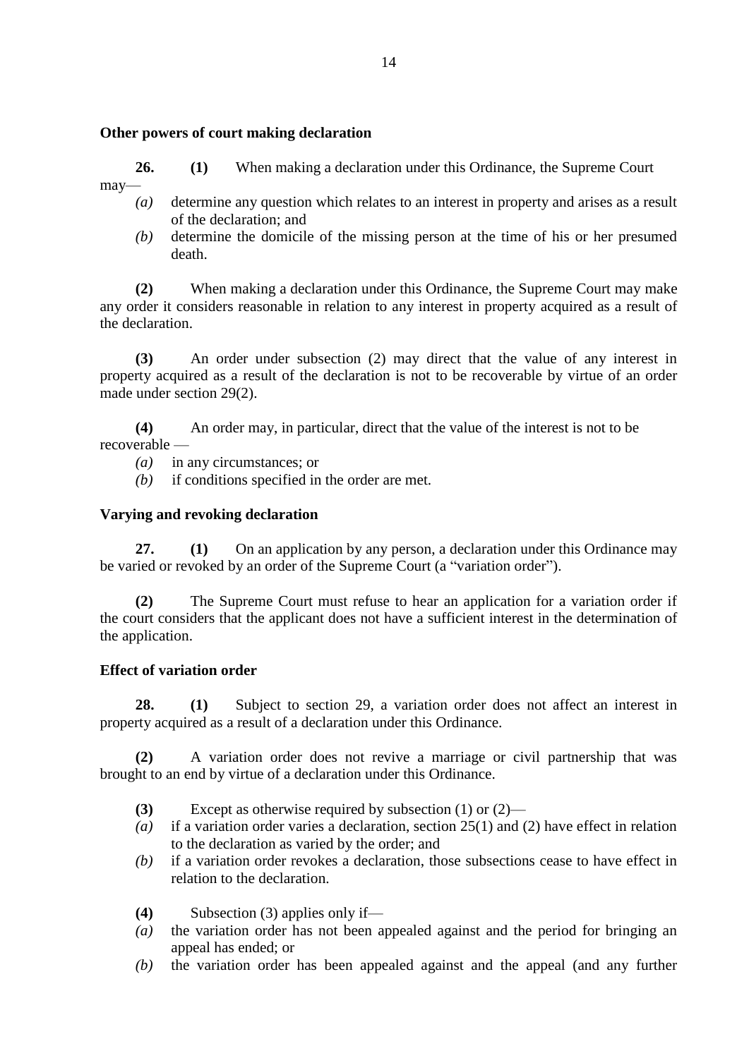### Other powers of court making declaration

**26.** **(1)** When making a declaration under this Ordinance, the Supreme Court may—

*(a)* determine any question which relates to an interest in property and arises as a result of the declaration; and

*(b)* determine the domicile of the missing person at the time of his or her presumed death.

**(2)** When making a declaration under this Ordinance, the Supreme Court may make any order it considers reasonable in relation to any interest in property acquired as a result of the declaration.

**(3)** An order under subsection (2) may direct that the value of any interest in property acquired as a result of the declaration is not to be recoverable by virtue of an order made under section 29(2).

**(4)** An order may, in particular, direct that the value of the interest is not to be recoverable —

*(a)* in any circumstances; or

*(b)* if conditions specified in the order are met.

### Varying and revoking declaration

**27.** **(1)** On an application by any person, a declaration under this Ordinance may be varied or revoked by an order of the Supreme Court (a "variation order").

**(2)** The Supreme Court must refuse to hear an application for a variation order if the court considers that the applicant does not have a sufficient interest in the determination of the application.

### Effect of variation order

**28.** **(1)** Subject to section 29, a variation order does not affect an interest in property acquired as a result of a declaration under this Ordinance.

**(2)** A variation order does not revive a marriage or civil partnership that was brought to an end by virtue of a declaration under this Ordinance.

**(3)** Except as otherwise required by subsection (1) or (2)—

*(a)* if a variation order varies a declaration, section 25(1) and (2) have effect in relation to the declaration as varied by the order; and

*(b)* if a variation order revokes a declaration, those subsections cease to have effect in relation to the declaration.

**(4)** Subsection (3) applies only if—

*(a)* the variation order has not been appealed against and the period for bringing an appeal has ended; or

*(b)* the variation order has been appealed against and the appeal (and any further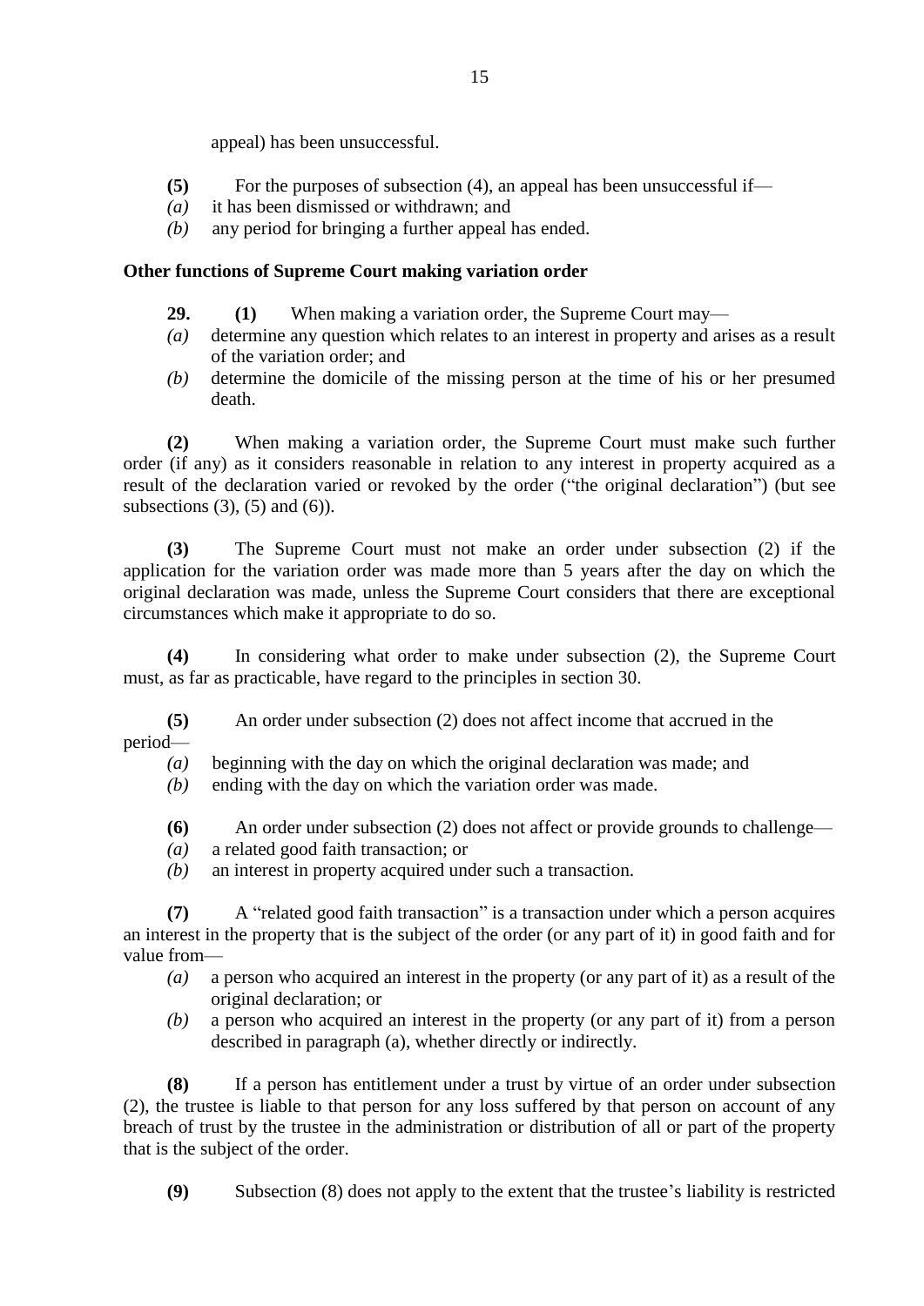appeal) has been unsuccessful.

**(5)** For the purposes of subsection (4), an appeal has been unsuccessful if—

*(a)* it has been dismissed or withdrawn; and

*(b)* any period for bringing a further appeal has ended.

**Other functions of Supreme Court making variation order**

**29.** **(1)** When making a variation order, the Supreme Court may—

*(a)* determine any question which relates to an interest in property and arises as a result of the variation order; and

*(b)* determine the domicile of the missing person at the time of his or her presumed death.

**(2)** When making a variation order, the Supreme Court must make such further order (if any) as it considers reasonable in relation to any interest in property acquired as a result of the declaration varied or revoked by the order ("the original declaration") (but see subsections (3), (5) and (6)).

**(3)** The Supreme Court must not make an order under subsection (2) if the application for the variation order was made more than 5 years after the day on which the original declaration was made, unless the Supreme Court considers that there are exceptional circumstances which make it appropriate to do so.

**(4)** In considering what order to make under subsection (2), the Supreme Court must, as far as practicable, have regard to the principles in section 30.

**(5)** An order under subsection (2) does not affect income that accrued in the period—

*(a)* beginning with the day on which the original declaration was made; and

*(b)* ending with the day on which the variation order was made.

**(6)** An order under subsection (2) does not affect or provide grounds to challenge—

*(a)* a related good faith transaction; or

*(b)* an interest in property acquired under such a transaction.

**(7)** A "related good faith transaction" is a transaction under which a person acquires an interest in the property that is the subject of the order (or any part of it) in good faith and for value from—

*(a)* a person who acquired an interest in the property (or any part of it) as a result of the original declaration; or

*(b)* a person who acquired an interest in the property (or any part of it) from a person described in paragraph (a), whether directly or indirectly.

**(8)** If a person has entitlement under a trust by virtue of an order under subsection (2), the trustee is liable to that person for any loss suffered by that person on account of any breach of trust by the trustee in the administration or distribution of all or part of the property that is the subject of the order.

**(9)** Subsection (8) does not apply to the extent that the trustee's liability is restricted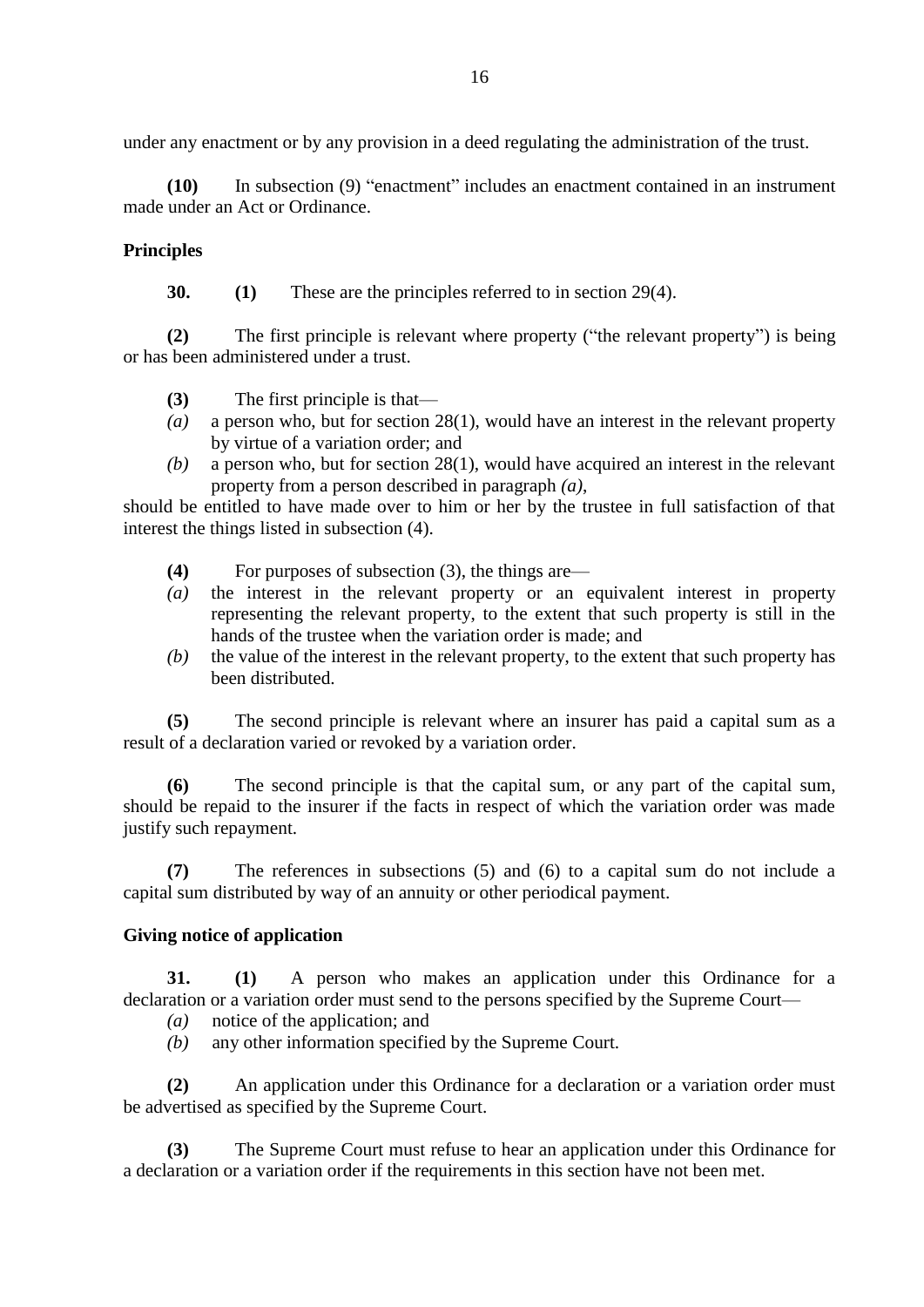under any enactment or by any provision in a deed regulating the administration of the trust.

**(10)** In subsection (9) "enactment" includes an enactment contained in an instrument made under an Act or Ordinance.

### Principles

**30.** **(1)** These are the principles referred to in section 29(4).

**(2)** The first principle is relevant where property ("the relevant property") is being or has been administered under a trust.

**(3)** The first principle is that—

*(a)* a person who, but for section 28(1), would have an interest in the relevant property by virtue of a variation order; and

*(b)* a person who, but for section 28(1), would have acquired an interest in the relevant property from a person described in paragraph *(a)*,

should be entitled to have made over to him or her by the trustee in full satisfaction of that interest the things listed in subsection (4).

**(4)** For purposes of subsection (3), the things are—

*(a)* the interest in the relevant property or an equivalent interest in property representing the relevant property, to the extent that such property is still in the hands of the trustee when the variation order is made; and

*(b)* the value of the interest in the relevant property, to the extent that such property has been distributed.

**(5)** The second principle is relevant where an insurer has paid a capital sum as a result of a declaration varied or revoked by a variation order.

**(6)** The second principle is that the capital sum, or any part of the capital sum, should be repaid to the insurer if the facts in respect of which the variation order was made justify such repayment.

**(7)** The references in subsections (5) and (6) to a capital sum do not include a capital sum distributed by way of an annuity or other periodical payment.

### Giving notice of application

**31.** **(1)** A person who makes an application under this Ordinance for a declaration or a variation order must send to the persons specified by the Supreme Court—

*(a)* notice of the application; and

*(b)* any other information specified by the Supreme Court.

**(2)** An application under this Ordinance for a declaration or a variation order must be advertised as specified by the Supreme Court.

**(3)** The Supreme Court must refuse to hear an application under this Ordinance for a declaration or a variation order if the requirements in this section have not been met.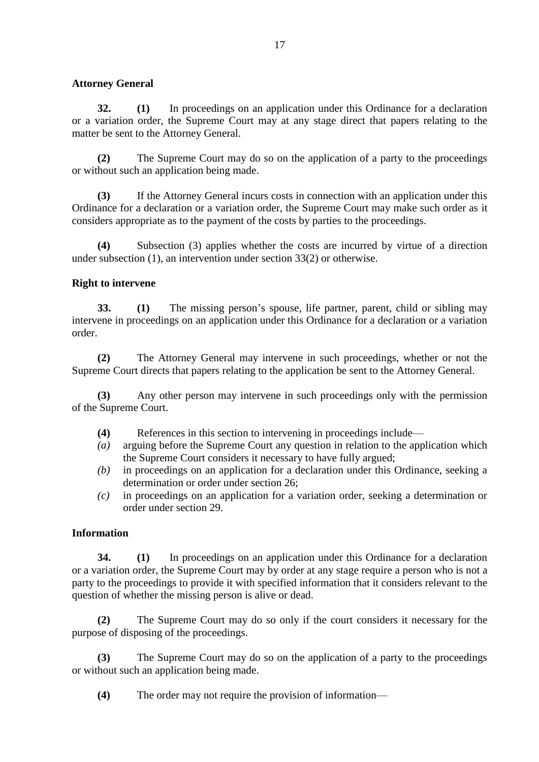**Attorney General**

**32.** **(1)** In proceedings on an application under this Ordinance for a declaration or a variation order, the Supreme Court may at any stage direct that papers relating to the matter be sent to the Attorney General.

**(2)** The Supreme Court may do so on the application of a party to the proceedings or without such an application being made.

**(3)** If the Attorney General incurs costs in connection with an application under this Ordinance for a declaration or a variation order, the Supreme Court may make such order as it considers appropriate as to the payment of the costs by parties to the proceedings.

**(4)** Subsection (3) applies whether the costs are incurred by virtue of a direction under subsection (1), an intervention under section 33(2) or otherwise.

**Right to intervene**

**33.** **(1)** The missing person's spouse, life partner, parent, child or sibling may intervene in proceedings on an application under this Ordinance for a declaration or a variation order.

**(2)** The Attorney General may intervene in such proceedings, whether or not the Supreme Court directs that papers relating to the application be sent to the Attorney General.

**(3)** Any other person may intervene in such proceedings only with the permission of the Supreme Court.

**(4)** References in this section to intervening in proceedings include—

*(a)* arguing before the Supreme Court any question in relation to the application which the Supreme Court considers it necessary to have fully argued;

*(b)* in proceedings on an application for a declaration under this Ordinance, seeking a determination or order under section 26;

*(c)* in proceedings on an application for a variation order, seeking a determination or order under section 29.

**Information**

**34.** **(1)** In proceedings on an application under this Ordinance for a declaration or a variation order, the Supreme Court may by order at any stage require a person who is not a party to the proceedings to provide it with specified information that it considers relevant to the question of whether the missing person is alive or dead.

**(2)** The Supreme Court may do so only if the court considers it necessary for the purpose of disposing of the proceedings.

**(3)** The Supreme Court may do so on the application of a party to the proceedings or without such an application being made.

**(4)** The order may not require the provision of information—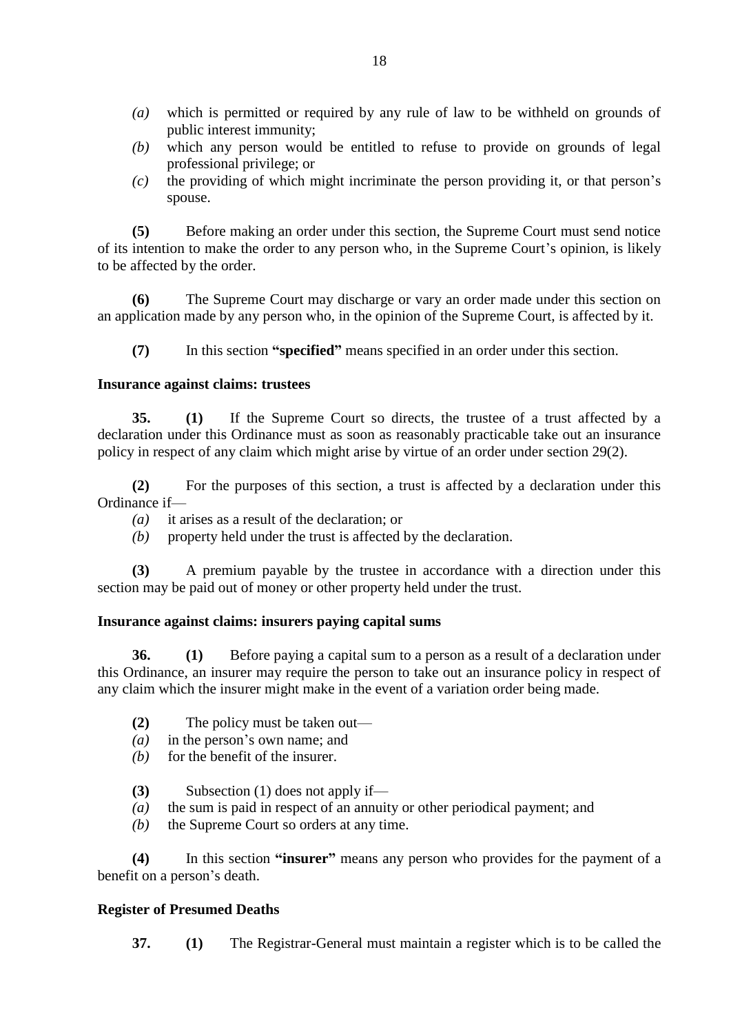*(a)* which is permitted or required by any rule of law to be withheld on grounds of public interest immunity;

*(b)* which any person would be entitled to refuse to provide on grounds of legal professional privilege; or

*(c)* the providing of which might incriminate the person providing it, or that person's spouse.

**(5)** Before making an order under this section, the Supreme Court must send notice of its intention to make the order to any person who, in the Supreme Court's opinion, is likely to be affected by the order.

**(6)** The Supreme Court may discharge or vary an order made under this section on an application made by any person who, in the opinion of the Supreme Court, is affected by it.

**(7)** In this section **"specified"** means specified in an order under this section.

**Insurance against claims: trustees**

**35. (1)** If the Supreme Court so directs, the trustee of a trust affected by a declaration under this Ordinance must as soon as reasonably practicable take out an insurance policy in respect of any claim which might arise by virtue of an order under section 29(2).

**(2)** For the purposes of this section, a trust is affected by a declaration under this Ordinance if—

*(a)* it arises as a result of the declaration; or

*(b)* property held under the trust is affected by the declaration.

**(3)** A premium payable by the trustee in accordance with a direction under this section may be paid out of money or other property held under the trust.

**Insurance against claims: insurers paying capital sums**

**36. (1)** Before paying a capital sum to a person as a result of a declaration under this Ordinance, an insurer may require the person to take out an insurance policy in respect of any claim which the insurer might make in the event of a variation order being made.

**(2)** The policy must be taken out—

*(a)* in the person's own name; and

*(b)* for the benefit of the insurer.

**(3)** Subsection (1) does not apply if—

*(a)* the sum is paid in respect of an annuity or other periodical payment; and

*(b)* the Supreme Court so orders at any time.

**(4)** In this section **"insurer"** means any person who provides for the payment of a benefit on a person's death.

**Register of Presumed Deaths**

**37. (1)** The Registrar-General must maintain a register which is to be called the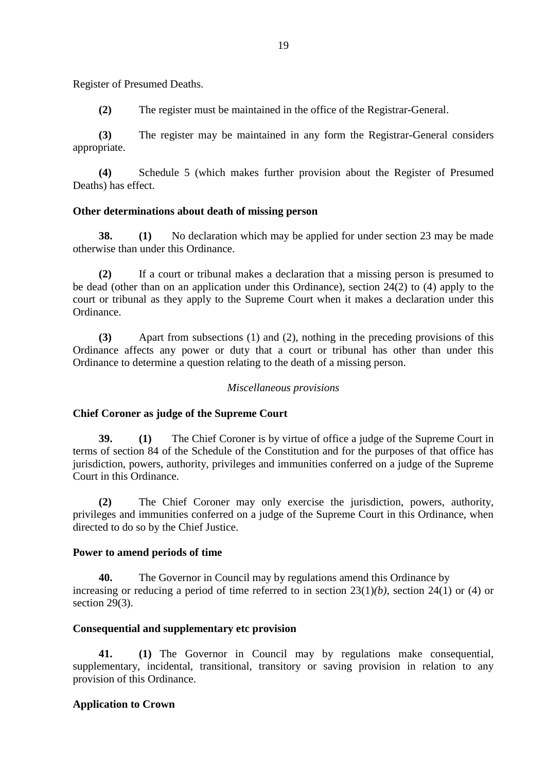Register of Presumed Deaths.

**(2)** The register must be maintained in the office of the Registrar-General.

**(3)** The register may be maintained in any form the Registrar-General considers appropriate.

**(4)** Schedule 5 (which makes further provision about the Register of Presumed Deaths) has effect.

**Other determinations about death of missing person**

**38.** **(1)** No declaration which may be applied for under section 23 may be made otherwise than under this Ordinance.

**(2)** If a court or tribunal makes a declaration that a missing person is presumed to be dead (other than on an application under this Ordinance), section 24(2) to (4) apply to the court or tribunal as they apply to the Supreme Court when it makes a declaration under this Ordinance.

**(3)** Apart from subsections (1) and (2), nothing in the preceding provisions of this Ordinance affects any power or duty that a court or tribunal has other than under this Ordinance to determine a question relating to the death of a missing person.

*Miscellaneous provisions*

**Chief Coroner as judge of the Supreme Court**

**39.** **(1)** The Chief Coroner is by virtue of office a judge of the Supreme Court in terms of section 84 of the Schedule of the Constitution and for the purposes of that office has jurisdiction, powers, authority, privileges and immunities conferred on a judge of the Supreme Court in this Ordinance.

**(2)** The Chief Coroner may only exercise the jurisdiction, powers, authority, privileges and immunities conferred on a judge of the Supreme Court in this Ordinance, when directed to do so by the Chief Justice.

**Power to amend periods of time**

**40.** The Governor in Council may by regulations amend this Ordinance by increasing or reducing a period of time referred to in section 23(1)*(b)*, section 24(1) or (4) or section 29(3).

**Consequential and supplementary etc provision**

**41.** **(1)** The Governor in Council may by regulations make consequential, supplementary, incidental, transitional, transitory or saving provision in relation to any provision of this Ordinance.

**Application to Crown**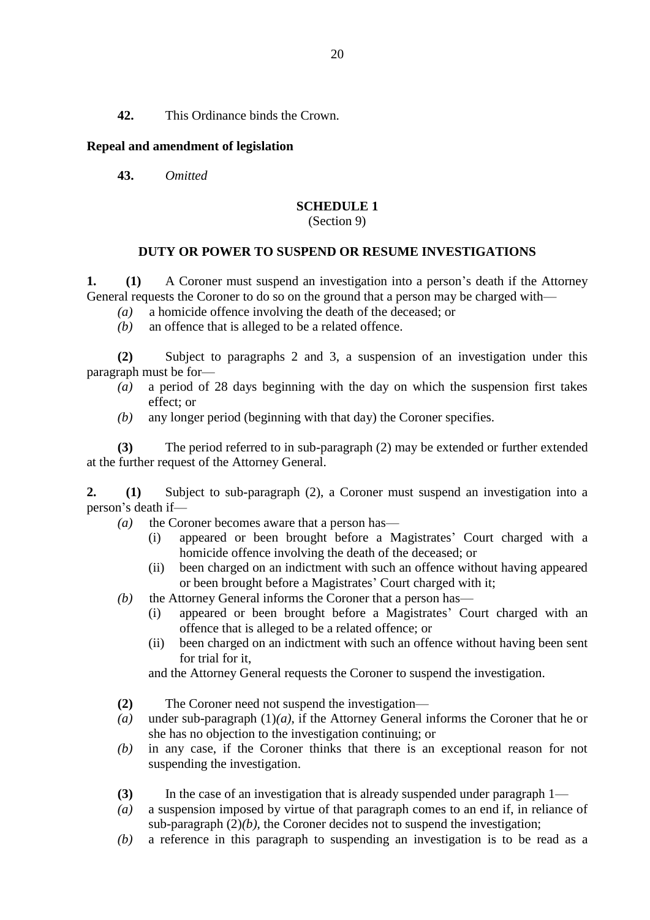**42.** This Ordinance binds the Crown.

**Repeal and amendment of legislation**

**43.** *Omitted*

## SCHEDULE 1

(Section 9)

### DUTY OR POWER TO SUSPEND OR RESUME INVESTIGATIONS

**1. (1)** A Coroner must suspend an investigation into a person's death if the Attorney General requests the Coroner to do so on the ground that a person may be charged with—

*(a)* a homicide offence involving the death of the deceased; or

*(b)* an offence that is alleged to be a related offence.

**(2)** Subject to paragraphs 2 and 3, a suspension of an investigation under this paragraph must be for—

*(a)* a period of 28 days beginning with the day on which the suspension first takes effect; or

*(b)* any longer period (beginning with that day) the Coroner specifies.

**(3)** The period referred to in sub-paragraph (2) may be extended or further extended at the further request of the Attorney General.

**2. (1)** Subject to sub-paragraph (2), a Coroner must suspend an investigation into a person's death if—

*(a)* the Coroner becomes aware that a person has—

(i) appeared or been brought before a Magistrates' Court charged with a homicide offence involving the death of the deceased; or

(ii) been charged on an indictment with such an offence without having appeared or been brought before a Magistrates' Court charged with it;

*(b)* the Attorney General informs the Coroner that a person has—

(i) appeared or been brought before a Magistrates' Court charged with an offence that is alleged to be a related offence; or

(ii) been charged on an indictment with such an offence without having been sent for trial for it,

and the Attorney General requests the Coroner to suspend the investigation.

**(2)** The Coroner need not suspend the investigation—

*(a)* under sub-paragraph (1)*(a)*, if the Attorney General informs the Coroner that he or she has no objection to the investigation continuing; or

*(b)* in any case, if the Coroner thinks that there is an exceptional reason for not suspending the investigation.

**(3)** In the case of an investigation that is already suspended under paragraph 1—

*(a)* a suspension imposed by virtue of that paragraph comes to an end if, in reliance of sub-paragraph (2)*(b)*, the Coroner decides not to suspend the investigation;

*(b)* a reference in this paragraph to suspending an investigation is to be read as a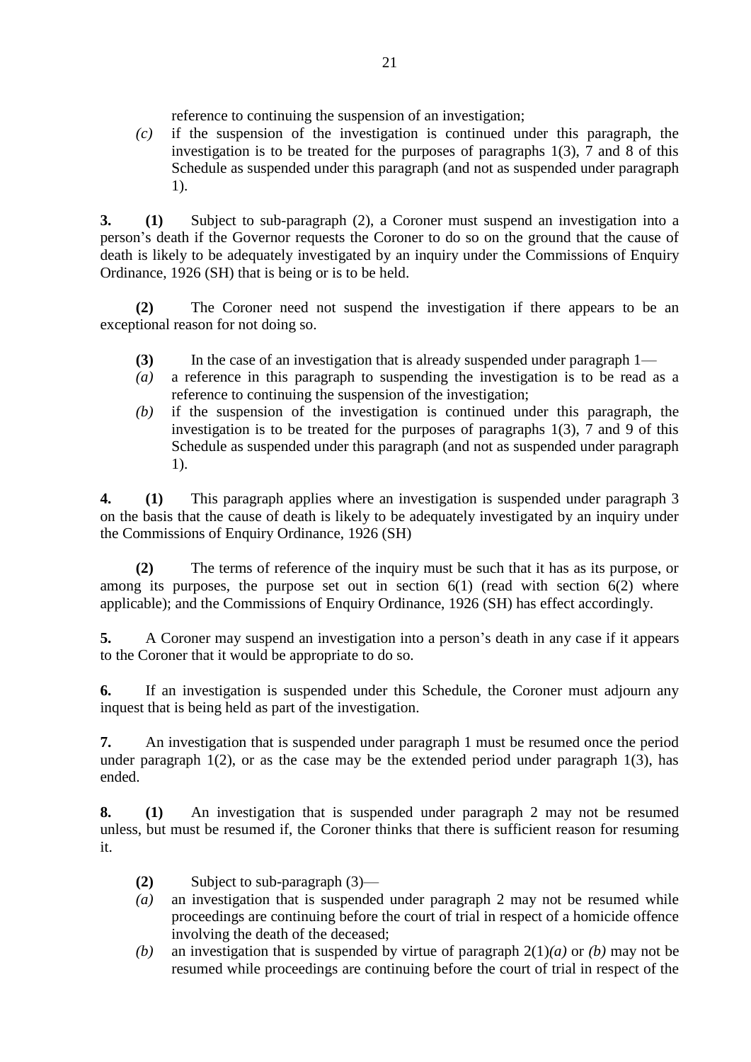reference to continuing the suspension of an investigation;

*(c)* if the suspension of the investigation is continued under this paragraph, the investigation is to be treated for the purposes of paragraphs 1(3), 7 and 8 of this Schedule as suspended under this paragraph (and not as suspended under paragraph 1).

**3.** **(1)** Subject to sub-paragraph (2), a Coroner must suspend an investigation into a person's death if the Governor requests the Coroner to do so on the ground that the cause of death is likely to be adequately investigated by an inquiry under the Commissions of Enquiry Ordinance, 1926 (SH) that is being or is to be held.

**(2)** The Coroner need not suspend the investigation if there appears to be an exceptional reason for not doing so.

**(3)** In the case of an investigation that is already suspended under paragraph 1—

*(a)* a reference in this paragraph to suspending the investigation is to be read as a reference to continuing the suspension of the investigation;

*(b)* if the suspension of the investigation is continued under this paragraph, the investigation is to be treated for the purposes of paragraphs 1(3), 7 and 9 of this Schedule as suspended under this paragraph (and not as suspended under paragraph 1).

**4.** **(1)** This paragraph applies where an investigation is suspended under paragraph 3 on the basis that the cause of death is likely to be adequately investigated by an inquiry under the Commissions of Enquiry Ordinance, 1926 (SH)

**(2)** The terms of reference of the inquiry must be such that it has as its purpose, or among its purposes, the purpose set out in section 6(1) (read with section 6(2) where applicable); and the Commissions of Enquiry Ordinance, 1926 (SH) has effect accordingly.

**5.** A Coroner may suspend an investigation into a person's death in any case if it appears to the Coroner that it would be appropriate to do so.

**6.** If an investigation is suspended under this Schedule, the Coroner must adjourn any inquest that is being held as part of the investigation.

**7.** An investigation that is suspended under paragraph 1 must be resumed once the period under paragraph 1(2), or as the case may be the extended period under paragraph 1(3), has ended.

**8.** **(1)** An investigation that is suspended under paragraph 2 may not be resumed unless, but must be resumed if, the Coroner thinks that there is sufficient reason for resuming it.

**(2)** Subject to sub-paragraph (3)—

*(a)* an investigation that is suspended under paragraph 2 may not be resumed while proceedings are continuing before the court of trial in respect of a homicide offence involving the death of the deceased;

*(b)* an investigation that is suspended by virtue of paragraph 2(1)*(a)* or *(b)* may not be resumed while proceedings are continuing before the court of trial in respect of the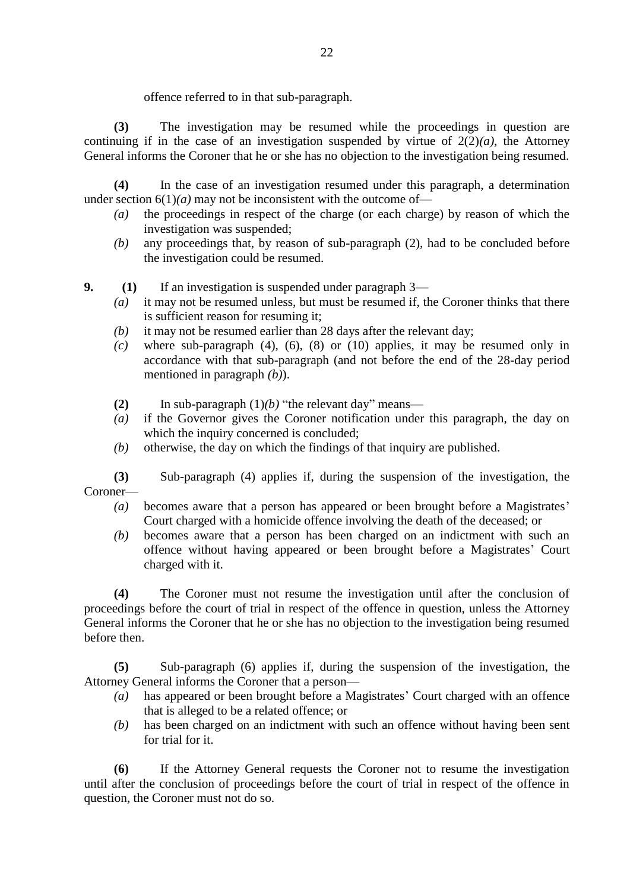offence referred to in that sub-paragraph.

**(3)** The investigation may be resumed while the proceedings in question are continuing if in the case of an investigation suspended by virtue of 2(2)*(a)*, the Attorney General informs the Coroner that he or she has no objection to the investigation being resumed.

**(4)** In the case of an investigation resumed under this paragraph, a determination under section 6(1)*(a)* may not be inconsistent with the outcome of—

*(a)* the proceedings in respect of the charge (or each charge) by reason of which the investigation was suspended;

*(b)* any proceedings that, by reason of sub-paragraph (2), had to be concluded before the investigation could be resumed.

**9.** **(1)** If an investigation is suspended under paragraph 3—

*(a)* it may not be resumed unless, but must be resumed if, the Coroner thinks that there is sufficient reason for resuming it;

*(b)* it may not be resumed earlier than 28 days after the relevant day;

*(c)* where sub-paragraph (4), (6), (8) or (10) applies, it may be resumed only in accordance with that sub-paragraph (and not before the end of the 28-day period mentioned in paragraph *(b)*).

**(2)** In sub-paragraph (1)*(b)* "the relevant day" means—

*(a)* if the Governor gives the Coroner notification under this paragraph, the day on which the inquiry concerned is concluded;

*(b)* otherwise, the day on which the findings of that inquiry are published.

**(3)** Sub-paragraph (4) applies if, during the suspension of the investigation, the Coroner—

*(a)* becomes aware that a person has appeared or been brought before a Magistrates' Court charged with a homicide offence involving the death of the deceased; or

*(b)* becomes aware that a person has been charged on an indictment with such an offence without having appeared or been brought before a Magistrates' Court charged with it.

**(4)** The Coroner must not resume the investigation until after the conclusion of proceedings before the court of trial in respect of the offence in question, unless the Attorney General informs the Coroner that he or she has no objection to the investigation being resumed before then.

**(5)** Sub-paragraph (6) applies if, during the suspension of the investigation, the Attorney General informs the Coroner that a person—

*(a)* has appeared or been brought before a Magistrates' Court charged with an offence that is alleged to be a related offence; or

*(b)* has been charged on an indictment with such an offence without having been sent for trial for it.

**(6)** If the Attorney General requests the Coroner not to resume the investigation until after the conclusion of proceedings before the court of trial in respect of the offence in question, the Coroner must not do so.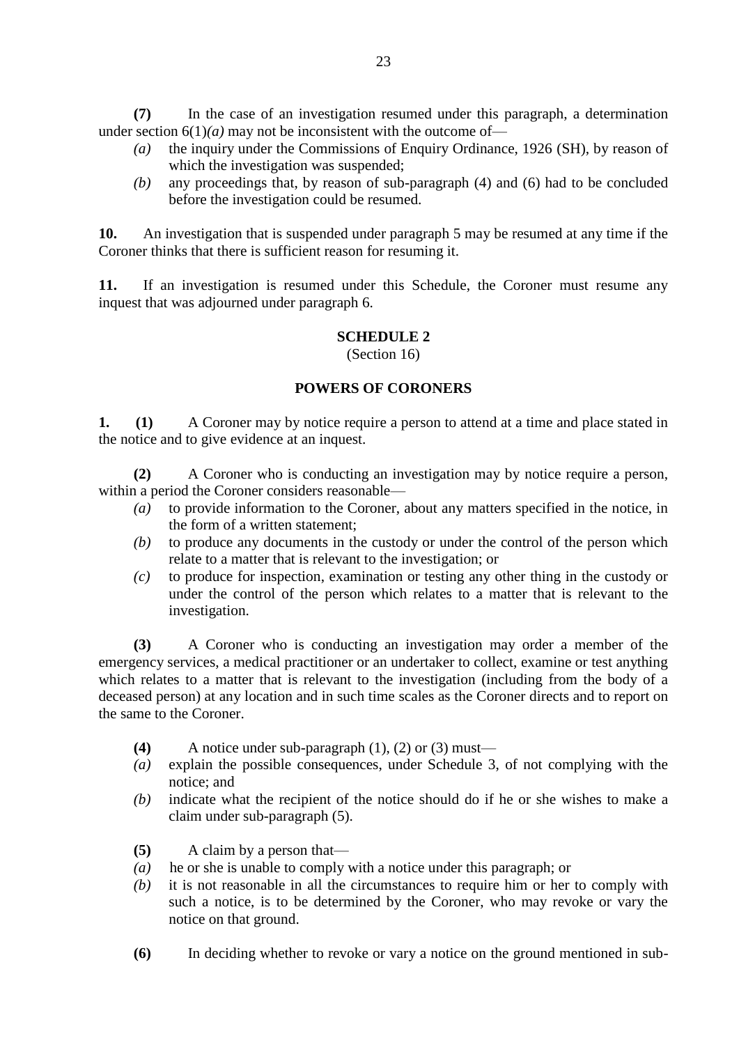**(7)** In the case of an investigation resumed under this paragraph, a determination under section 6(1)*(a)* may not be inconsistent with the outcome of—

*(a)* the inquiry under the Commissions of Enquiry Ordinance, 1926 (SH), by reason of which the investigation was suspended;

*(b)* any proceedings that, by reason of sub-paragraph (4) and (6) had to be concluded before the investigation could be resumed.

**10.** An investigation that is suspended under paragraph 5 may be resumed at any time if the Coroner thinks that there is sufficient reason for resuming it.

**11.** If an investigation is resumed under this Schedule, the Coroner must resume any inquest that was adjourned under paragraph 6.

## SCHEDULE 2

(Section 16)

## POWERS OF CORONERS

**1. (1)** A Coroner may by notice require a person to attend at a time and place stated in the notice and to give evidence at an inquest.

**(2)** A Coroner who is conducting an investigation may by notice require a person, within a period the Coroner considers reasonable—

*(a)* to provide information to the Coroner, about any matters specified in the notice, in the form of a written statement;

*(b)* to produce any documents in the custody or under the control of the person which relate to a matter that is relevant to the investigation; or

*(c)* to produce for inspection, examination or testing any other thing in the custody or under the control of the person which relates to a matter that is relevant to the investigation.

**(3)** A Coroner who is conducting an investigation may order a member of the emergency services, a medical practitioner or an undertaker to collect, examine or test anything which relates to a matter that is relevant to the investigation (including from the body of a deceased person) at any location and in such time scales as the Coroner directs and to report on the same to the Coroner.

**(4)** A notice under sub-paragraph (1), (2) or (3) must—

*(a)* explain the possible consequences, under Schedule 3, of not complying with the notice; and

*(b)* indicate what the recipient of the notice should do if he or she wishes to make a claim under sub-paragraph (5).

**(5)** A claim by a person that—

*(a)* he or she is unable to comply with a notice under this paragraph; or

*(b)* it is not reasonable in all the circumstances to require him or her to comply with such a notice, is to be determined by the Coroner, who may revoke or vary the notice on that ground.

**(6)** In deciding whether to revoke or vary a notice on the ground mentioned in sub-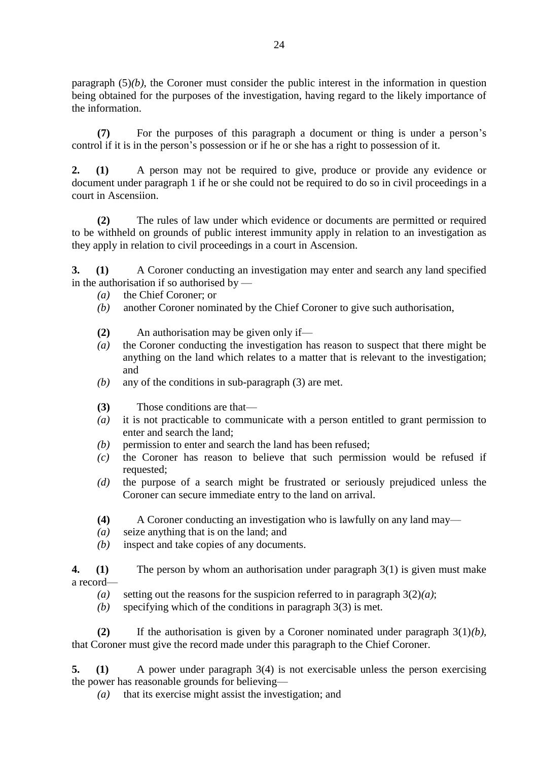paragraph (5)*(b)*, the Coroner must consider the public interest in the information in question being obtained for the purposes of the investigation, having regard to the likely importance of the information.

**(7)** For the purposes of this paragraph a document or thing is under a person's control if it is in the person's possession or if he or she has a right to possession of it.

**2. (1)** A person may not be required to give, produce or provide any evidence or document under paragraph 1 if he or she could not be required to do so in civil proceedings in a court in Ascensiion.

**(2)** The rules of law under which evidence or documents are permitted or required to be withheld on grounds of public interest immunity apply in relation to an investigation as they apply in relation to civil proceedings in a court in Ascension.

**3. (1)** A Coroner conducting an investigation may enter and search any land specified in the authorisation if so authorised by —

*(a)* the Chief Coroner; or

*(b)* another Coroner nominated by the Chief Coroner to give such authorisation,

**(2)** An authorisation may be given only if—

*(a)* the Coroner conducting the investigation has reason to suspect that there might be anything on the land which relates to a matter that is relevant to the investigation; and

*(b)* any of the conditions in sub-paragraph (3) are met.

**(3)** Those conditions are that—

*(a)* it is not practicable to communicate with a person entitled to grant permission to enter and search the land;

*(b)* permission to enter and search the land has been refused;

*(c)* the Coroner has reason to believe that such permission would be refused if requested;

*(d)* the purpose of a search might be frustrated or seriously prejudiced unless the Coroner can secure immediate entry to the land on arrival.

**(4)** A Coroner conducting an investigation who is lawfully on any land may—

*(a)* seize anything that is on the land; and

*(b)* inspect and take copies of any documents.

**4. (1)** The person by whom an authorisation under paragraph 3(1) is given must make a record—

*(a)* setting out the reasons for the suspicion referred to in paragraph 3(2)*(a)*;

*(b)* specifying which of the conditions in paragraph 3(3) is met.

**(2)** If the authorisation is given by a Coroner nominated under paragraph 3(1)*(b)*, that Coroner must give the record made under this paragraph to the Chief Coroner.

**5. (1)** A power under paragraph 3(4) is not exercisable unless the person exercising the power has reasonable grounds for believing—

*(a)* that its exercise might assist the investigation; and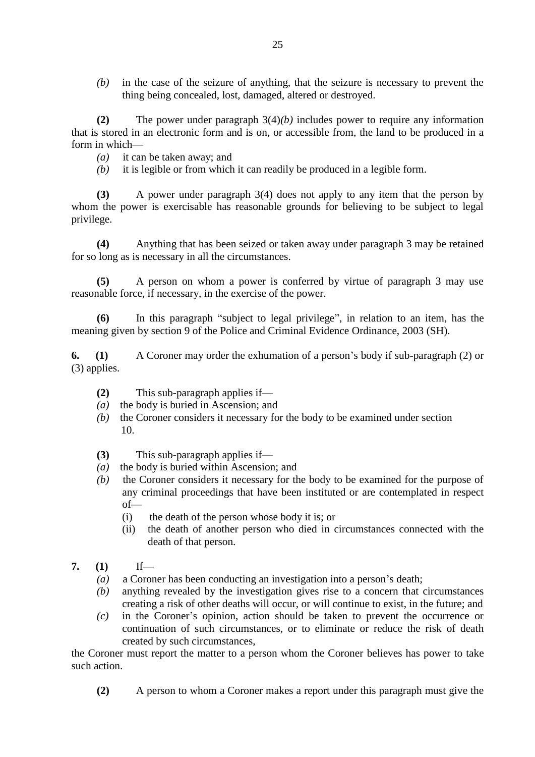*(b)* in the case of the seizure of anything, that the seizure is necessary to prevent the thing being concealed, lost, damaged, altered or destroyed.

**(2)** The power under paragraph 3(4)*(b)* includes power to require any information that is stored in an electronic form and is on, or accessible from, the land to be produced in a form in which—

*(a)* it can be taken away; and
*(b)* it is legible or from which it can readily be produced in a legible form.

**(3)** A power under paragraph 3(4) does not apply to any item that the person by whom the power is exercisable has reasonable grounds for believing to be subject to legal privilege.

**(4)** Anything that has been seized or taken away under paragraph 3 may be retained for so long as is necessary in all the circumstances.

**(5)** A person on whom a power is conferred by virtue of paragraph 3 may use reasonable force, if necessary, in the exercise of the power.

**(6)** In this paragraph "subject to legal privilege", in relation to an item, has the meaning given by section 9 of the Police and Criminal Evidence Ordinance, 2003 (SH).

**6. (1)** A Coroner may order the exhumation of a person's body if sub-paragraph (2) or (3) applies.

**(2)** This sub-paragraph applies if—

*(a)* the body is buried in Ascension; and
*(b)* the Coroner considers it necessary for the body to be examined under section 10.

**(3)** This sub-paragraph applies if—

*(a)* the body is buried within Ascension; and
*(b)* the Coroner considers it necessary for the body to be examined for the purpose of any criminal proceedings that have been instituted or are contemplated in respect of—
  (i) the death of the person whose body it is; or
  (ii) the death of another person who died in circumstances connected with the death of that person.

**7. (1)** If—

*(a)* a Coroner has been conducting an investigation into a person's death;
*(b)* anything revealed by the investigation gives rise to a concern that circumstances creating a risk of other deaths will occur, or will continue to exist, in the future; and
*(c)* in the Coroner's opinion, action should be taken to prevent the occurrence or continuation of such circumstances, or to eliminate or reduce the risk of death created by such circumstances,

the Coroner must report the matter to a person whom the Coroner believes has power to take such action.

**(2)** A person to whom a Coroner makes a report under this paragraph must give the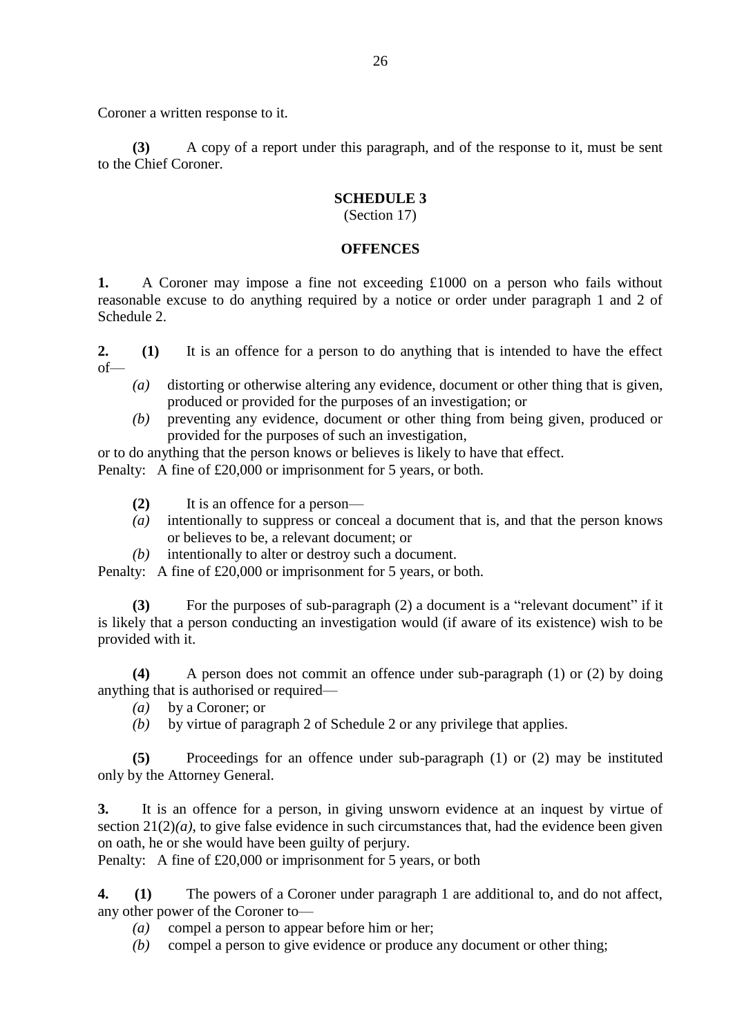Coroner a written response to it.

**(3)** A copy of a report under this paragraph, and of the response to it, must be sent to the Chief Coroner.

## SCHEDULE 3

(Section 17)

### OFFENCES

**1.** A Coroner may impose a fine not exceeding £1000 on a person who fails without reasonable excuse to do anything required by a notice or order under paragraph 1 and 2 of Schedule 2.

**2.** **(1)** It is an offence for a person to do anything that is intended to have the effect of—

*(a)* distorting or otherwise altering any evidence, document or other thing that is given, produced or provided for the purposes of an investigation; or

*(b)* preventing any evidence, document or other thing from being given, produced or provided for the purposes of such an investigation,

or to do anything that the person knows or believes is likely to have that effect.

Penalty: A fine of £20,000 or imprisonment for 5 years, or both.

**(2)** It is an offence for a person—

*(a)* intentionally to suppress or conceal a document that is, and that the person knows or believes to be, a relevant document; or

*(b)* intentionally to alter or destroy such a document.

Penalty: A fine of £20,000 or imprisonment for 5 years, or both.

**(3)** For the purposes of sub-paragraph (2) a document is a "relevant document" if it is likely that a person conducting an investigation would (if aware of its existence) wish to be provided with it.

**(4)** A person does not commit an offence under sub-paragraph (1) or (2) by doing anything that is authorised or required—

*(a)* by a Coroner; or

*(b)* by virtue of paragraph 2 of Schedule 2 or any privilege that applies.

**(5)** Proceedings for an offence under sub-paragraph (1) or (2) may be instituted only by the Attorney General.

**3.** It is an offence for a person, in giving unsworn evidence at an inquest by virtue of section 21(2)*(a)*, to give false evidence in such circumstances that, had the evidence been given on oath, he or she would have been guilty of perjury.

Penalty: A fine of £20,000 or imprisonment for 5 years, or both

**4.** **(1)** The powers of a Coroner under paragraph 1 are additional to, and do not affect, any other power of the Coroner to—

*(a)* compel a person to appear before him or her;

*(b)* compel a person to give evidence or produce any document or other thing;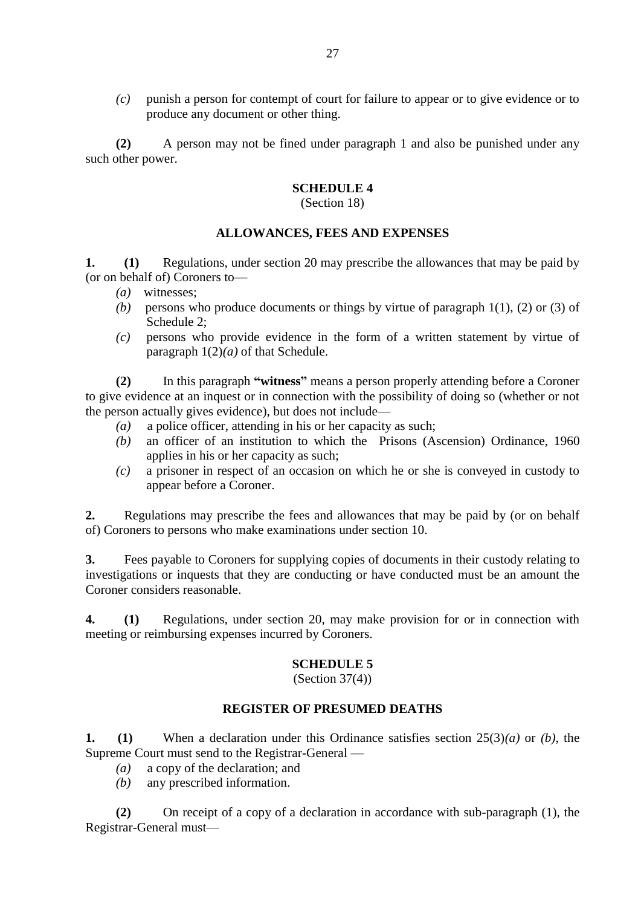*(c)* punish a person for contempt of court for failure to appear or to give evidence or to produce any document or other thing.

**(2)** A person may not be fined under paragraph 1 and also be punished under any such other power.

## SCHEDULE 4

(Section 18)

### ALLOWANCES, FEES AND EXPENSES

**1. (1)** Regulations, under section 20 may prescribe the allowances that may be paid by (or on behalf of) Coroners to—

*(a)* witnesses;

*(b)* persons who produce documents or things by virtue of paragraph 1(1), (2) or (3) of Schedule 2;

*(c)* persons who provide evidence in the form of a written statement by virtue of paragraph 1(2)*(a)* of that Schedule.

**(2)** In this paragraph **"witness"** means a person properly attending before a Coroner to give evidence at an inquest or in connection with the possibility of doing so (whether or not the person actually gives evidence), but does not include—

*(a)* a police officer, attending in his or her capacity as such;

*(b)* an officer of an institution to which the Prisons (Ascension) Ordinance, 1960 applies in his or her capacity as such;

*(c)* a prisoner in respect of an occasion on which he or she is conveyed in custody to appear before a Coroner.

**2.** Regulations may prescribe the fees and allowances that may be paid by (or on behalf of) Coroners to persons who make examinations under section 10.

**3.** Fees payable to Coroners for supplying copies of documents in their custody relating to investigations or inquests that they are conducting or have conducted must be an amount the Coroner considers reasonable.

**4. (1)** Regulations, under section 20, may make provision for or in connection with meeting or reimbursing expenses incurred by Coroners.

## SCHEDULE 5

(Section 37(4))

### REGISTER OF PRESUMED DEATHS

**1. (1)** When a declaration under this Ordinance satisfies section 25(3)*(a)* or *(b)*, the Supreme Court must send to the Registrar-General —

*(a)* a copy of the declaration; and

*(b)* any prescribed information.

**(2)** On receipt of a copy of a declaration in accordance with sub-paragraph (1), the Registrar-General must—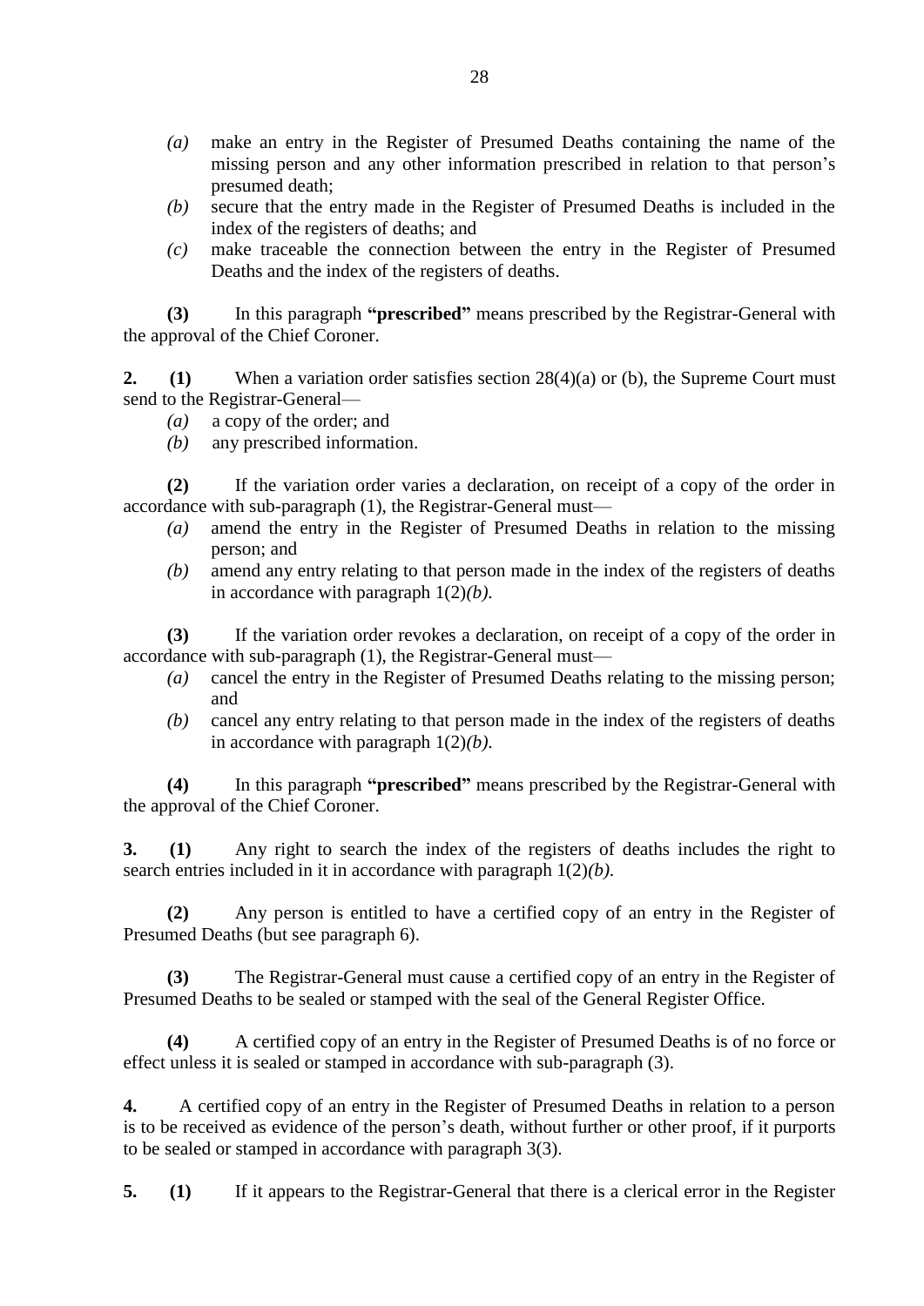*(a)* make an entry in the Register of Presumed Deaths containing the name of the missing person and any other information prescribed in relation to that person's presumed death;

*(b)* secure that the entry made in the Register of Presumed Deaths is included in the index of the registers of deaths; and

*(c)* make traceable the connection between the entry in the Register of Presumed Deaths and the index of the registers of deaths.

**(3)** In this paragraph **"prescribed"** means prescribed by the Registrar-General with the approval of the Chief Coroner.

**2.** **(1)** When a variation order satisfies section 28(4)(a) or (b), the Supreme Court must send to the Registrar-General—

*(a)* a copy of the order; and

*(b)* any prescribed information.

**(2)** If the variation order varies a declaration, on receipt of a copy of the order in accordance with sub-paragraph (1), the Registrar-General must—

*(a)* amend the entry in the Register of Presumed Deaths in relation to the missing person; and

*(b)* amend any entry relating to that person made in the index of the registers of deaths in accordance with paragraph 1(2)*(b)*.

**(3)** If the variation order revokes a declaration, on receipt of a copy of the order in accordance with sub-paragraph (1), the Registrar-General must—

*(a)* cancel the entry in the Register of Presumed Deaths relating to the missing person; and

*(b)* cancel any entry relating to that person made in the index of the registers of deaths in accordance with paragraph 1(2)*(b)*.

**(4)** In this paragraph **"prescribed"** means prescribed by the Registrar-General with the approval of the Chief Coroner.

**3.** **(1)** Any right to search the index of the registers of deaths includes the right to search entries included in it in accordance with paragraph 1(2)*(b)*.

**(2)** Any person is entitled to have a certified copy of an entry in the Register of Presumed Deaths (but see paragraph 6).

**(3)** The Registrar-General must cause a certified copy of an entry in the Register of Presumed Deaths to be sealed or stamped with the seal of the General Register Office.

**(4)** A certified copy of an entry in the Register of Presumed Deaths is of no force or effect unless it is sealed or stamped in accordance with sub-paragraph (3).

**4.** A certified copy of an entry in the Register of Presumed Deaths in relation to a person is to be received as evidence of the person's death, without further or other proof, if it purports to be sealed or stamped in accordance with paragraph 3(3).

**5.** **(1)** If it appears to the Registrar-General that there is a clerical error in the Register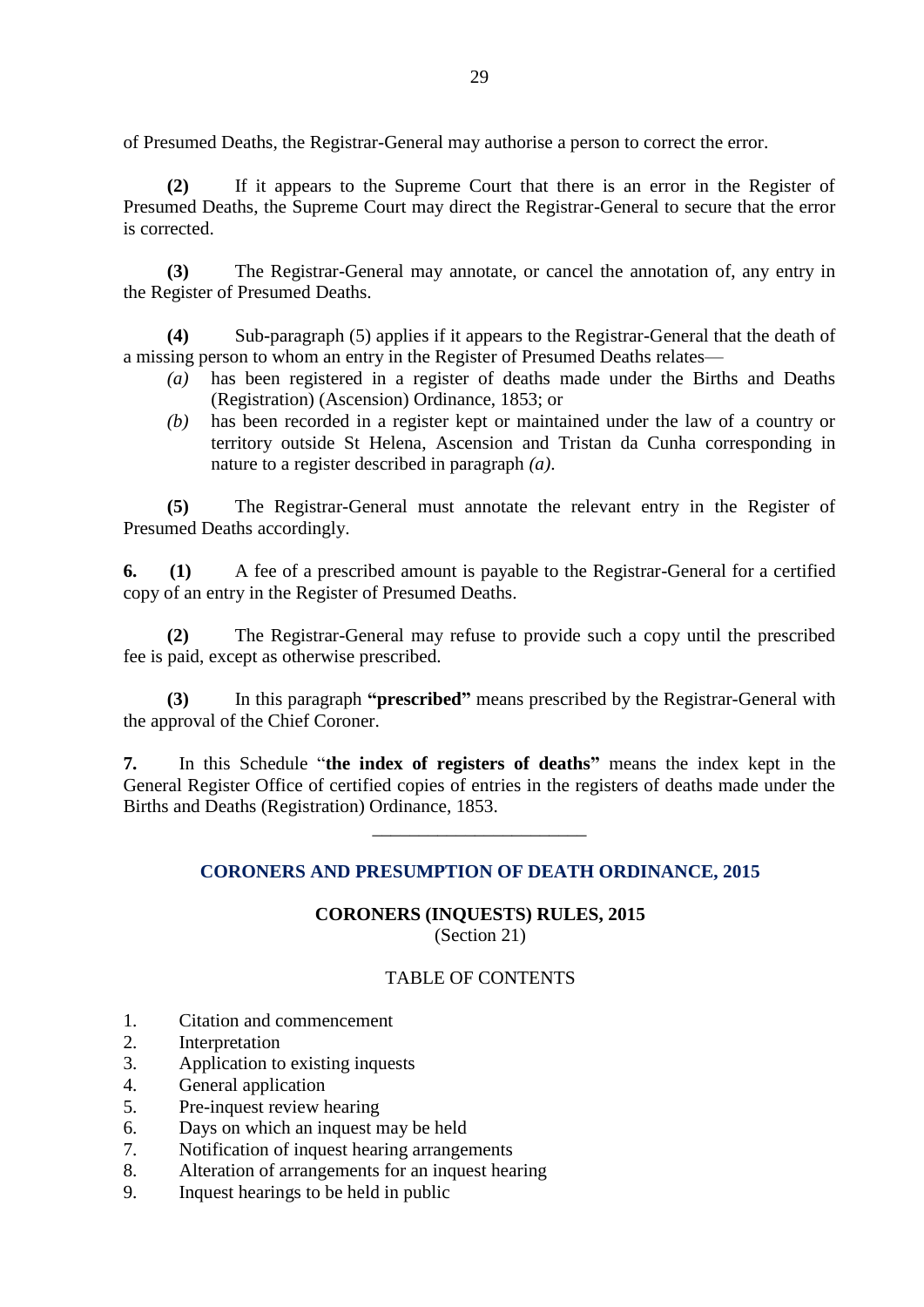of Presumed Deaths, the Registrar-General may authorise a person to correct the error.

**(2)** If it appears to the Supreme Court that there is an error in the Register of Presumed Deaths, the Supreme Court may direct the Registrar-General to secure that the error is corrected.

**(3)** The Registrar-General may annotate, or cancel the annotation of, any entry in the Register of Presumed Deaths.

**(4)** Sub-paragraph (5) applies if it appears to the Registrar-General that the death of a missing person to whom an entry in the Register of Presumed Deaths relates—

*(a)* has been registered in a register of deaths made under the Births and Deaths (Registration) (Ascension) Ordinance, 1853; or

*(b)* has been recorded in a register kept or maintained under the law of a country or territory outside St Helena, Ascension and Tristan da Cunha corresponding in nature to a register described in paragraph *(a)*.

**(5)** The Registrar-General must annotate the relevant entry in the Register of Presumed Deaths accordingly.

**6. (1)** A fee of a prescribed amount is payable to the Registrar-General for a certified copy of an entry in the Register of Presumed Deaths.

**(2)** The Registrar-General may refuse to provide such a copy until the prescribed fee is paid, except as otherwise prescribed.

**(3)** In this paragraph **"prescribed"** means prescribed by the Registrar-General with the approval of the Chief Coroner.

**7.** In this Schedule "**the index of registers of deaths"** means the index kept in the General Register Office of certified copies of entries in the registers of deaths made under the Births and Deaths (Registration) Ordinance, 1853.

---

## CORONERS AND PRESUMPTION OF DEATH ORDINANCE, 2015

### CORONERS (INQUESTS) RULES, 2015

(Section 21)

TABLE OF CONTENTS

1. Citation and commencement
2. Interpretation
3. Application to existing inquests
4. General application
5. Pre-inquest review hearing
6. Days on which an inquest may be held
7. Notification of inquest hearing arrangements
8. Alteration of arrangements for an inquest hearing
9. Inquest hearings to be held in public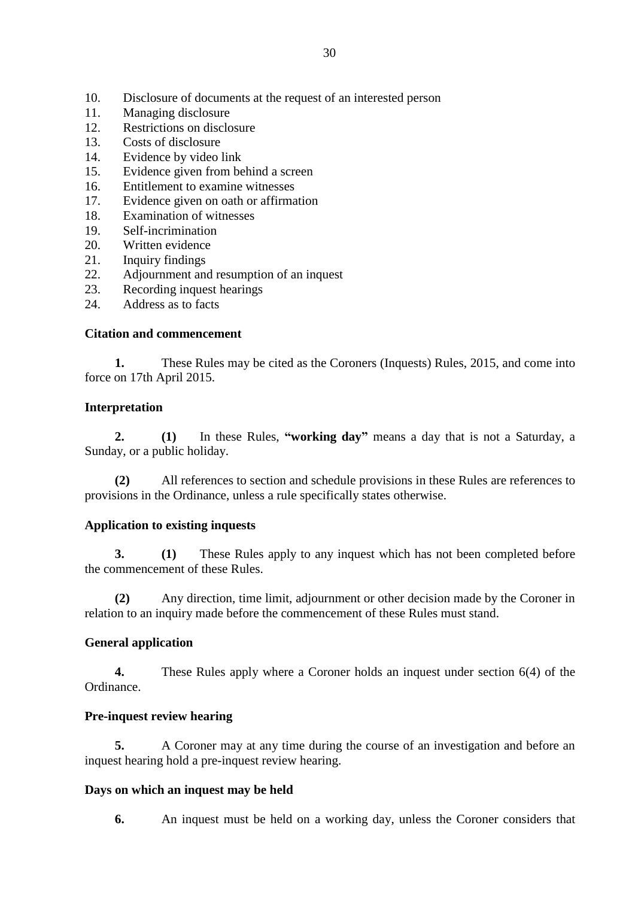10. Disclosure of documents at the request of an interested person
11. Managing disclosure
12. Restrictions on disclosure
13. Costs of disclosure
14. Evidence by video link
15. Evidence given from behind a screen
16. Entitlement to examine witnesses
17. Evidence given on oath or affirmation
18. Examination of witnesses
19. Self-incrimination
20. Written evidence
21. Inquiry findings
22. Adjournment and resumption of an inquest
23. Recording inquest hearings
24. Address as to facts

**Citation and commencement**

**1.** These Rules may be cited as the Coroners (Inquests) Rules, 2015, and come into force on 17th April 2015.

**Interpretation**

**2. (1)** In these Rules, **"working day"** means a day that is not a Saturday, a Sunday, or a public holiday.

**(2)** All references to section and schedule provisions in these Rules are references to provisions in the Ordinance, unless a rule specifically states otherwise.

**Application to existing inquests**

**3. (1)** These Rules apply to any inquest which has not been completed before the commencement of these Rules.

**(2)** Any direction, time limit, adjournment or other decision made by the Coroner in relation to an inquiry made before the commencement of these Rules must stand.

**General application**

**4.** These Rules apply where a Coroner holds an inquest under section 6(4) of the Ordinance.

**Pre-inquest review hearing**

**5.** A Coroner may at any time during the course of an investigation and before an inquest hearing hold a pre-inquest review hearing.

**Days on which an inquest may be held**

**6.** An inquest must be held on a working day, unless the Coroner considers that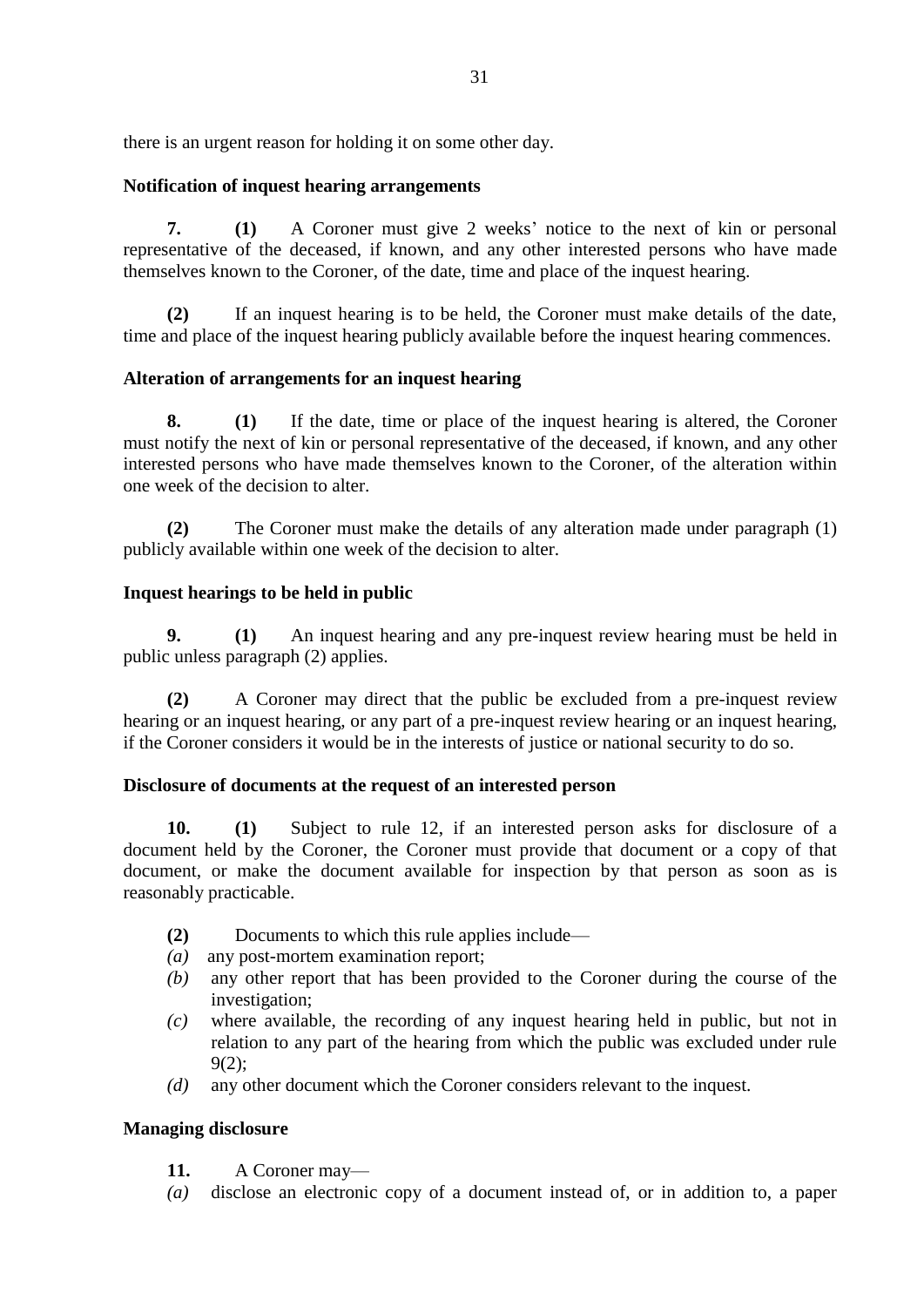there is an urgent reason for holding it on some other day.

**Notification of inquest hearing arrangements**

**7.** **(1)** A Coroner must give 2 weeks' notice to the next of kin or personal representative of the deceased, if known, and any other interested persons who have made themselves known to the Coroner, of the date, time and place of the inquest hearing.

**(2)** If an inquest hearing is to be held, the Coroner must make details of the date, time and place of the inquest hearing publicly available before the inquest hearing commences.

**Alteration of arrangements for an inquest hearing**

**8.** **(1)** If the date, time or place of the inquest hearing is altered, the Coroner must notify the next of kin or personal representative of the deceased, if known, and any other interested persons who have made themselves known to the Coroner, of the alteration within one week of the decision to alter.

**(2)** The Coroner must make the details of any alteration made under paragraph (1) publicly available within one week of the decision to alter.

**Inquest hearings to be held in public**

**9.** **(1)** An inquest hearing and any pre-inquest review hearing must be held in public unless paragraph (2) applies.

**(2)** A Coroner may direct that the public be excluded from a pre-inquest review hearing or an inquest hearing, or any part of a pre-inquest review hearing or an inquest hearing, if the Coroner considers it would be in the interests of justice or national security to do so.

**Disclosure of documents at the request of an interested person**

**10.** **(1)** Subject to rule 12, if an interested person asks for disclosure of a document held by the Coroner, the Coroner must provide that document or a copy of that document, or make the document available for inspection by that person as soon as is reasonably practicable.

**(2)** Documents to which this rule applies include—

*(a)* any post-mortem examination report;

*(b)* any other report that has been provided to the Coroner during the course of the investigation;

*(c)* where available, the recording of any inquest hearing held in public, but not in relation to any part of the hearing from which the public was excluded under rule 9(2);

*(d)* any other document which the Coroner considers relevant to the inquest.

**Managing disclosure**

**11.** A Coroner may—

*(a)* disclose an electronic copy of a document instead of, or in addition to, a paper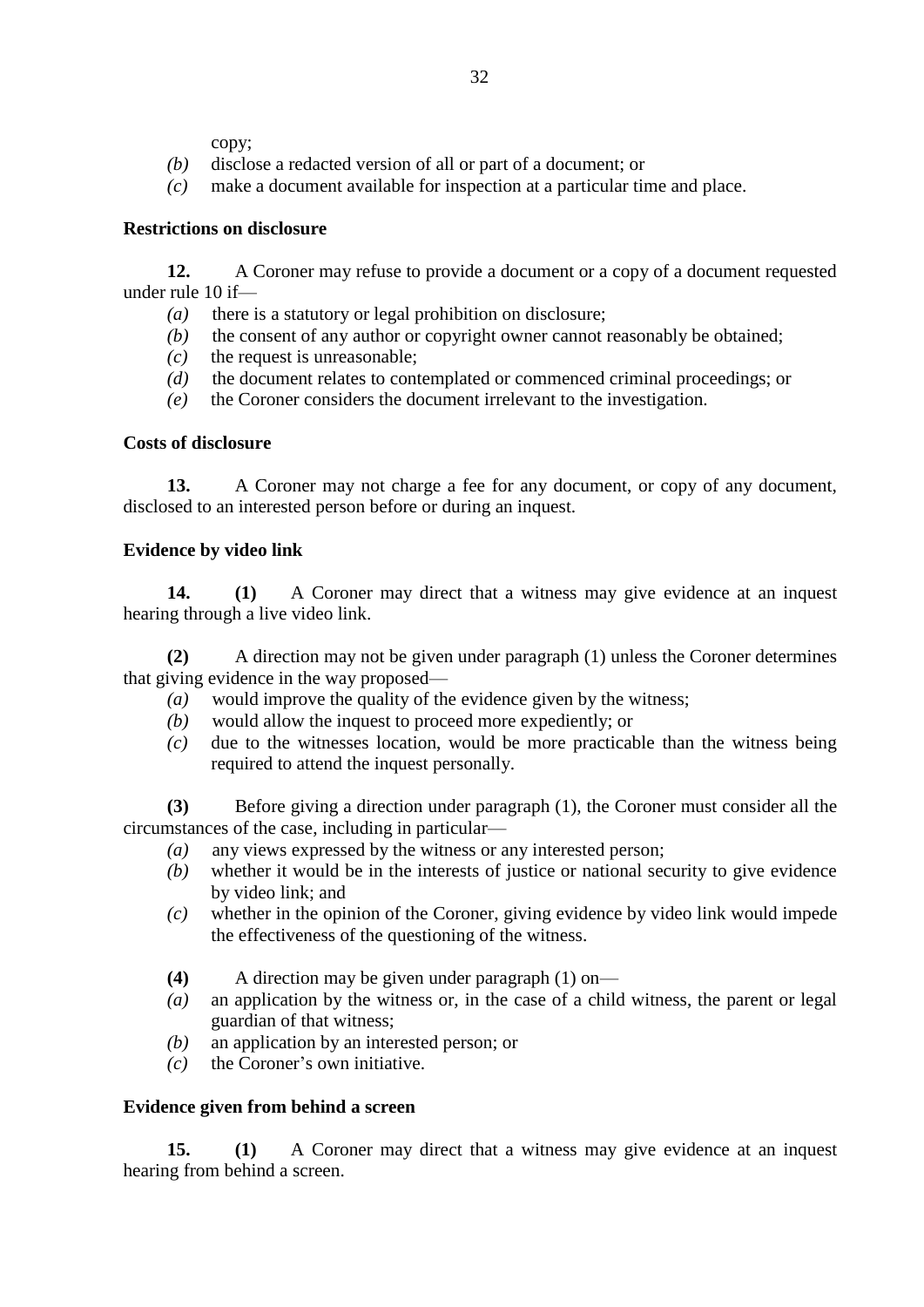copy;

*(b)* disclose a redacted version of all or part of a document; or

*(c)* make a document available for inspection at a particular time and place.

**Restrictions on disclosure**

**12.** A Coroner may refuse to provide a document or a copy of a document requested under rule 10 if—

*(a)* there is a statutory or legal prohibition on disclosure;

*(b)* the consent of any author or copyright owner cannot reasonably be obtained;

*(c)* the request is unreasonable;

*(d)* the document relates to contemplated or commenced criminal proceedings; or

*(e)* the Coroner considers the document irrelevant to the investigation.

**Costs of disclosure**

**13.** A Coroner may not charge a fee for any document, or copy of any document, disclosed to an interested person before or during an inquest.

**Evidence by video link**

**14. (1)** A Coroner may direct that a witness may give evidence at an inquest hearing through a live video link.

**(2)** A direction may not be given under paragraph (1) unless the Coroner determines that giving evidence in the way proposed—

*(a)* would improve the quality of the evidence given by the witness;

*(b)* would allow the inquest to proceed more expediently; or

*(c)* due to the witnesses location, would be more practicable than the witness being required to attend the inquest personally.

**(3)** Before giving a direction under paragraph (1), the Coroner must consider all the circumstances of the case, including in particular—

*(a)* any views expressed by the witness or any interested person;

*(b)* whether it would be in the interests of justice or national security to give evidence by video link; and

*(c)* whether in the opinion of the Coroner, giving evidence by video link would impede the effectiveness of the questioning of the witness.

**(4)** A direction may be given under paragraph (1) on—

*(a)* an application by the witness or, in the case of a child witness, the parent or legal guardian of that witness;

*(b)* an application by an interested person; or

*(c)* the Coroner's own initiative.

**Evidence given from behind a screen**

**15. (1)** A Coroner may direct that a witness may give evidence at an inquest hearing from behind a screen.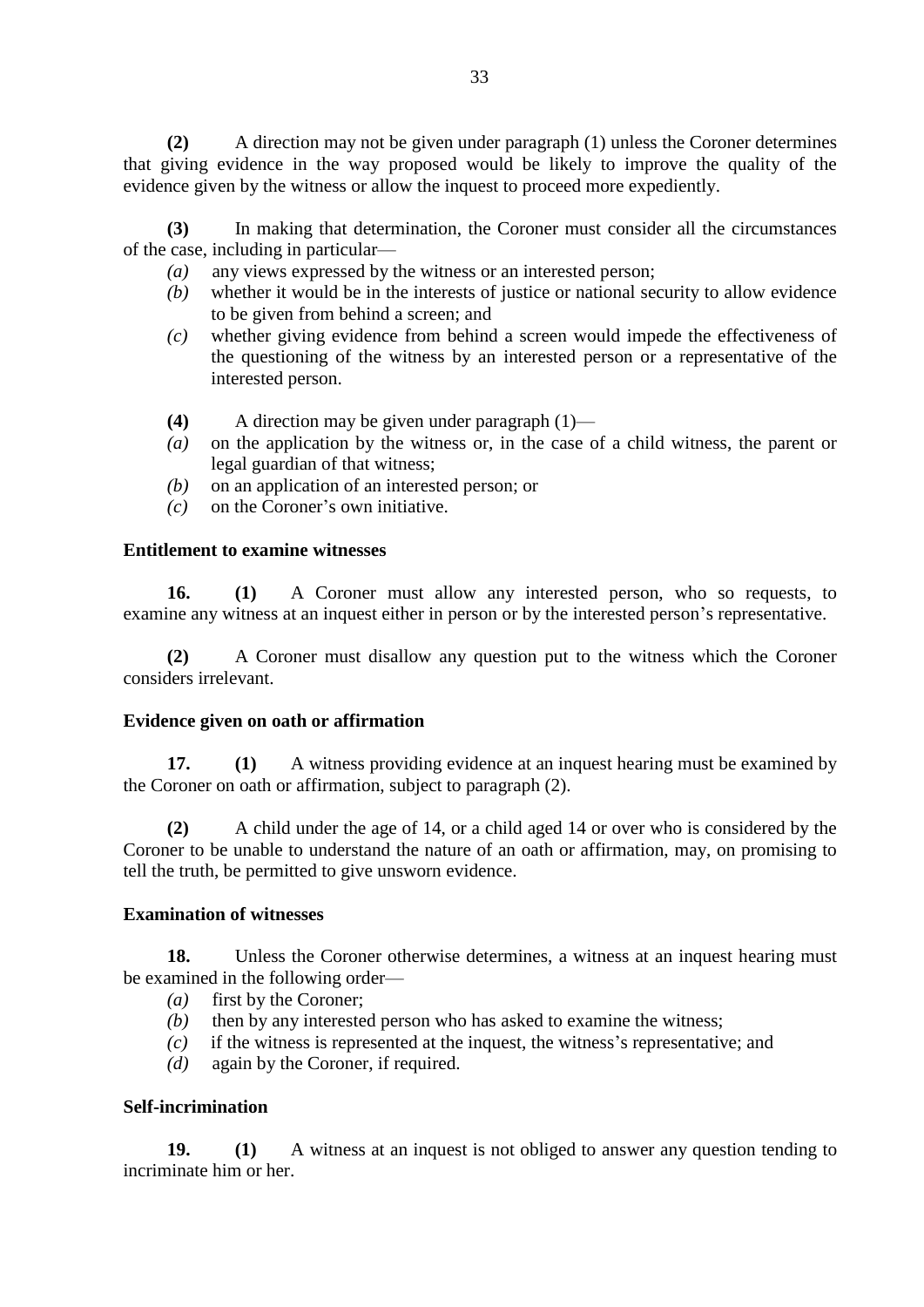**(2)** A direction may not be given under paragraph (1) unless the Coroner determines that giving evidence in the way proposed would be likely to improve the quality of the evidence given by the witness or allow the inquest to proceed more expediently.

**(3)** In making that determination, the Coroner must consider all the circumstances of the case, including in particular—

*(a)* any views expressed by the witness or an interested person;

*(b)* whether it would be in the interests of justice or national security to allow evidence to be given from behind a screen; and

*(c)* whether giving evidence from behind a screen would impede the effectiveness of the questioning of the witness by an interested person or a representative of the interested person.

**(4)** A direction may be given under paragraph (1)—

*(a)* on the application by the witness or, in the case of a child witness, the parent or legal guardian of that witness;

*(b)* on an application of an interested person; or

*(c)* on the Coroner's own initiative.

**Entitlement to examine witnesses**

**16.** **(1)** A Coroner must allow any interested person, who so requests, to examine any witness at an inquest either in person or by the interested person's representative.

**(2)** A Coroner must disallow any question put to the witness which the Coroner considers irrelevant.

**Evidence given on oath or affirmation**

**17.** **(1)** A witness providing evidence at an inquest hearing must be examined by the Coroner on oath or affirmation, subject to paragraph (2).

**(2)** A child under the age of 14, or a child aged 14 or over who is considered by the Coroner to be unable to understand the nature of an oath or affirmation, may, on promising to tell the truth, be permitted to give unsworn evidence.

**Examination of witnesses**

**18.** Unless the Coroner otherwise determines, a witness at an inquest hearing must be examined in the following order—

*(a)* first by the Coroner;

*(b)* then by any interested person who has asked to examine the witness;

*(c)* if the witness is represented at the inquest, the witness's representative; and

*(d)* again by the Coroner, if required.

**Self-incrimination**

**19.** **(1)** A witness at an inquest is not obliged to answer any question tending to incriminate him or her.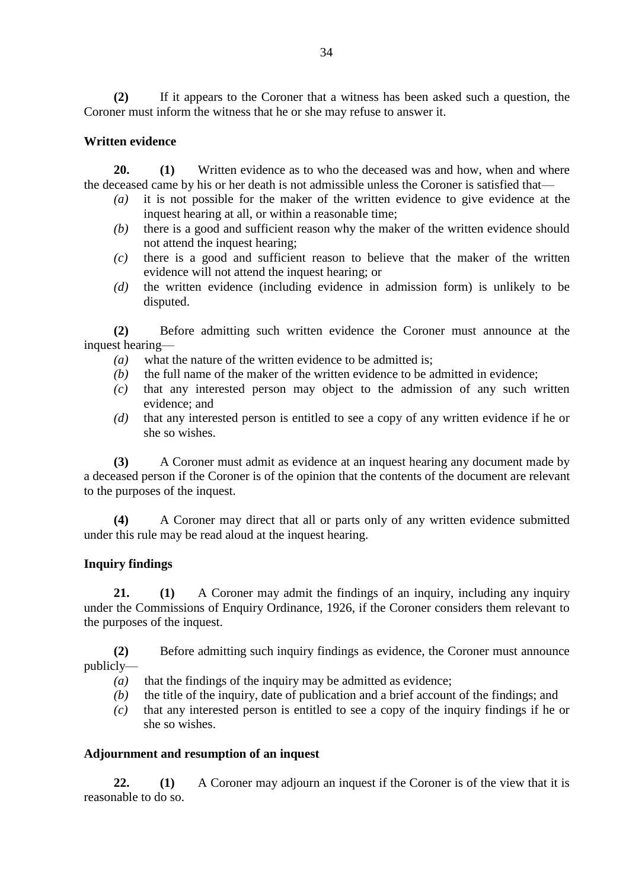**(2)** If it appears to the Coroner that a witness has been asked such a question, the Coroner must inform the witness that he or she may refuse to answer it.

**Written evidence**

**20.** **(1)** Written evidence as to who the deceased was and how, when and where the deceased came by his or her death is not admissible unless the Coroner is satisfied that—

*(a)* it is not possible for the maker of the written evidence to give evidence at the inquest hearing at all, or within a reasonable time;

*(b)* there is a good and sufficient reason why the maker of the written evidence should not attend the inquest hearing;

*(c)* there is a good and sufficient reason to believe that the maker of the written evidence will not attend the inquest hearing; or

*(d)* the written evidence (including evidence in admission form) is unlikely to be disputed.

**(2)** Before admitting such written evidence the Coroner must announce at the inquest hearing—

*(a)* what the nature of the written evidence to be admitted is;

*(b)* the full name of the maker of the written evidence to be admitted in evidence;

*(c)* that any interested person may object to the admission of any such written evidence; and

*(d)* that any interested person is entitled to see a copy of any written evidence if he or she so wishes.

**(3)** A Coroner must admit as evidence at an inquest hearing any document made by a deceased person if the Coroner is of the opinion that the contents of the document are relevant to the purposes of the inquest.

**(4)** A Coroner may direct that all or parts only of any written evidence submitted under this rule may be read aloud at the inquest hearing.

**Inquiry findings**

**21.** **(1)** A Coroner may admit the findings of an inquiry, including any inquiry under the Commissions of Enquiry Ordinance, 1926, if the Coroner considers them relevant to the purposes of the inquest.

**(2)** Before admitting such inquiry findings as evidence, the Coroner must announce publicly—

*(a)* that the findings of the inquiry may be admitted as evidence;

*(b)* the title of the inquiry, date of publication and a brief account of the findings; and

*(c)* that any interested person is entitled to see a copy of the inquiry findings if he or she so wishes.

**Adjournment and resumption of an inquest**

**22.** **(1)** A Coroner may adjourn an inquest if the Coroner is of the view that it is reasonable to do so.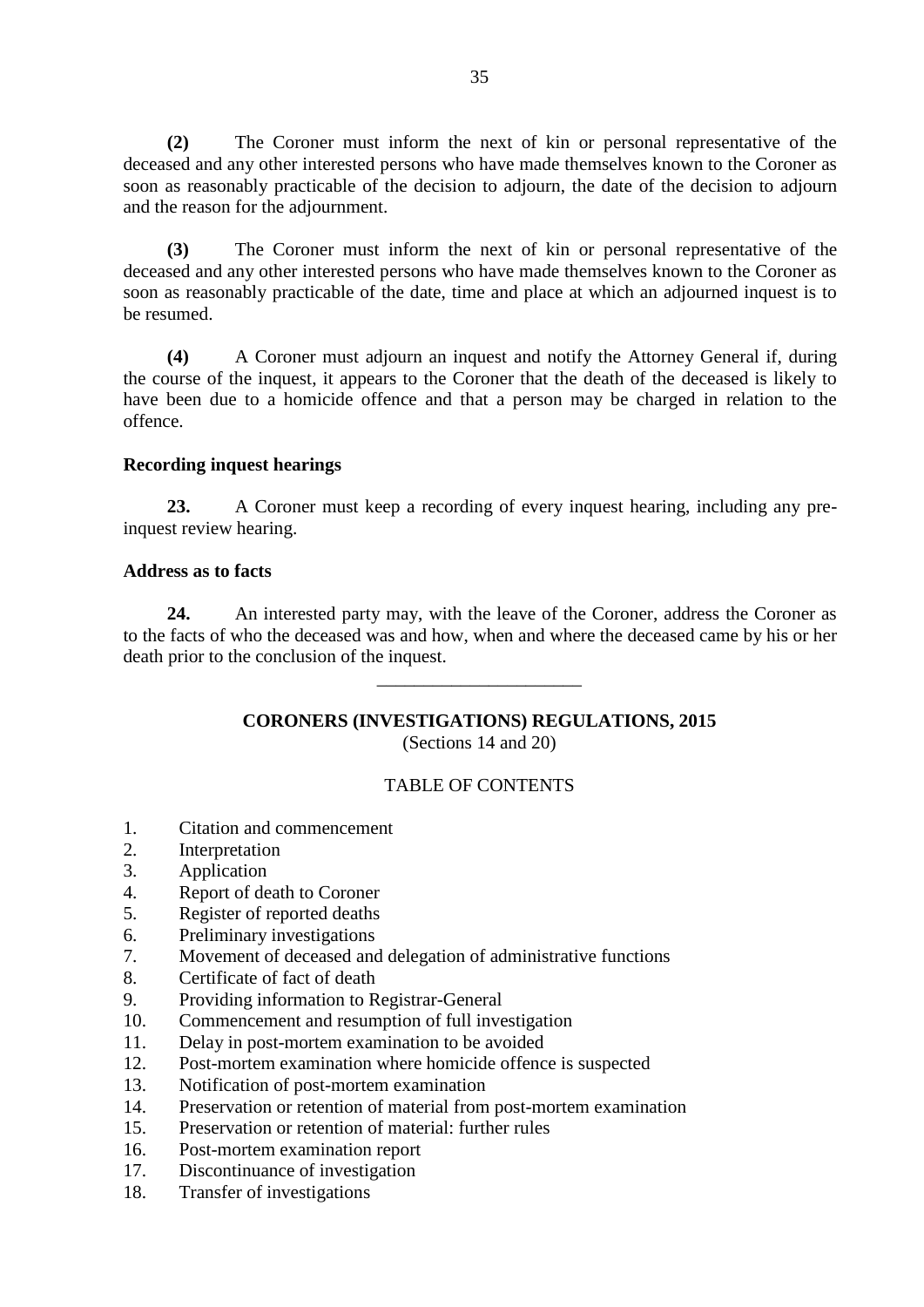**(2)** The Coroner must inform the next of kin or personal representative of the deceased and any other interested persons who have made themselves known to the Coroner as soon as reasonably practicable of the decision to adjourn, the date of the decision to adjourn and the reason for the adjournment.

**(3)** The Coroner must inform the next of kin or personal representative of the deceased and any other interested persons who have made themselves known to the Coroner as soon as reasonably practicable of the date, time and place at which an adjourned inquest is to be resumed.

**(4)** A Coroner must adjourn an inquest and notify the Attorney General if, during the course of the inquest, it appears to the Coroner that the death of the deceased is likely to have been due to a homicide offence and that a person may be charged in relation to the offence.

**Recording inquest hearings**

**23.** A Coroner must keep a recording of every inquest hearing, including any pre-inquest review hearing.

**Address as to facts**

**24.** An interested party may, with the leave of the Coroner, address the Coroner as to the facts of who the deceased was and how, when and where the deceased came by his or her death prior to the conclusion of the inquest.

---

## CORONERS (INVESTIGATIONS) REGULATIONS, 2015

(Sections 14 and 20)

TABLE OF CONTENTS

1. Citation and commencement
2. Interpretation
3. Application
4. Report of death to Coroner
5. Register of reported deaths
6. Preliminary investigations
7. Movement of deceased and delegation of administrative functions
8. Certificate of fact of death
9. Providing information to Registrar-General
10. Commencement and resumption of full investigation
11. Delay in post-mortem examination to be avoided
12. Post-mortem examination where homicide offence is suspected
13. Notification of post-mortem examination
14. Preservation or retention of material from post-mortem examination
15. Preservation or retention of material: further rules
16. Post-mortem examination report
17. Discontinuance of investigation
18. Transfer of investigations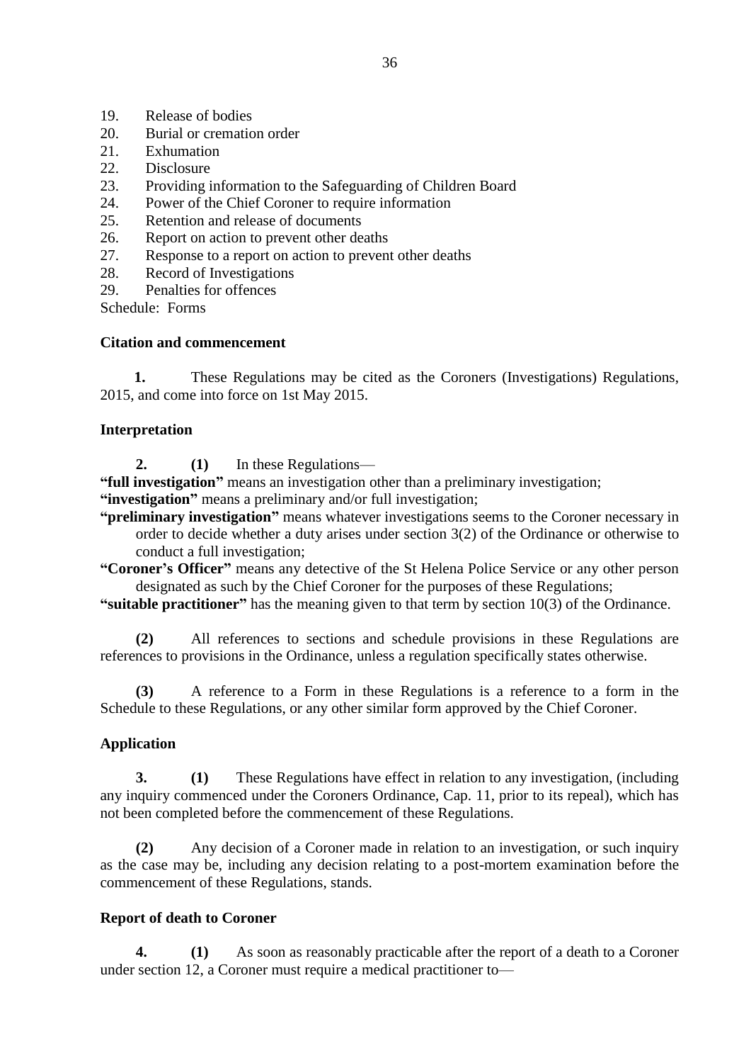19. Release of bodies
20. Burial or cremation order
21. Exhumation
22. Disclosure
23. Providing information to the Safeguarding of Children Board
24. Power of the Chief Coroner to require information
25. Retention and release of documents
26. Report on action to prevent other deaths
27. Response to a report on action to prevent other deaths
28. Record of Investigations
29. Penalties for offences

Schedule: Forms

**Citation and commencement**

**1.** These Regulations may be cited as the Coroners (Investigations) Regulations, 2015, and come into force on 1st May 2015.

**Interpretation**

**2.** **(1)** In these Regulations—

**"full investigation"** means an investigation other than a preliminary investigation;

**"investigation"** means a preliminary and/or full investigation;

**"preliminary investigation"** means whatever investigations seems to the Coroner necessary in order to decide whether a duty arises under section 3(2) of the Ordinance or otherwise to conduct a full investigation;

**"Coroner's Officer"** means any detective of the St Helena Police Service or any other person designated as such by the Chief Coroner for the purposes of these Regulations;

**"suitable practitioner"** has the meaning given to that term by section 10(3) of the Ordinance.

**(2)** All references to sections and schedule provisions in these Regulations are references to provisions in the Ordinance, unless a regulation specifically states otherwise.

**(3)** A reference to a Form in these Regulations is a reference to a form in the Schedule to these Regulations, or any other similar form approved by the Chief Coroner.

**Application**

**3.** **(1)** These Regulations have effect in relation to any investigation, (including any inquiry commenced under the Coroners Ordinance, Cap. 11, prior to its repeal), which has not been completed before the commencement of these Regulations.

**(2)** Any decision of a Coroner made in relation to an investigation, or such inquiry as the case may be, including any decision relating to a post-mortem examination before the commencement of these Regulations, stands.

**Report of death to Coroner**

**4.** **(1)** As soon as reasonably practicable after the report of a death to a Coroner under section 12, a Coroner must require a medical practitioner to—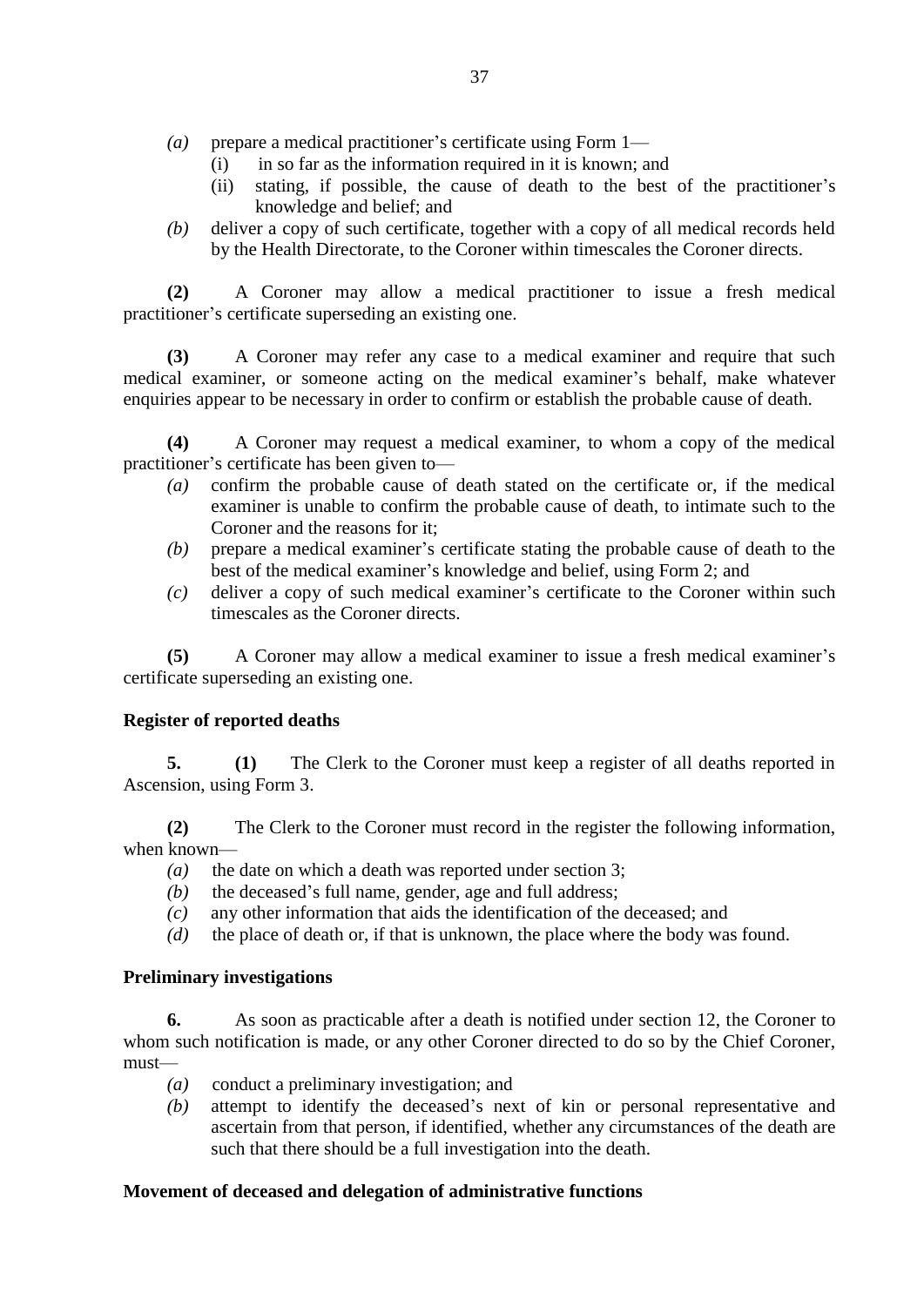*(a)* prepare a medical practitioner's certificate using Form 1—

  (i) in so far as the information required in it is known; and

  (ii) stating, if possible, the cause of death to the best of the practitioner's knowledge and belief; and

*(b)* deliver a copy of such certificate, together with a copy of all medical records held by the Health Directorate, to the Coroner within timescales the Coroner directs.

**(2)** A Coroner may allow a medical practitioner to issue a fresh medical practitioner's certificate superseding an existing one.

**(3)** A Coroner may refer any case to a medical examiner and require that such medical examiner, or someone acting on the medical examiner's behalf, make whatever enquiries appear to be necessary in order to confirm or establish the probable cause of death.

**(4)** A Coroner may request a medical examiner, to whom a copy of the medical practitioner's certificate has been given to—

*(a)* confirm the probable cause of death stated on the certificate or, if the medical examiner is unable to confirm the probable cause of death, to intimate such to the Coroner and the reasons for it;

*(b)* prepare a medical examiner's certificate stating the probable cause of death to the best of the medical examiner's knowledge and belief, using Form 2; and

*(c)* deliver a copy of such medical examiner's certificate to the Coroner within such timescales as the Coroner directs.

**(5)** A Coroner may allow a medical examiner to issue a fresh medical examiner's certificate superseding an existing one.

**Register of reported deaths**

**5.** **(1)** The Clerk to the Coroner must keep a register of all deaths reported in Ascension, using Form 3.

**(2)** The Clerk to the Coroner must record in the register the following information, when known—

*(a)* the date on which a death was reported under section 3;

*(b)* the deceased's full name, gender, age and full address;

*(c)* any other information that aids the identification of the deceased; and

*(d)* the place of death or, if that is unknown, the place where the body was found.

**Preliminary investigations**

**6.** As soon as practicable after a death is notified under section 12, the Coroner to whom such notification is made, or any other Coroner directed to do so by the Chief Coroner, must—

*(a)* conduct a preliminary investigation; and

*(b)* attempt to identify the deceased's next of kin or personal representative and ascertain from that person, if identified, whether any circumstances of the death are such that there should be a full investigation into the death.

**Movement of deceased and delegation of administrative functions**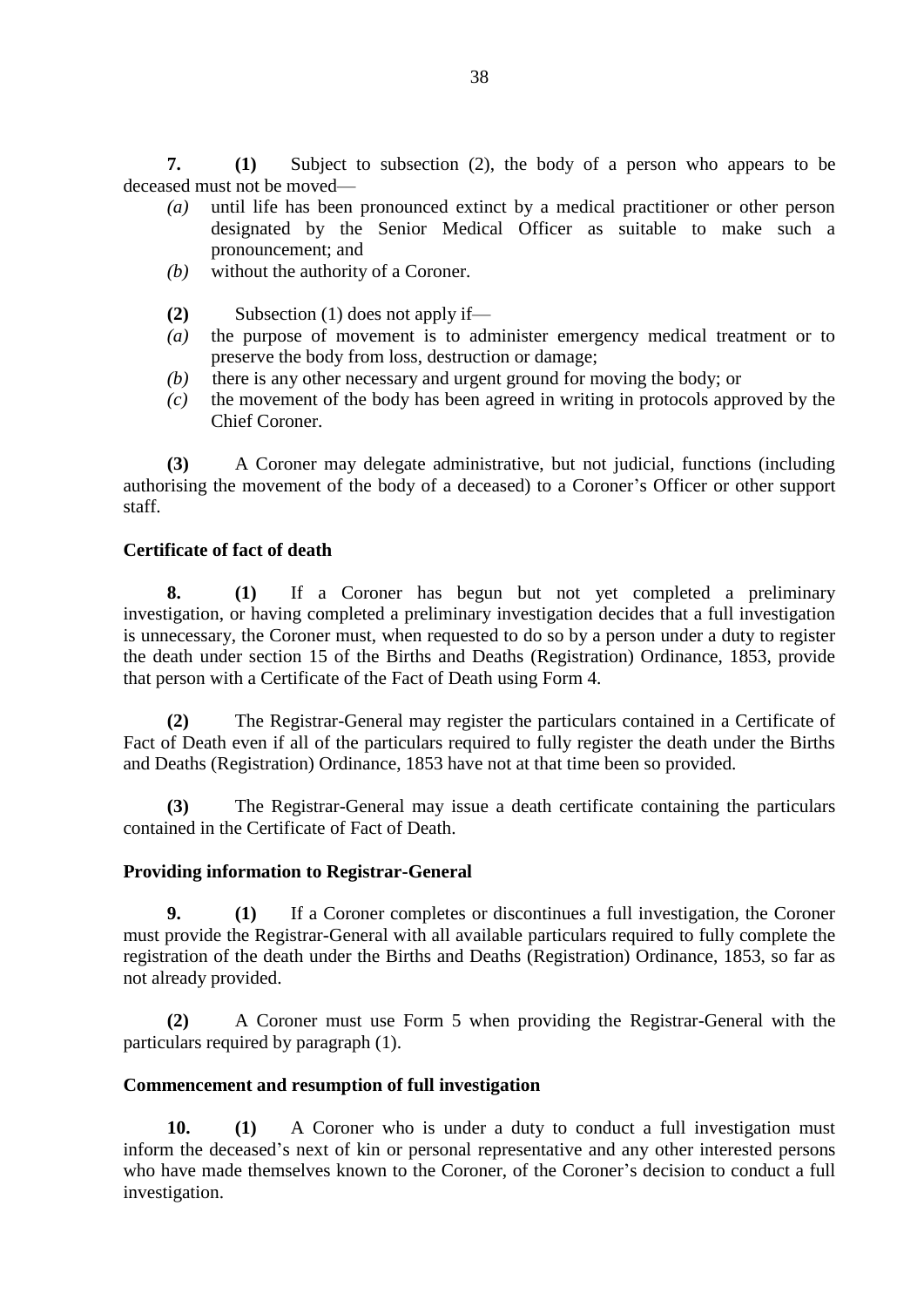**7.** **(1)** Subject to subsection (2), the body of a person who appears to be deceased must not be moved—

*(a)* until life has been pronounced extinct by a medical practitioner or other person designated by the Senior Medical Officer as suitable to make such a pronouncement; and

*(b)* without the authority of a Coroner.

**(2)** Subsection (1) does not apply if—

*(a)* the purpose of movement is to administer emergency medical treatment or to preserve the body from loss, destruction or damage;

*(b)* there is any other necessary and urgent ground for moving the body; or

*(c)* the movement of the body has been agreed in writing in protocols approved by the Chief Coroner.

**(3)** A Coroner may delegate administrative, but not judicial, functions (including authorising the movement of the body of a deceased) to a Coroner's Officer or other support staff.

**Certificate of fact of death**

**8.** **(1)** If a Coroner has begun but not yet completed a preliminary investigation, or having completed a preliminary investigation decides that a full investigation is unnecessary, the Coroner must, when requested to do so by a person under a duty to register the death under section 15 of the Births and Deaths (Registration) Ordinance, 1853, provide that person with a Certificate of the Fact of Death using Form 4.

**(2)** The Registrar-General may register the particulars contained in a Certificate of Fact of Death even if all of the particulars required to fully register the death under the Births and Deaths (Registration) Ordinance, 1853 have not at that time been so provided.

**(3)** The Registrar-General may issue a death certificate containing the particulars contained in the Certificate of Fact of Death.

**Providing information to Registrar-General**

**9.** **(1)** If a Coroner completes or discontinues a full investigation, the Coroner must provide the Registrar-General with all available particulars required to fully complete the registration of the death under the Births and Deaths (Registration) Ordinance, 1853, so far as not already provided.

**(2)** A Coroner must use Form 5 when providing the Registrar-General with the particulars required by paragraph (1).

**Commencement and resumption of full investigation**

**10.** **(1)** A Coroner who is under a duty to conduct a full investigation must inform the deceased's next of kin or personal representative and any other interested persons who have made themselves known to the Coroner, of the Coroner's decision to conduct a full investigation.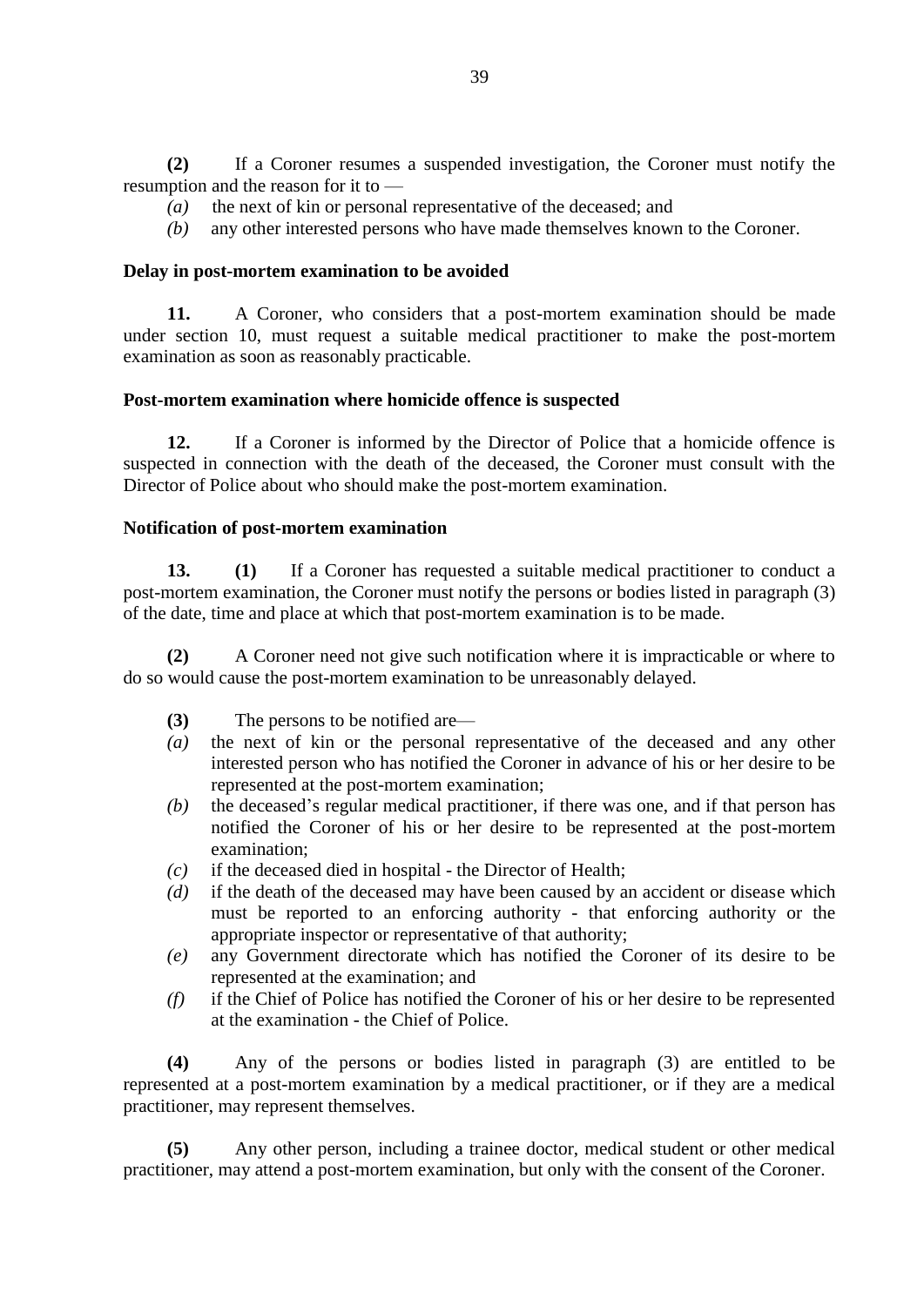**(2)** If a Coroner resumes a suspended investigation, the Coroner must notify the resumption and the reason for it to —

*(a)* the next of kin or personal representative of the deceased; and
*(b)* any other interested persons who have made themselves known to the Coroner.

**Delay in post-mortem examination to be avoided**

**11.** A Coroner, who considers that a post-mortem examination should be made under section 10, must request a suitable medical practitioner to make the post-mortem examination as soon as reasonably practicable.

**Post-mortem examination where homicide offence is suspected**

**12.** If a Coroner is informed by the Director of Police that a homicide offence is suspected in connection with the death of the deceased, the Coroner must consult with the Director of Police about who should make the post-mortem examination.

**Notification of post-mortem examination**

**13.** **(1)** If a Coroner has requested a suitable medical practitioner to conduct a post-mortem examination, the Coroner must notify the persons or bodies listed in paragraph (3) of the date, time and place at which that post-mortem examination is to be made.

**(2)** A Coroner need not give such notification where it is impracticable or where to do so would cause the post-mortem examination to be unreasonably delayed.

**(3)** The persons to be notified are—

*(a)* the next of kin or the personal representative of the deceased and any other interested person who has notified the Coroner in advance of his or her desire to be represented at the post-mortem examination;
*(b)* the deceased's regular medical practitioner, if there was one, and if that person has notified the Coroner of his or her desire to be represented at the post-mortem examination;
*(c)* if the deceased died in hospital - the Director of Health;
*(d)* if the death of the deceased may have been caused by an accident or disease which must be reported to an enforcing authority - that enforcing authority or the appropriate inspector or representative of that authority;
*(e)* any Government directorate which has notified the Coroner of its desire to be represented at the examination; and
*(f)* if the Chief of Police has notified the Coroner of his or her desire to be represented at the examination - the Chief of Police.

**(4)** Any of the persons or bodies listed in paragraph (3) are entitled to be represented at a post-mortem examination by a medical practitioner, or if they are a medical practitioner, may represent themselves.

**(5)** Any other person, including a trainee doctor, medical student or other medical practitioner, may attend a post-mortem examination, but only with the consent of the Coroner.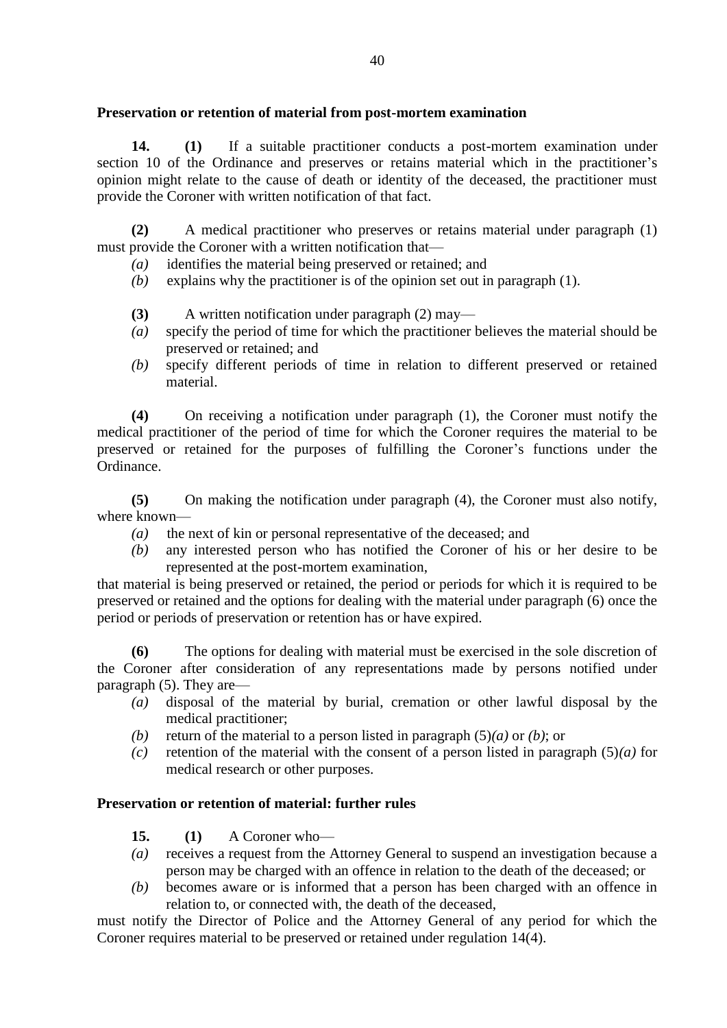**Preservation or retention of material from post-mortem examination**

**14.** **(1)** If a suitable practitioner conducts a post-mortem examination under section 10 of the Ordinance and preserves or retains material which in the practitioner's opinion might relate to the cause of death or identity of the deceased, the practitioner must provide the Coroner with written notification of that fact.

**(2)** A medical practitioner who preserves or retains material under paragraph (1) must provide the Coroner with a written notification that—

*(a)* identifies the material being preserved or retained; and

*(b)* explains why the practitioner is of the opinion set out in paragraph (1).

**(3)** A written notification under paragraph (2) may—

*(a)* specify the period of time for which the practitioner believes the material should be preserved or retained; and

*(b)* specify different periods of time in relation to different preserved or retained material.

**(4)** On receiving a notification under paragraph (1), the Coroner must notify the medical practitioner of the period of time for which the Coroner requires the material to be preserved or retained for the purposes of fulfilling the Coroner's functions under the Ordinance.

**(5)** On making the notification under paragraph (4), the Coroner must also notify, where known—

*(a)* the next of kin or personal representative of the deceased; and

*(b)* any interested person who has notified the Coroner of his or her desire to be represented at the post-mortem examination,

that material is being preserved or retained, the period or periods for which it is required to be preserved or retained and the options for dealing with the material under paragraph (6) once the period or periods of preservation or retention has or have expired.

**(6)** The options for dealing with material must be exercised in the sole discretion of the Coroner after consideration of any representations made by persons notified under paragraph (5). They are—

*(a)* disposal of the material by burial, cremation or other lawful disposal by the medical practitioner;

*(b)* return of the material to a person listed in paragraph (5)*(a)* or *(b)*; or

*(c)* retention of the material with the consent of a person listed in paragraph (5)*(a)* for medical research or other purposes.

**Preservation or retention of material: further rules**

**15.** **(1)** A Coroner who—

*(a)* receives a request from the Attorney General to suspend an investigation because a person may be charged with an offence in relation to the death of the deceased; or

*(b)* becomes aware or is informed that a person has been charged with an offence in relation to, or connected with, the death of the deceased,

must notify the Director of Police and the Attorney General of any period for which the Coroner requires material to be preserved or retained under regulation 14(4).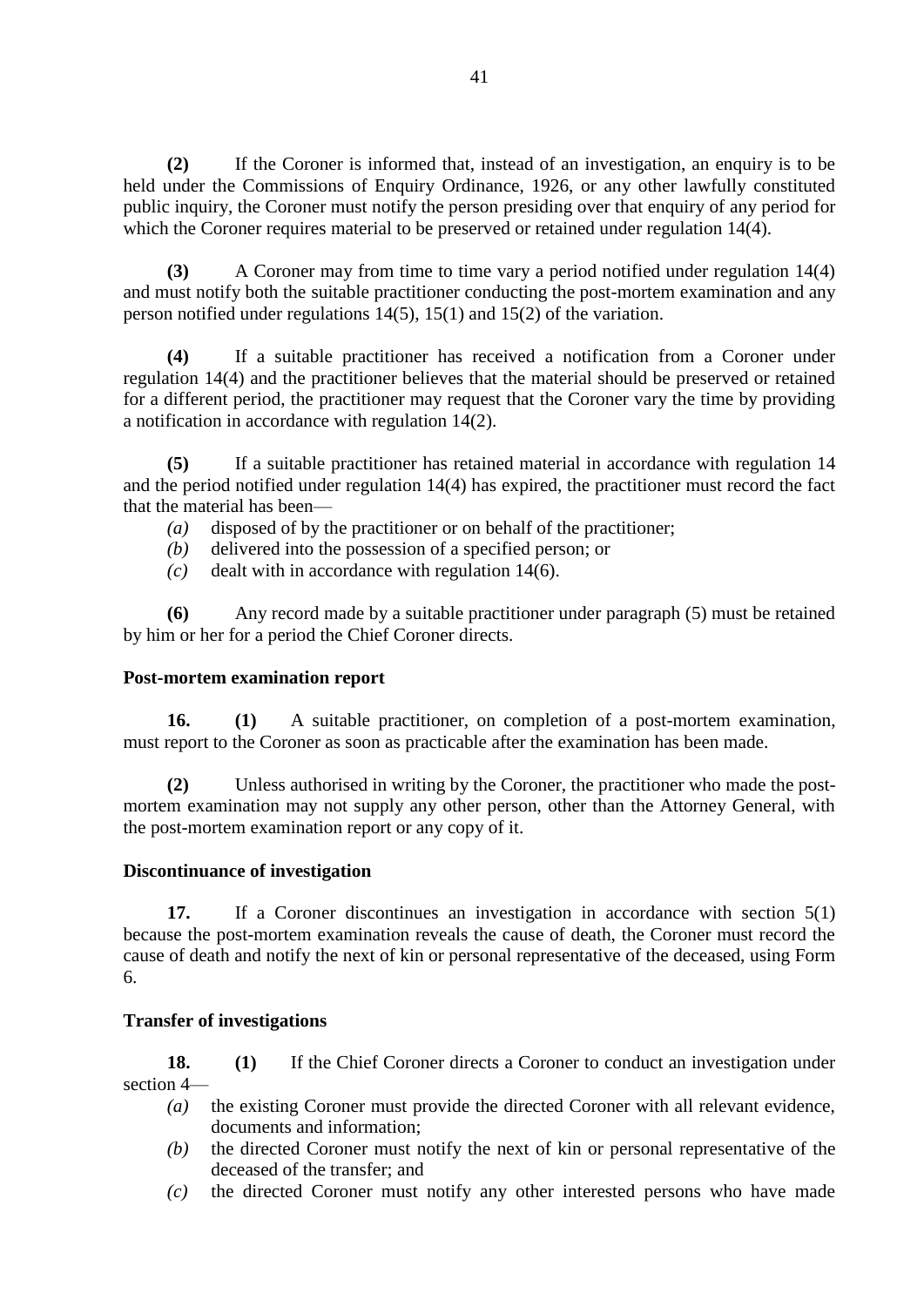**(2)** If the Coroner is informed that, instead of an investigation, an enquiry is to be held under the Commissions of Enquiry Ordinance, 1926, or any other lawfully constituted public inquiry, the Coroner must notify the person presiding over that enquiry of any period for which the Coroner requires material to be preserved or retained under regulation 14(4).

**(3)** A Coroner may from time to time vary a period notified under regulation 14(4) and must notify both the suitable practitioner conducting the post-mortem examination and any person notified under regulations 14(5), 15(1) and 15(2) of the variation.

**(4)** If a suitable practitioner has received a notification from a Coroner under regulation 14(4) and the practitioner believes that the material should be preserved or retained for a different period, the practitioner may request that the Coroner vary the time by providing a notification in accordance with regulation 14(2).

**(5)** If a suitable practitioner has retained material in accordance with regulation 14 and the period notified under regulation 14(4) has expired, the practitioner must record the fact that the material has been—

*(a)* disposed of by the practitioner or on behalf of the practitioner;
*(b)* delivered into the possession of a specified person; or
*(c)* dealt with in accordance with regulation 14(6).

**(6)** Any record made by a suitable practitioner under paragraph (5) must be retained by him or her for a period the Chief Coroner directs.

**Post-mortem examination report**

**16.** **(1)** A suitable practitioner, on completion of a post-mortem examination, must report to the Coroner as soon as practicable after the examination has been made.

**(2)** Unless authorised in writing by the Coroner, the practitioner who made the post-mortem examination may not supply any other person, other than the Attorney General, with the post-mortem examination report or any copy of it.

**Discontinuance of investigation**

**17.** If a Coroner discontinues an investigation in accordance with section 5(1) because the post-mortem examination reveals the cause of death, the Coroner must record the cause of death and notify the next of kin or personal representative of the deceased, using Form 6.

**Transfer of investigations**

**18.** **(1)** If the Chief Coroner directs a Coroner to conduct an investigation under section 4—

*(a)* the existing Coroner must provide the directed Coroner with all relevant evidence, documents and information;
*(b)* the directed Coroner must notify the next of kin or personal representative of the deceased of the transfer; and
*(c)* the directed Coroner must notify any other interested persons who have made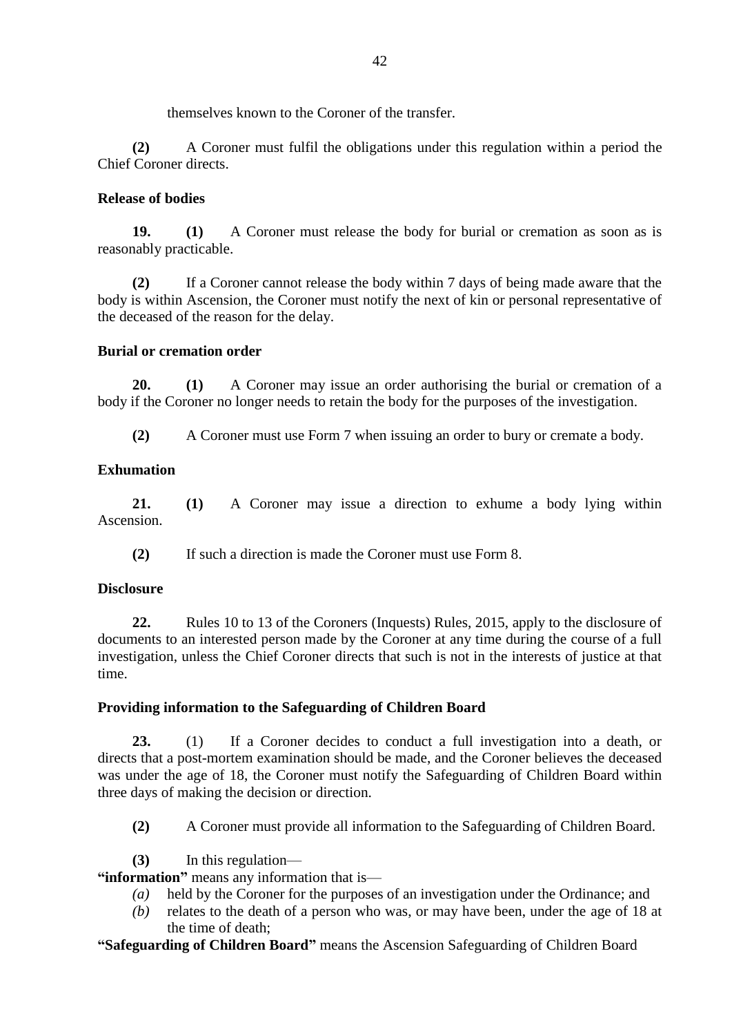themselves known to the Coroner of the transfer.

**(2)** A Coroner must fulfil the obligations under this regulation within a period the Chief Coroner directs.

**Release of bodies**

**19.** **(1)** A Coroner must release the body for burial or cremation as soon as is reasonably practicable.

**(2)** If a Coroner cannot release the body within 7 days of being made aware that the body is within Ascension, the Coroner must notify the next of kin or personal representative of the deceased of the reason for the delay.

**Burial or cremation order**

**20.** **(1)** A Coroner may issue an order authorising the burial or cremation of a body if the Coroner no longer needs to retain the body for the purposes of the investigation.

**(2)** A Coroner must use Form 7 when issuing an order to bury or cremate a body.

**Exhumation**

**21.** **(1)** A Coroner may issue a direction to exhume a body lying within Ascension.

**(2)** If such a direction is made the Coroner must use Form 8.

**Disclosure**

**22.** Rules 10 to 13 of the Coroners (Inquests) Rules, 2015, apply to the disclosure of documents to an interested person made by the Coroner at any time during the course of a full investigation, unless the Chief Coroner directs that such is not in the interests of justice at that time.

**Providing information to the Safeguarding of Children Board**

**23.** (1) If a Coroner decides to conduct a full investigation into a death, or directs that a post-mortem examination should be made, and the Coroner believes the deceased was under the age of 18, the Coroner must notify the Safeguarding of Children Board within three days of making the decision or direction.

**(2)** A Coroner must provide all information to the Safeguarding of Children Board.

**(3)** In this regulation—

**"information"** means any information that is—

*(a)* held by the Coroner for the purposes of an investigation under the Ordinance; and

*(b)* relates to the death of a person who was, or may have been, under the age of 18 at the time of death;

**"Safeguarding of Children Board"** means the Ascension Safeguarding of Children Board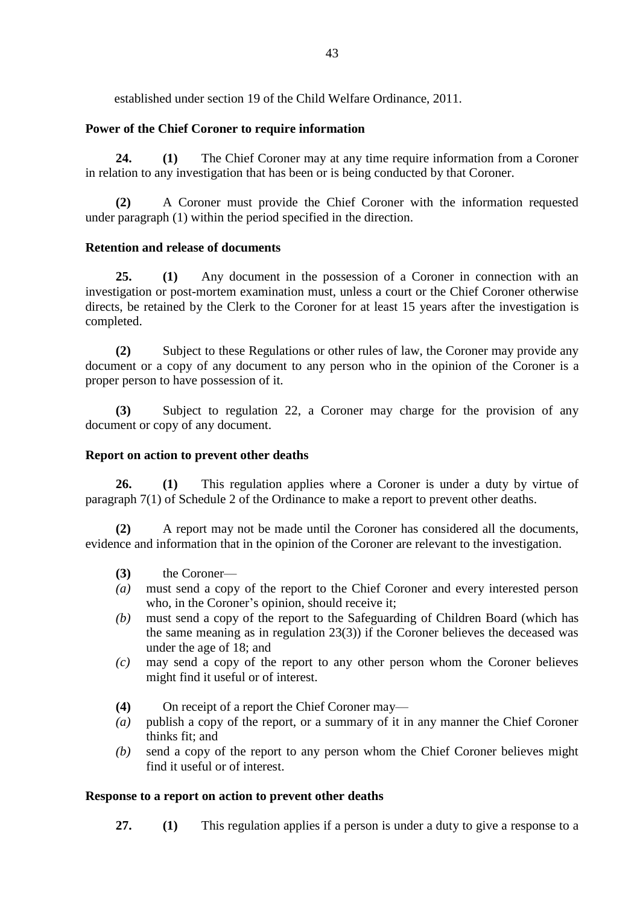established under section 19 of the Child Welfare Ordinance, 2011.

**Power of the Chief Coroner to require information**

**24.** **(1)** The Chief Coroner may at any time require information from a Coroner in relation to any investigation that has been or is being conducted by that Coroner.

**(2)** A Coroner must provide the Chief Coroner with the information requested under paragraph (1) within the period specified in the direction.

**Retention and release of documents**

**25.** **(1)** Any document in the possession of a Coroner in connection with an investigation or post-mortem examination must, unless a court or the Chief Coroner otherwise directs, be retained by the Clerk to the Coroner for at least 15 years after the investigation is completed.

**(2)** Subject to these Regulations or other rules of law, the Coroner may provide any document or a copy of any document to any person who in the opinion of the Coroner is a proper person to have possession of it.

**(3)** Subject to regulation 22, a Coroner may charge for the provision of any document or copy of any document.

**Report on action to prevent other deaths**

**26.** **(1)** This regulation applies where a Coroner is under a duty by virtue of paragraph 7(1) of Schedule 2 of the Ordinance to make a report to prevent other deaths.

**(2)** A report may not be made until the Coroner has considered all the documents, evidence and information that in the opinion of the Coroner are relevant to the investigation.

**(3)** the Coroner—

*(a)* must send a copy of the report to the Chief Coroner and every interested person who, in the Coroner's opinion, should receive it;

*(b)* must send a copy of the report to the Safeguarding of Children Board (which has the same meaning as in regulation 23(3)) if the Coroner believes the deceased was under the age of 18; and

*(c)* may send a copy of the report to any other person whom the Coroner believes might find it useful or of interest.

**(4)** On receipt of a report the Chief Coroner may—

*(a)* publish a copy of the report, or a summary of it in any manner the Chief Coroner thinks fit; and

*(b)* send a copy of the report to any person whom the Chief Coroner believes might find it useful or of interest.

**Response to a report on action to prevent other deaths**

**27.** **(1)** This regulation applies if a person is under a duty to give a response to a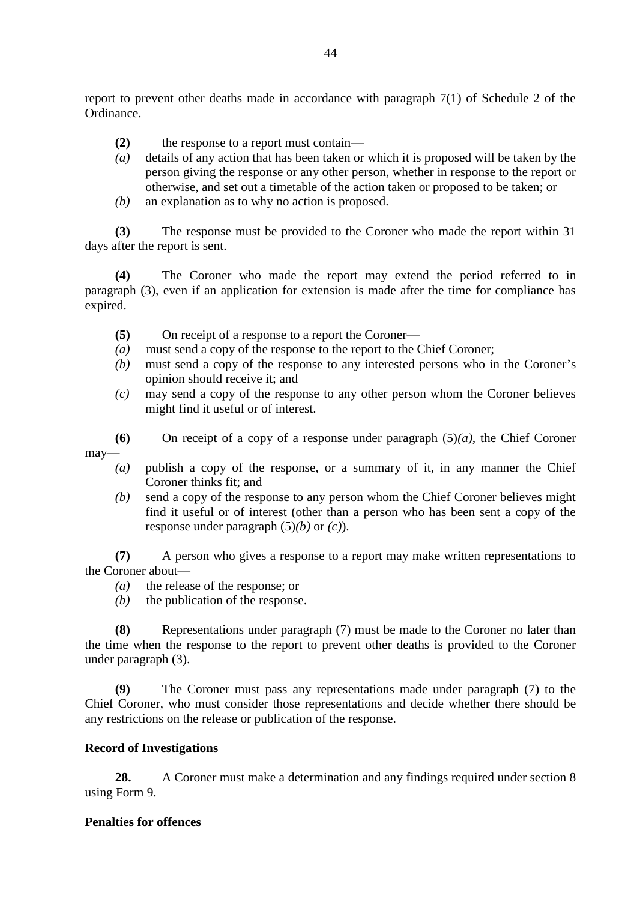report to prevent other deaths made in accordance with paragraph 7(1) of Schedule 2 of the Ordinance.

**(2)** the response to a report must contain—

*(a)* details of any action that has been taken or which it is proposed will be taken by the person giving the response or any other person, whether in response to the report or otherwise, and set out a timetable of the action taken or proposed to be taken; or

*(b)* an explanation as to why no action is proposed.

**(3)** The response must be provided to the Coroner who made the report within 31 days after the report is sent.

**(4)** The Coroner who made the report may extend the period referred to in paragraph (3), even if an application for extension is made after the time for compliance has expired.

**(5)** On receipt of a response to a report the Coroner—

*(a)* must send a copy of the response to the report to the Chief Coroner;

*(b)* must send a copy of the response to any interested persons who in the Coroner's opinion should receive it; and

*(c)* may send a copy of the response to any other person whom the Coroner believes might find it useful or of interest.

**(6)** On receipt of a copy of a response under paragraph (5)*(a)*, the Chief Coroner may—

*(a)* publish a copy of the response, or a summary of it, in any manner the Chief Coroner thinks fit; and

*(b)* send a copy of the response to any person whom the Chief Coroner believes might find it useful or of interest (other than a person who has been sent a copy of the response under paragraph (5)*(b)* or *(c)*).

**(7)** A person who gives a response to a report may make written representations to the Coroner about—

*(a)* the release of the response; or

*(b)* the publication of the response.

**(8)** Representations under paragraph (7) must be made to the Coroner no later than the time when the response to the report to prevent other deaths is provided to the Coroner under paragraph (3).

**(9)** The Coroner must pass any representations made under paragraph (7) to the Chief Coroner, who must consider those representations and decide whether there should be any restrictions on the release or publication of the response.

**Record of Investigations**

**28.** A Coroner must make a determination and any findings required under section 8 using Form 9.

**Penalties for offences**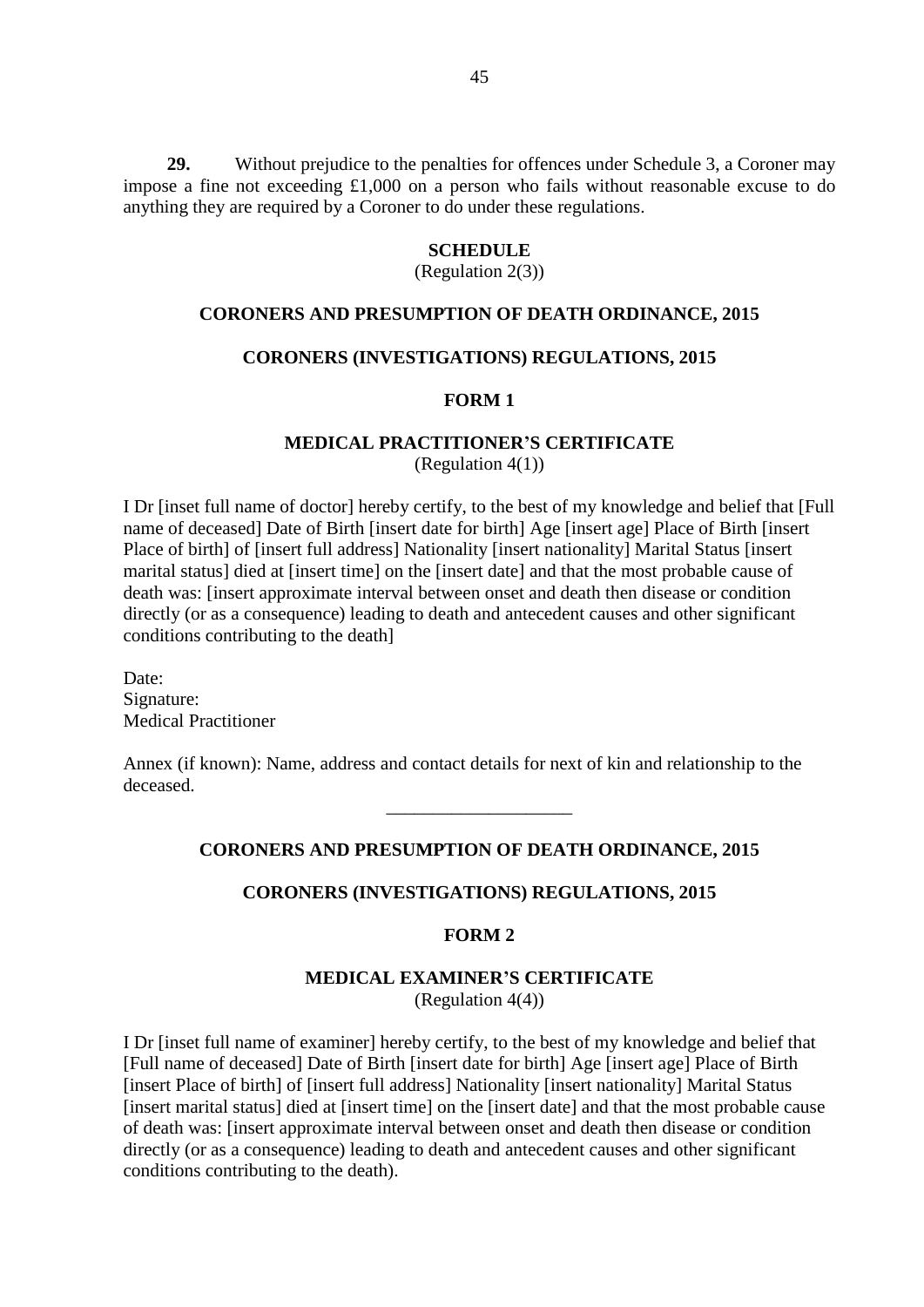**29.** Without prejudice to the penalties for offences under Schedule 3, a Coroner may impose a fine not exceeding £1,000 on a person who fails without reasonable excuse to do anything they are required by a Coroner to do under these regulations.

## SCHEDULE

(Regulation 2(3))

### CORONERS AND PRESUMPTION OF DEATH ORDINANCE, 2015

### CORONERS (INVESTIGATIONS) REGULATIONS, 2015

### FORM 1

### MEDICAL PRACTITIONER'S CERTIFICATE

(Regulation 4(1))

I Dr [inset full name of doctor] hereby certify, to the best of my knowledge and belief that [Full name of deceased] Date of Birth [insert date for birth] Age [insert age] Place of Birth [insert Place of birth] of [insert full address] Nationality [insert nationality] Marital Status [insert marital status] died at [insert time] on the [insert date] and that the most probable cause of death was: [insert approximate interval between onset and death then disease or condition directly (or as a consequence) leading to death and antecedent causes and other significant conditions contributing to the death]

Date:
Signature:
Medical Practitioner

Annex (if known): Name, address and contact details for next of kin and relationship to the deceased.

---

### CORONERS AND PRESUMPTION OF DEATH ORDINANCE, 2015

### CORONERS (INVESTIGATIONS) REGULATIONS, 2015

### FORM 2

### MEDICAL EXAMINER'S CERTIFICATE

(Regulation 4(4))

I Dr [inset full name of examiner] hereby certify, to the best of my knowledge and belief that [Full name of deceased] Date of Birth [insert date for birth] Age [insert age] Place of Birth [insert Place of birth] of [insert full address] Nationality [insert nationality] Marital Status [insert marital status] died at [insert time] on the [insert date] and that the most probable cause of death was: [insert approximate interval between onset and death then disease or condition directly (or as a consequence) leading to death and antecedent causes and other significant conditions contributing to the death).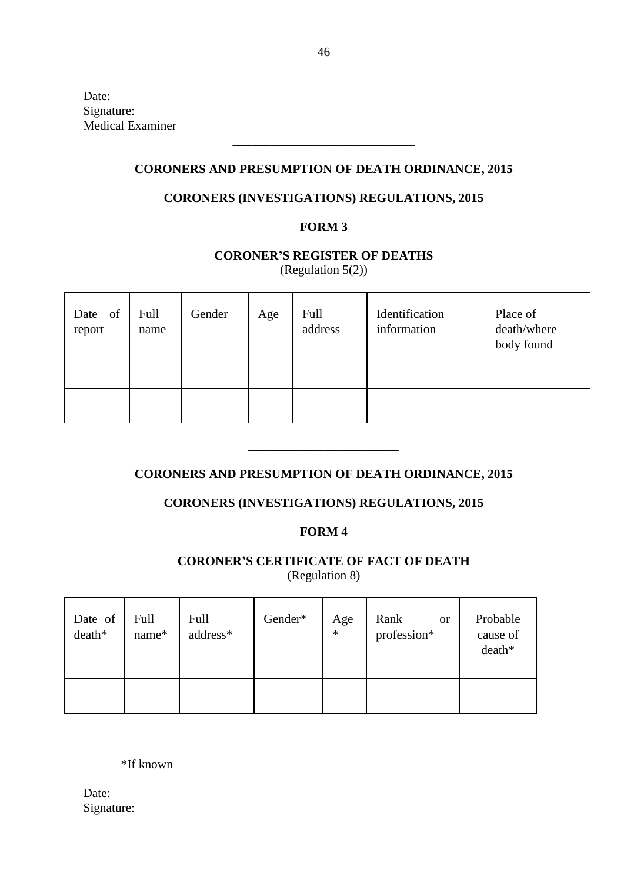Date:
Signature:
Medical Examiner

---

**CORONERS AND PRESUMPTION OF DEATH ORDINANCE, 2015**

**CORONERS (INVESTIGATIONS) REGULATIONS, 2015**

**FORM 3**

**CORONER'S REGISTER OF DEATHS**
(Regulation 5(2))

| Date of report | Full name | Gender | Age | Full address | Identification information | Place of death/where body found |
|---|---|---|---|---|---|---|
| | | | | | | |

---

**CORONERS AND PRESUMPTION OF DEATH ORDINANCE, 2015**

**CORONERS (INVESTIGATIONS) REGULATIONS, 2015**

**FORM 4**

**CORONER'S CERTIFICATE OF FACT OF DEATH**
(Regulation 8)

| Date of death* | Full name* | Full address* | Gender* | Age * | Rank or profession* | Probable cause of death* |
|---|---|---|---|---|---|---|
| | | | | | | |

*If known

Date:
Signature: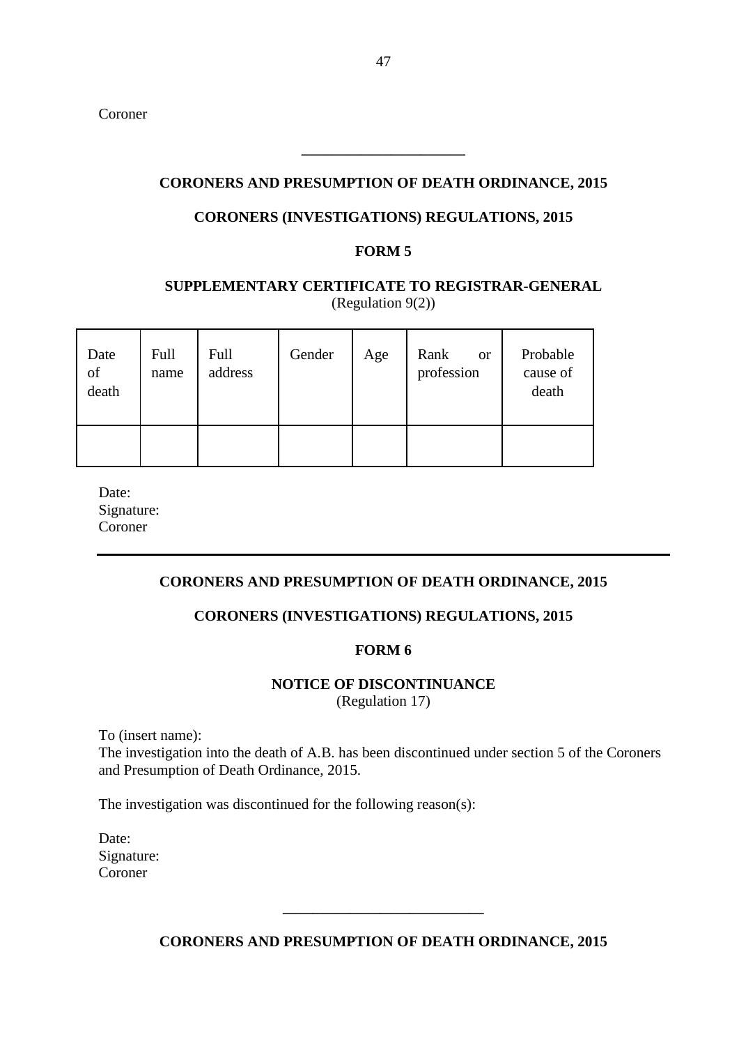Coroner

---

**CORONERS AND PRESUMPTION OF DEATH ORDINANCE, 2015**

**CORONERS (INVESTIGATIONS) REGULATIONS, 2015**

**FORM 5**

**SUPPLEMENTARY CERTIFICATE TO REGISTRAR-GENERAL**
(Regulation 9(2))

| Date of death | Full name | Full address | Gender | Age | Rank or profession | Probable cause of death |
|---|---|---|---|---|---|---|
| | | | | | | |

Date:
Signature:
Coroner

---

**CORONERS AND PRESUMPTION OF DEATH ORDINANCE, 2015**

**CORONERS (INVESTIGATIONS) REGULATIONS, 2015**

**FORM 6**

**NOTICE OF DISCONTINUANCE**
(Regulation 17)

To (insert name):
The investigation into the death of A.B. has been discontinued under section 5 of the Coroners and Presumption of Death Ordinance, 2015.

The investigation was discontinued for the following reason(s):

Date:
Signature:
Coroner

---

**CORONERS AND PRESUMPTION OF DEATH ORDINANCE, 2015**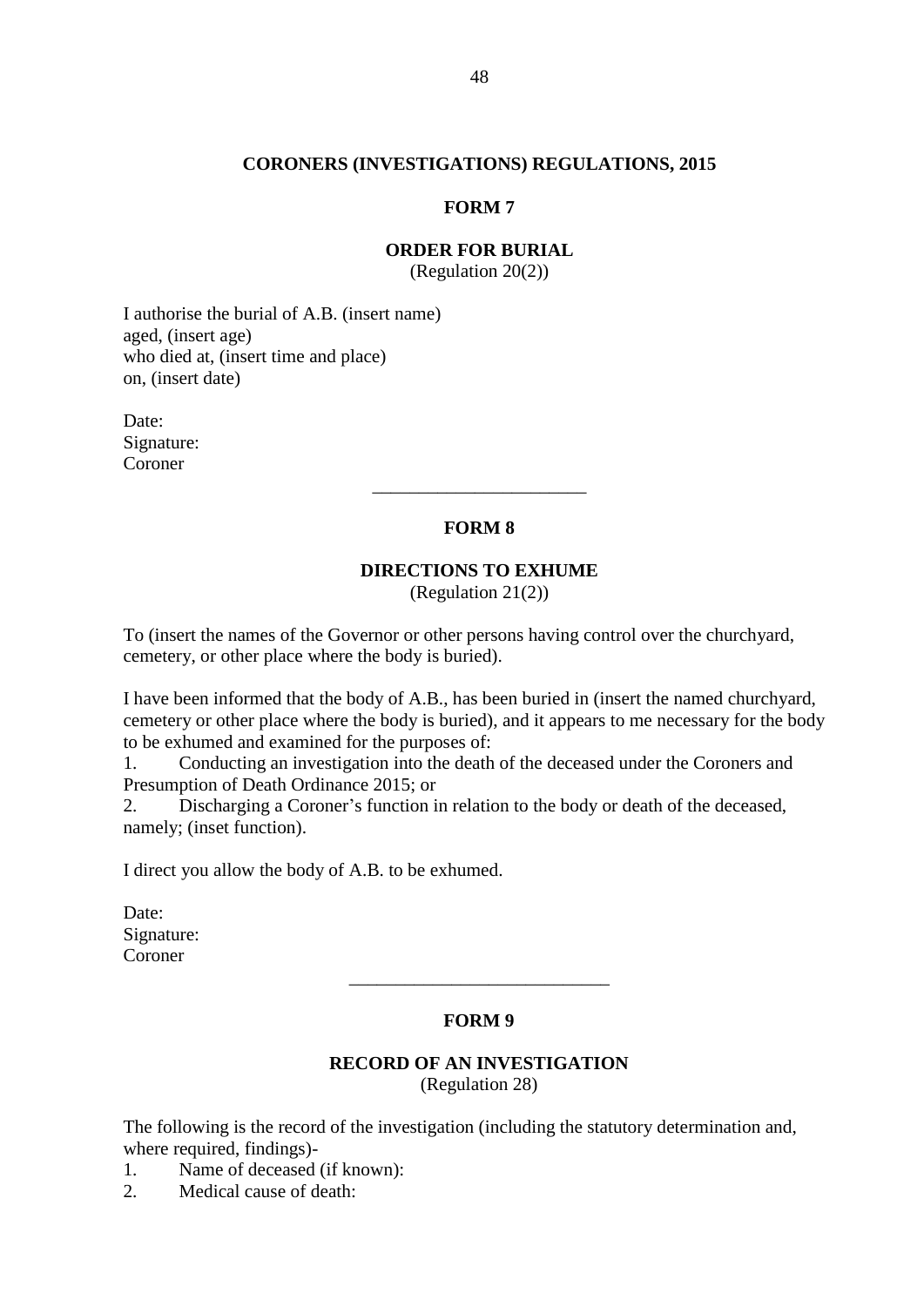**CORONERS (INVESTIGATIONS) REGULATIONS, 2015**

**FORM 7**

**ORDER FOR BURIAL**
(Regulation 20(2))

I authorise the burial of A.B. (insert name)
aged, (insert age)
who died at, (insert time and place)
on, (insert date)

Date:
Signature:
Coroner

---

**FORM 8**

**DIRECTIONS TO EXHUME**
(Regulation 21(2))

To (insert the names of the Governor or other persons having control over the churchyard, cemetery, or other place where the body is buried).

I have been informed that the body of A.B., has been buried in (insert the named churchyard, cemetery or other place where the body is buried), and it appears to me necessary for the body to be exhumed and examined for the purposes of:

1. Conducting an investigation into the death of the deceased under the Coroners and Presumption of Death Ordinance 2015; or
2. Discharging a Coroner's function in relation to the body or death of the deceased, namely; (inset function).

I direct you allow the body of A.B. to be exhumed.

Date:
Signature:
Coroner

---

**FORM 9**

**RECORD OF AN INVESTIGATION**
(Regulation 28)

The following is the record of the investigation (including the statutory determination and, where required, findings)-

1. Name of deceased (if known):
2. Medical cause of death: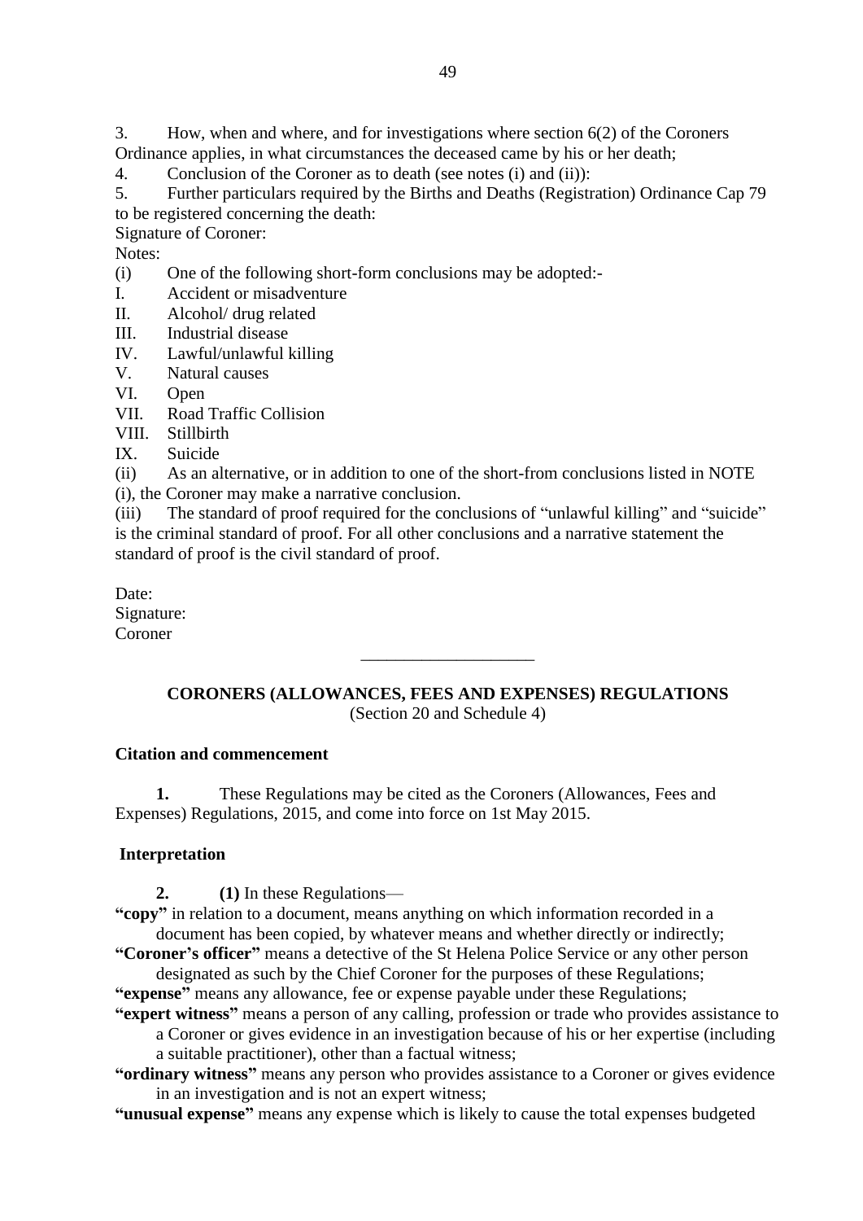3. How, when and where, and for investigations where section 6(2) of the Coroners Ordinance applies, in what circumstances the deceased came by his or her death;

4. Conclusion of the Coroner as to death (see notes (i) and (ii)):

5. Further particulars required by the Births and Deaths (Registration) Ordinance Cap 79 to be registered concerning the death:

Signature of Coroner:

Notes:

(i) One of the following short-form conclusions may be adopted:-

I. Accident or misadventure
II. Alcohol/ drug related
III. Industrial disease
IV. Lawful/unlawful killing
V. Natural causes
VI. Open
VII. Road Traffic Collision
VIII. Stillbirth
IX. Suicide

(ii) As an alternative, or in addition to one of the short-from conclusions listed in NOTE (i), the Coroner may make a narrative conclusion.

(iii) The standard of proof required for the conclusions of "unlawful killing" and "suicide" is the criminal standard of proof. For all other conclusions and a narrative statement the standard of proof is the civil standard of proof.

Date:
Signature:
Coroner

---

## CORONERS (ALLOWANCES, FEES AND EXPENSES) REGULATIONS

(Section 20 and Schedule 4)

### Citation and commencement

**1.** These Regulations may be cited as the Coroners (Allowances, Fees and Expenses) Regulations, 2015, and come into force on 1st May 2015.

### Interpretation

**2.** **(1)** In these Regulations—

**"copy"** in relation to a document, means anything on which information recorded in a document has been copied, by whatever means and whether directly or indirectly;

**"Coroner's officer"** means a detective of the St Helena Police Service or any other person designated as such by the Chief Coroner for the purposes of these Regulations;

**"expense"** means any allowance, fee or expense payable under these Regulations;

**"expert witness"** means a person of any calling, profession or trade who provides assistance to a Coroner or gives evidence in an investigation because of his or her expertise (including a suitable practitioner), other than a factual witness;

**"ordinary witness"** means any person who provides assistance to a Coroner or gives evidence in an investigation and is not an expert witness;

**"unusual expense"** means any expense which is likely to cause the total expenses budgeted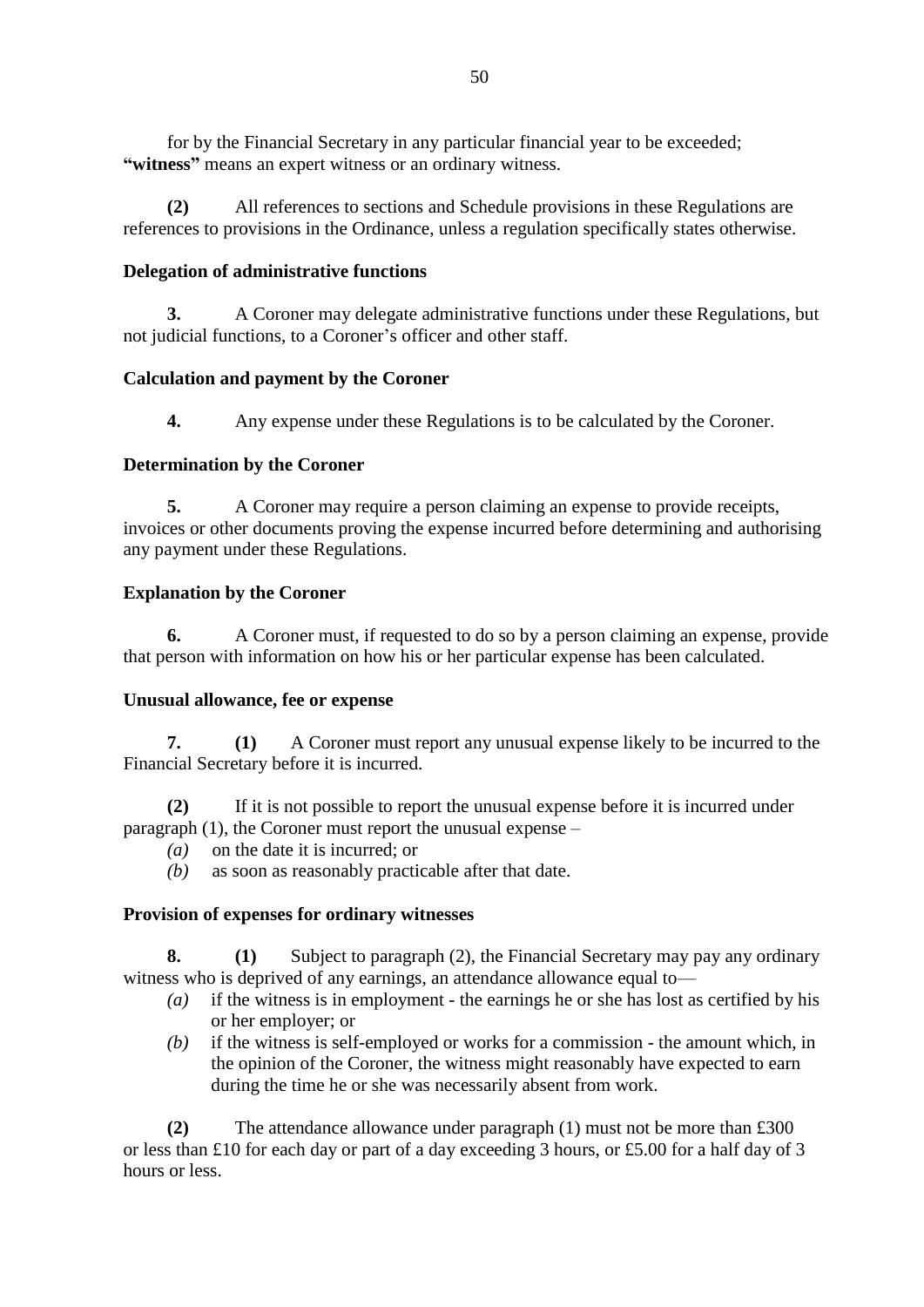for by the Financial Secretary in any particular financial year to be exceeded;
**"witness"** means an expert witness or an ordinary witness.

**(2)** All references to sections and Schedule provisions in these Regulations are references to provisions in the Ordinance, unless a regulation specifically states otherwise.

**Delegation of administrative functions**

**3.** A Coroner may delegate administrative functions under these Regulations, but not judicial functions, to a Coroner's officer and other staff.

**Calculation and payment by the Coroner**

**4.** Any expense under these Regulations is to be calculated by the Coroner.

**Determination by the Coroner**

**5.** A Coroner may require a person claiming an expense to provide receipts, invoices or other documents proving the expense incurred before determining and authorising any payment under these Regulations.

**Explanation by the Coroner**

**6.** A Coroner must, if requested to do so by a person claiming an expense, provide that person with information on how his or her particular expense has been calculated.

**Unusual allowance, fee or expense**

**7. (1)** A Coroner must report any unusual expense likely to be incurred to the Financial Secretary before it is incurred.

**(2)** If it is not possible to report the unusual expense before it is incurred under paragraph (1), the Coroner must report the unusual expense –

*(a)* on the date it is incurred; or
*(b)* as soon as reasonably practicable after that date.

**Provision of expenses for ordinary witnesses**

**8. (1)** Subject to paragraph (2), the Financial Secretary may pay any ordinary witness who is deprived of any earnings, an attendance allowance equal to—

*(a)* if the witness is in employment - the earnings he or she has lost as certified by his or her employer; or
*(b)* if the witness is self-employed or works for a commission - the amount which, in the opinion of the Coroner, the witness might reasonably have expected to earn during the time he or she was necessarily absent from work.

**(2)** The attendance allowance under paragraph (1) must not be more than £300 or less than £10 for each day or part of a day exceeding 3 hours, or £5.00 for a half day of 3 hours or less.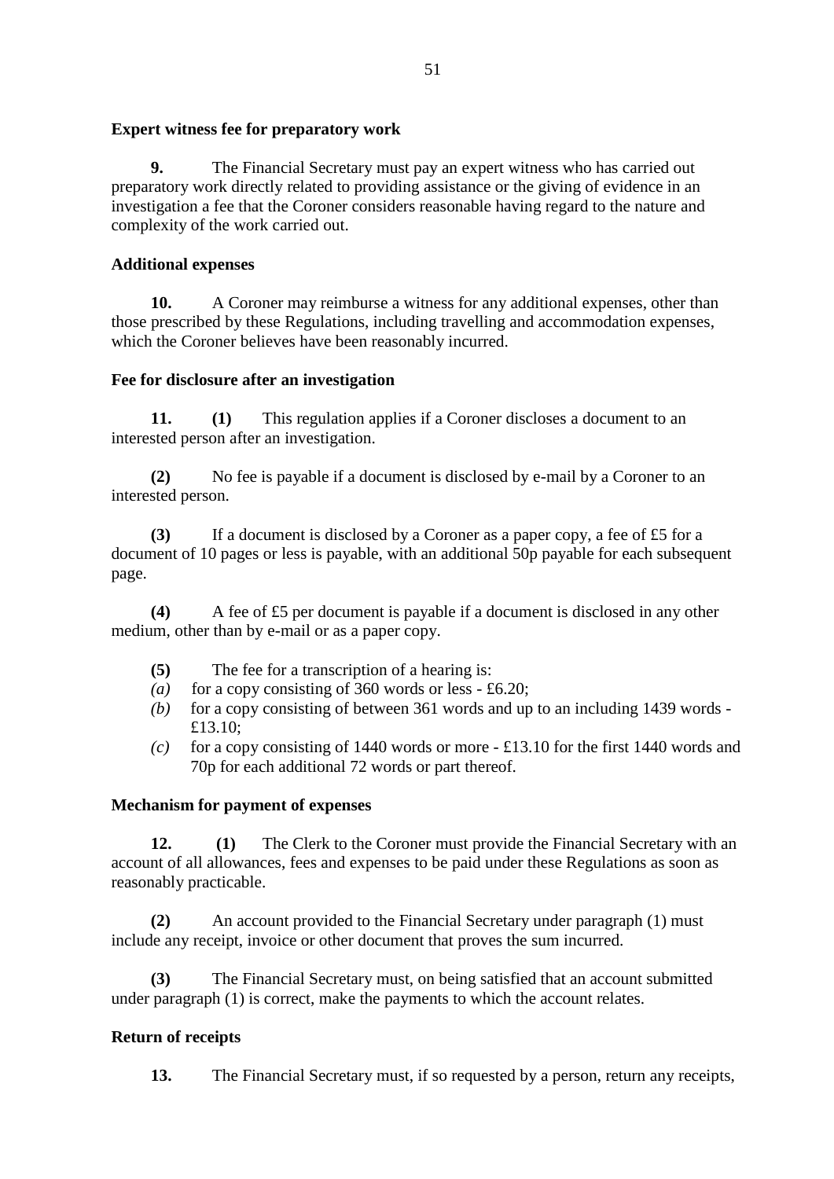**Expert witness fee for preparatory work**

**9.** The Financial Secretary must pay an expert witness who has carried out preparatory work directly related to providing assistance or the giving of evidence in an investigation a fee that the Coroner considers reasonable having regard to the nature and complexity of the work carried out.

**Additional expenses**

**10.** A Coroner may reimburse a witness for any additional expenses, other than those prescribed by these Regulations, including travelling and accommodation expenses, which the Coroner believes have been reasonably incurred.

**Fee for disclosure after an investigation**

**11. (1)** This regulation applies if a Coroner discloses a document to an interested person after an investigation.

**(2)** No fee is payable if a document is disclosed by e-mail by a Coroner to an interested person.

**(3)** If a document is disclosed by a Coroner as a paper copy, a fee of £5 for a document of 10 pages or less is payable, with an additional 50p payable for each subsequent page.

**(4)** A fee of £5 per document is payable if a document is disclosed in any other medium, other than by e-mail or as a paper copy.

**(5)** The fee for a transcription of a hearing is:

*(a)* for a copy consisting of 360 words or less - £6.20;

*(b)* for a copy consisting of between 361 words and up to an including 1439 words - £13.10;

*(c)* for a copy consisting of 1440 words or more - £13.10 for the first 1440 words and 70p for each additional 72 words or part thereof.

**Mechanism for payment of expenses**

**12. (1)** The Clerk to the Coroner must provide the Financial Secretary with an account of all allowances, fees and expenses to be paid under these Regulations as soon as reasonably practicable.

**(2)** An account provided to the Financial Secretary under paragraph (1) must include any receipt, invoice or other document that proves the sum incurred.

**(3)** The Financial Secretary must, on being satisfied that an account submitted under paragraph (1) is correct, make the payments to which the account relates.

**Return of receipts**

**13.** The Financial Secretary must, if so requested by a person, return any receipts,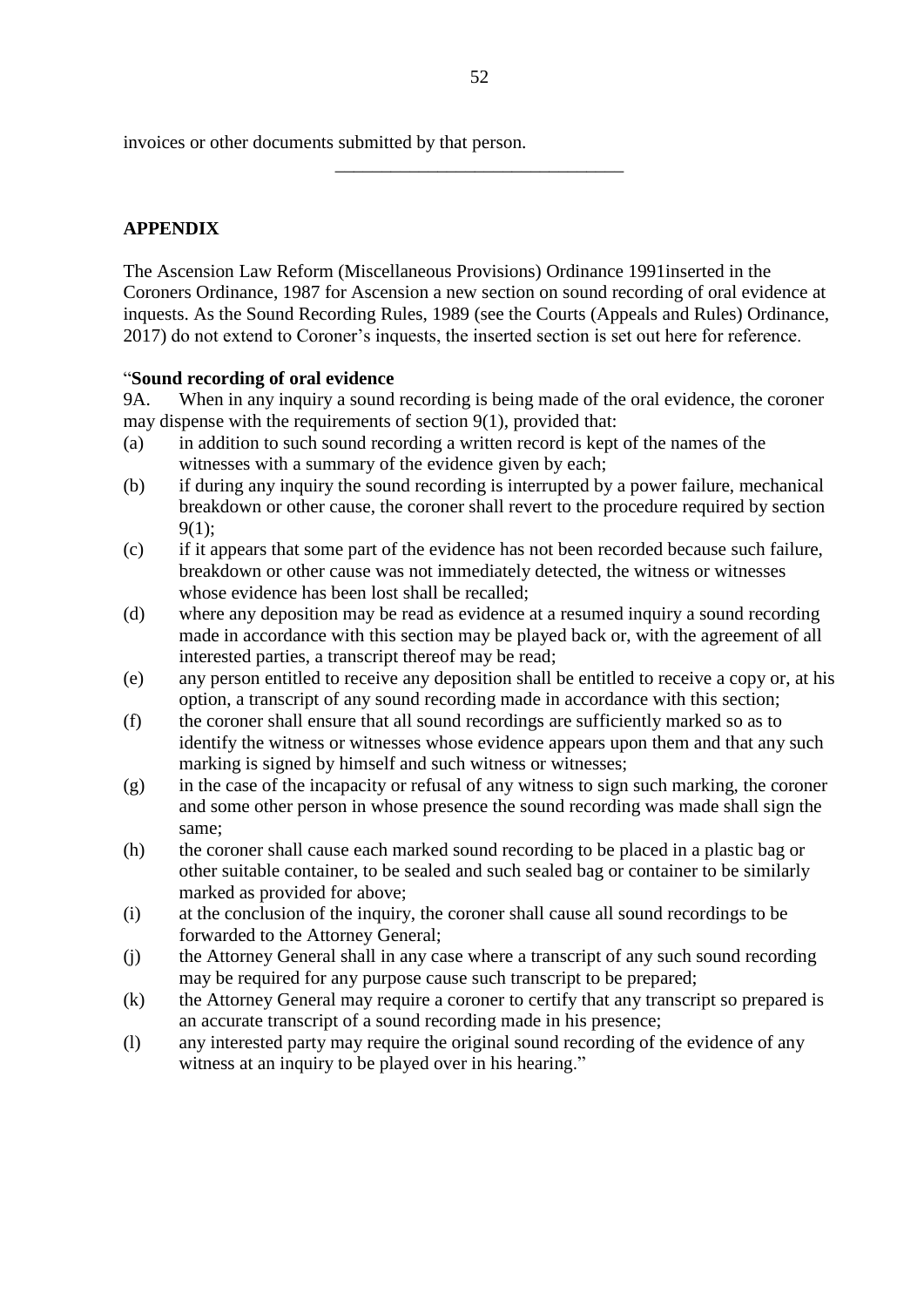invoices or other documents submitted by that person.

---

## APPENDIX

The Ascension Law Reform (Miscellaneous Provisions) Ordinance 1991inserted in the Coroners Ordinance, 1987 for Ascension a new section on sound recording of oral evidence at inquests. As the Sound Recording Rules, 1989 (see the Courts (Appeals and Rules) Ordinance, 2017) do not extend to Coroner's inquests, the inserted section is set out here for reference.

"**Sound recording of oral evidence**

9A. When in any inquiry a sound recording is being made of the oral evidence, the coroner may dispense with the requirements of section 9(1), provided that:

(a) in addition to such sound recording a written record is kept of the names of the witnesses with a summary of the evidence given by each;

(b) if during any inquiry the sound recording is interrupted by a power failure, mechanical breakdown or other cause, the coroner shall revert to the procedure required by section 9(1);

(c) if it appears that some part of the evidence has not been recorded because such failure, breakdown or other cause was not immediately detected, the witness or witnesses whose evidence has been lost shall be recalled;

(d) where any deposition may be read as evidence at a resumed inquiry a sound recording made in accordance with this section may be played back or, with the agreement of all interested parties, a transcript thereof may be read;

(e) any person entitled to receive any deposition shall be entitled to receive a copy or, at his option, a transcript of any sound recording made in accordance with this section;

(f) the coroner shall ensure that all sound recordings are sufficiently marked so as to identify the witness or witnesses whose evidence appears upon them and that any such marking is signed by himself and such witness or witnesses;

(g) in the case of the incapacity or refusal of any witness to sign such marking, the coroner and some other person in whose presence the sound recording was made shall sign the same;

(h) the coroner shall cause each marked sound recording to be placed in a plastic bag or other suitable container, to be sealed and such sealed bag or container to be similarly marked as provided for above;

(i) at the conclusion of the inquiry, the coroner shall cause all sound recordings to be forwarded to the Attorney General;

(j) the Attorney General shall in any case where a transcript of any such sound recording may be required for any purpose cause such transcript to be prepared;

(k) the Attorney General may require a coroner to certify that any transcript so prepared is an accurate transcript of a sound recording made in his presence;

(l) any interested party may require the original sound recording of the evidence of any witness at an inquiry to be played over in his hearing."